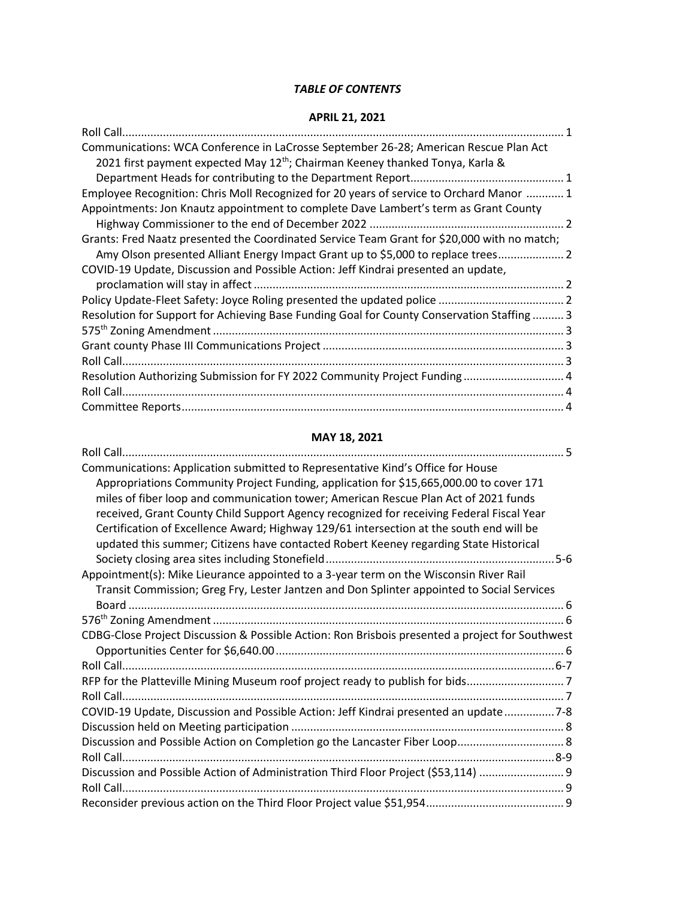***TABLE OF CONTENTS***

**APRIL 21, 2021**

| | |
|---|---|
| Roll Call | 1 |
| Communications: WCA Conference in LaCrosse September 26-28; American Rescue Plan Act 2021 first payment expected May 12th; Chairman Keeney thanked Tonya, Karla & Department Heads for contributing to the Department Report | 1 |
| Employee Recognition: Chris Moll Recognized for 20 years of service to Orchard Manor | 1 |
| Appointments: Jon Knautz appointment to complete Dave Lambert's term as Grant County Highway Commissioner to the end of December 2022 | 2 |
| Grants: Fred Naatz presented the Coordinated Service Team Grant for $20,000 with no match; Amy Olson presented Alliant Energy Impact Grant up to $5,000 to replace trees | 2 |
| COVID-19 Update, Discussion and Possible Action: Jeff Kindrai presented an update, proclamation will stay in affect | 2 |
| Policy Update-Fleet Safety: Joyce Roling presented the updated police | 2 |
| Resolution for Support for Achieving Base Funding Goal for County Conservation Staffing | 3 |
| 575th Zoning Amendment | 3 |
| Grant county Phase III Communications Project | 3 |
| Roll Call | 3 |
| Resolution Authorizing Submission for FY 2022 Community Project Funding | 4 |
| Roll Call | 4 |
| Committee Reports | 4 |

**MAY 18, 2021**

| | |
|---|---|
| Roll Call | 5 |
| Communications: Application submitted to Representative Kind's Office for House Appropriations Community Project Funding, application for $15,665,000.00 to cover 171 miles of fiber loop and communication tower; American Rescue Plan Act of 2021 funds received, Grant County Child Support Agency recognized for receiving Federal Fiscal Year Certification of Excellence Award; Highway 129/61 intersection at the south end will be updated this summer; Citizens have contacted Robert Keeney regarding State Historical Society closing area sites including Stonefield | 5-6 |
| Appointment(s): Mike Lieurance appointed to a 3-year term on the Wisconsin River Rail Transit Commission; Greg Fry, Lester Jantzen and Don Splinter appointed to Social Services Board | 6 |
| 576th Zoning Amendment | 6 |
| CDBG-Close Project Discussion & Possible Action: Ron Brisbois presented a project for Southwest Opportunities Center for $6,640.00 | 6 |
| Roll Call | 6-7 |
| RFP for the Platteville Mining Museum roof project ready to publish for bids | 7 |
| Roll Call | 7 |
| COVID-19 Update, Discussion and Possible Action: Jeff Kindrai presented an update | 7-8 |
| Discussion held on Meeting participation | 8 |
| Discussion and Possible Action on Completion go the Lancaster Fiber Loop | 8 |
| Roll Call | 8-9 |
| Discussion and Possible Action of Administration Third Floor Project ($53,114) | 9 |
| Roll Call | 9 |
| Reconsider previous action on the Third Floor Project value $51,954 | 9 |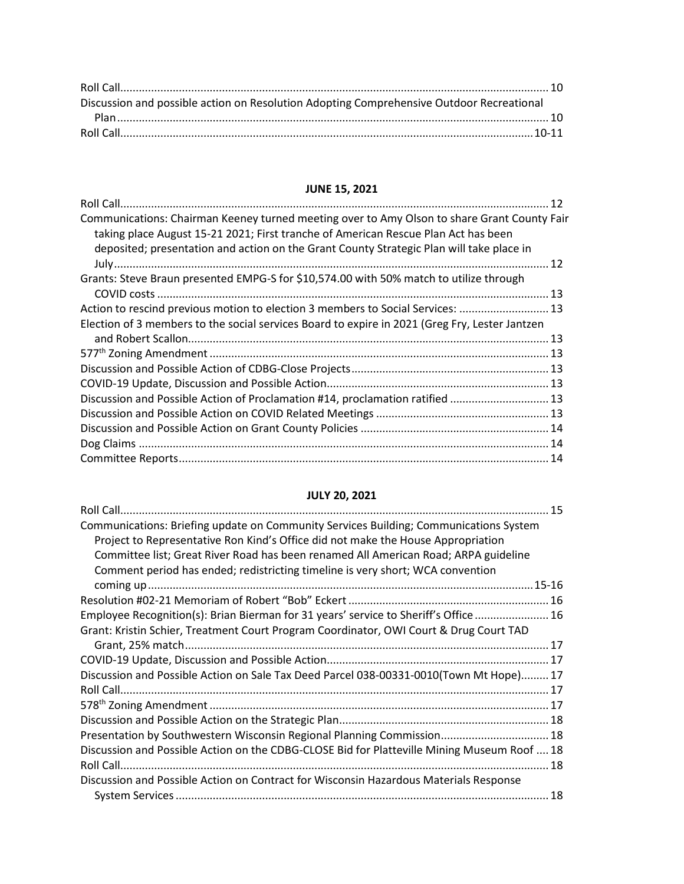Roll Call.......................................................................................................................... 10
Discussion and possible action on Resolution Adopting Comprehensive Outdoor Recreational Plan........................................................................................................................... 10
Roll Call.....................................................................................................................10-11

**JUNE 15, 2021**

Roll Call.......................................................................................................................... 12
Communications: Chairman Keeney turned meeting over to Amy Olson to share Grant County Fair taking place August 15-21 2021; First tranche of American Rescue Plan Act has been deposited; presentation and action on the Grant County Strategic Plan will take place in July........................................................................................................................... 12
Grants: Steve Braun presented EMPG-S for $10,574.00 with 50% match to utilize through COVID costs .............................................................................................................. 13
Action to rescind previous motion to election 3 members to Social Services: ............................ 13
Election of 3 members to the social services Board to expire in 2021 (Greg Fry, Lester Jantzen and Robert Scallon.................................................................................................... 13
577th Zoning Amendment ............................................................................................. 13
Discussion and Possible Action of CDBG-Close Projects................................................................ 13
COVID-19 Update, Discussion and Possible Action........................................................................ 13
Discussion and Possible Action of Proclamation #14, proclamation ratified ............................... 13
Discussion and Possible Action on COVID Related Meetings ....................................................... 13
Discussion and Possible Action on Grant County Policies ............................................................ 14
Dog Claims .................................................................................................................... 14
Committee Reports....................................................................................................... 14

**JULY 20, 2021**

Roll Call.......................................................................................................................... 15
Communications: Briefing update on Community Services Building; Communications System Project to Representative Ron Kind's Office did not make the House Appropriation Committee list; Great River Road has been renamed All American Road; ARPA guideline Comment period has ended; redistricting timeline is very short; WCA convention coming up..................................................................................................................15-16
Resolution #02-21 Memoriam of Robert "Bob" Eckert ................................................................ 16
Employee Recognition(s): Brian Bierman for 31 years' service to Sheriff's Office ....................... 16
Grant: Kristin Schier, Treatment Court Program Coordinator, OWI Court & Drug Court TAD Grant, 25% match..................................................................................................... 17
COVID-19 Update, Discussion and Possible Action....................................................................... 17
Discussion and Possible Action on Sale Tax Deed Parcel 038-00331-0010(Town Mt Hope)......... 17
Roll Call.......................................................................................................................... 17
578th Zoning Amendment ............................................................................................. 17
Discussion and Possible Action on the Strategic Plan................................................................... 18
Presentation by Southwestern Wisconsin Regional Planning Commission.................................. 18
Discussion and Possible Action on the CDBG-CLOSE Bid for Platteville Mining Museum Roof .... 18
Roll Call.......................................................................................................................... 18
Discussion and Possible Action on Contract for Wisconsin Hazardous Materials Response System Services ........................................................................................................ 18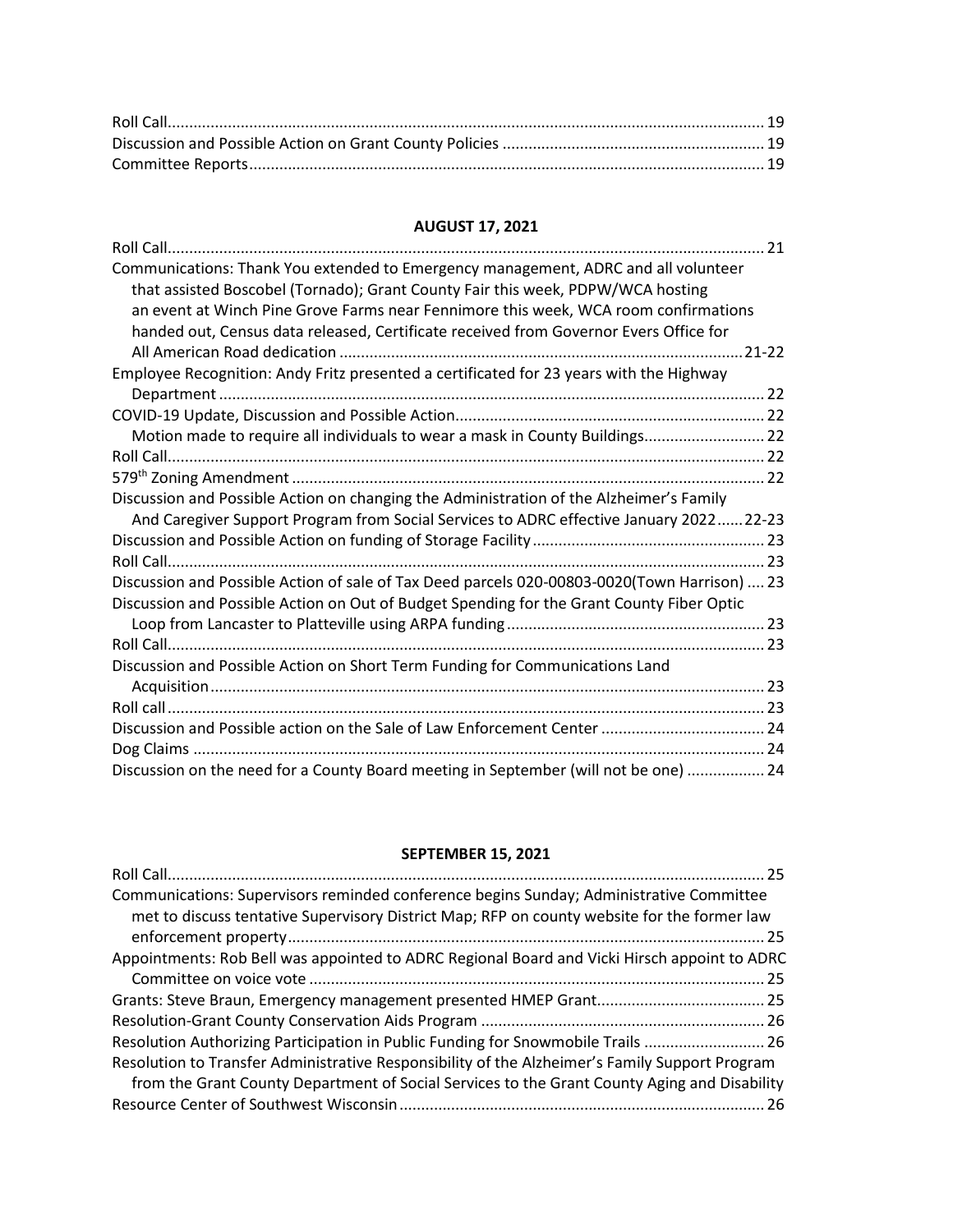Roll Call...................................................................................................................................... 19
Discussion and Possible Action on Grant County Policies ............................................................ 19
Committee Reports...................................................................................................................... 19

**AUGUST 17, 2021**

Roll Call...................................................................................................................................... 21
Communications: Thank You extended to Emergency management, ADRC and all volunteer that assisted Boscobel (Tornado); Grant County Fair this week, PDPW/WCA hosting an event at Winch Pine Grove Farms near Fennimore this week, WCA room confirmations handed out, Census data released, Certificate received from Governor Evers Office for All American Road dedication .............................................................................................21-22
Employee Recognition: Andy Fritz presented a certificate for 23 years with the Highway Department ............................................................................................................................... 22
COVID-19 Update, Discussion and Possible Action...................................................................... 22
Motion made to require all individuals to wear a mask in County Buildings........................... 22
Roll Call...................................................................................................................................... 22
579th Zoning Amendment ............................................................................................................ 22
Discussion and Possible Action on changing the Administration of the Alzheimer's Family And Caregiver Support Program from Social Services to ADRC effective January 2022......22-23
Discussion and Possible Action on funding of Storage Facility..................................................... 23
Roll Call...................................................................................................................................... 23
Discussion and Possible Action of sale of Tax Deed parcels 020-00803-0020(Town Harrison) .... 23
Discussion and Possible Action on Out of Budget Spending for the Grant County Fiber Optic Loop from Lancaster to Platteville using ARPA funding........................................................... 23
Roll Call...................................................................................................................................... 23
Discussion and Possible Action on Short Term Funding for Communications Land Acquisition................................................................................................................................ 23
Roll call ...................................................................................................................................... 23
Discussion and Possible action on the Sale of Law Enforcement Center ..................................... 24
Dog Claims .................................................................................................................................. 24
Discussion on the need for a County Board meeting in September (will not be one) ................. 24

**SEPTEMBER 15, 2021**

Roll Call...................................................................................................................................... 25
Communications: Supervisors reminded conference begins Sunday; Administrative Committee met to discuss tentative Supervisory District Map; RFP on county website for the former law enforcement property.............................................................................................................. 25
Appointments: Rob Bell was appointed to ADRC Regional Board and Vicki Hirsch appoint to ADRC Committee on voice vote ......................................................................................................... 25
Grants: Steve Braun, Emergency management presented HMEP Grant...................................... 25
Resolution-Grant County Conservation Aids Program ................................................................. 26
Resolution Authorizing Participation in Public Funding for Snowmobile Trails ............................ 26
Resolution to Transfer Administrative Responsibility of the Alzheimer's Family Support Program from the Grant County Department of Social Services to the Grant County Aging and Disability Resource Center of Southwest Wisconsin.................................................................................... 26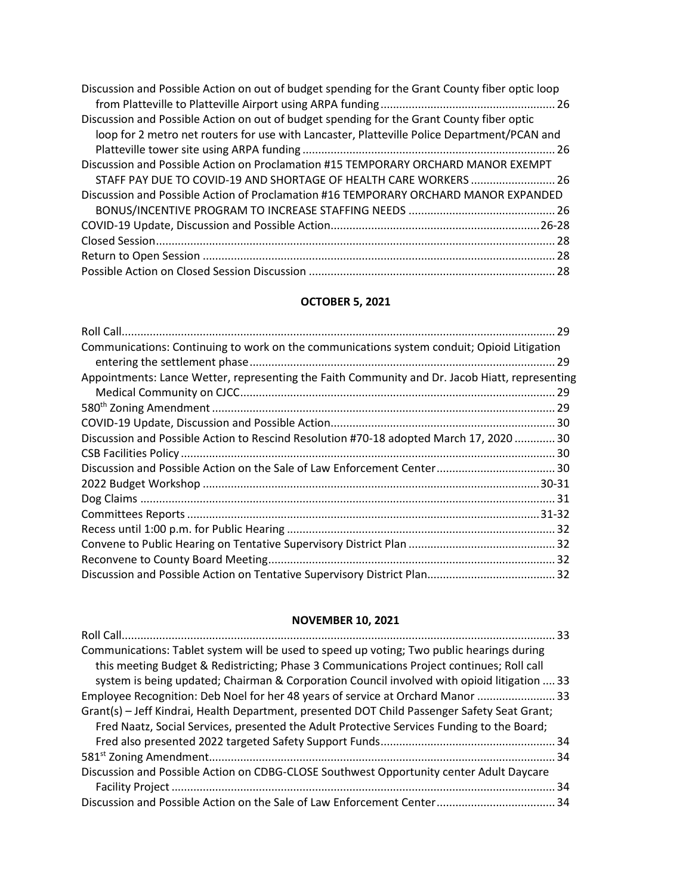Discussion and Possible Action on out of budget spending for the Grant County fiber optic loop from Platteville to Platteville Airport using ARPA funding ........................................................ 26

Discussion and Possible Action on out of budget spending for the Grant County fiber optic loop for 2 metro net routers for use with Lancaster, Platteville Police Department/PCAN and Platteville tower site using ARPA funding ................................................................................ 26

Discussion and Possible Action on Proclamation #15 TEMPORARY ORCHARD MANOR EXEMPT STAFF PAY DUE TO COVID-19 AND SHORTAGE OF HEALTH CARE WORKERS .......................... 26

Discussion and Possible Action of Proclamation #16 TEMPORARY ORCHARD MANOR EXPANDED BONUS/INCENTIVE PROGRAM TO INCREASE STAFFING NEEDS .............................................. 26

COVID-19 Update, Discussion and Possible Action.................................................................26-28

Closed Session............................................................................................................................. 28

Return to Open Session ............................................................................................................... 28

Possible Action on Closed Session Discussion ............................................................................. 28

## OCTOBER 5, 2021

Roll Call........................................................................................................................................ 29

Communications: Continuing to work on the communications system conduit; Opioid Litigation entering the settlement phase ................................................................................................ 29

Appointments: Lance Wetter, representing the Faith Community and Dr. Jacob Hiatt, representing Medical Community on CJCC.................................................................................................... 29

580th Zoning Amendment ............................................................................................................ 29

COVID-19 Update, Discussion and Possible Action....................................................................... 30

Discussion and Possible Action to Rescind Resolution #70-18 adopted March 17, 2020 ............. 30

CSB Facilities Policy ...................................................................................................................... 30

Discussion and Possible Action on the Sale of Law Enforcement Center...................................... 30

2022 Budget Workshop ..........................................................................................................30-31

Dog Claims .................................................................................................................................... 31

Committees Reports ..............................................................................................................31-32

Recess until 1:00 p.m. for Public Hearing ..................................................................................... 32

Convene to Public Hearing on Tentative Supervisory District Plan .............................................. 32

Reconvene to County Board Meeting........................................................................................... 32

Discussion and Possible Action on Tentative Supervisory District Plan......................................... 32

## NOVEMBER 10, 2021

Roll Call........................................................................................................................................ 33

Communications: Tablet system will be used to speed up voting; Two public hearings during this meeting Budget & Redistricting; Phase 3 Communications Project continues; Roll call system is being updated; Chairman & Corporation Council involved with opioid litigation .... 33

Employee Recognition: Deb Noel for her 48 years of service at Orchard Manor ......................... 33

Grant(s) – Jeff Kindrai, Health Department, presented DOT Child Passenger Safety Seat Grant; Fred Naatz, Social Services, presented the Adult Protective Services Funding to the Board; Fred also presented 2022 targeted Safety Support Funds........................................................ 34

581st Zoning Amendment.............................................................................................................. 34

Discussion and Possible Action on CDBG-CLOSE Southwest Opportunity center Adult Daycare Facility Project ............................................................................................................................ 34

Discussion and Possible Action on the Sale of Law Enforcement Center...................................... 34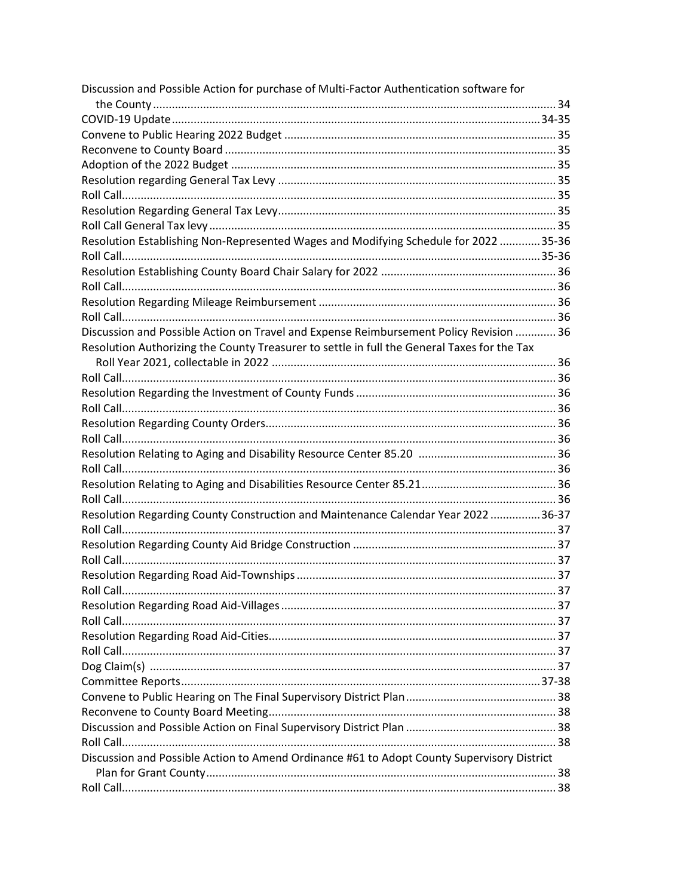Discussion and Possible Action for purchase of Multi-Factor Authentication software for the County ............................................................................................................... 34
COVID-19 Update ..................................................................................................... 34-35
Convene to Public Hearing 2022 Budget ..................................................................... 35
Reconvene to County Board ........................................................................................ 35
Adoption of the 2022 Budget ....................................................................................... 35
Resolution regarding General Tax Levy ....................................................................... 35
Roll Call......................................................................................................................... 35
Resolution Regarding General Tax Levy........................................................................ 35
Roll Call General Tax levy ............................................................................................. 35
Resolution Establishing Non-Represented Wages and Modifying Schedule for 2022 ............ 35-36
Roll Call..................................................................................................................... 35-36
Resolution Establishing County Board Chair Salary for 2022 ........................................ 36
Roll Call......................................................................................................................... 36
Resolution Regarding Mileage Reimbursement ........................................................... 36
Roll Call......................................................................................................................... 36
Discussion and Possible Action on Travel and Expense Reimbursement Policy Revision ............ 36
Resolution Authorizing the County Treasurer to settle in full the General Taxes for the Tax Roll Year 2021, collectable in 2022 .......................................................................... 36
Roll Call......................................................................................................................... 36
Resolution Regarding the Investment of County Funds ............................................... 36
Roll Call......................................................................................................................... 36
Resolution Regarding County Orders............................................................................ 36
Roll Call......................................................................................................................... 36
Resolution Relating to Aging and Disability Resource Center 85.20 ............................ 36
Roll Call......................................................................................................................... 36
Resolution Relating to Aging and Disabilities Resource Center 85.21........................... 36
Roll Call......................................................................................................................... 36
Resolution Regarding County Construction and Maintenance Calendar Year 2022 ................ 36-37
Roll Call......................................................................................................................... 37
Resolution Regarding County Aid Bridge Construction ................................................ 37
Roll Call......................................................................................................................... 37
Resolution Regarding Road Aid-Townships .................................................................. 37
Roll Call......................................................................................................................... 37
Resolution Regarding Road Aid-Villages ....................................................................... 37
Roll Call......................................................................................................................... 37
Resolution Regarding Road Aid-Cities........................................................................... 37
Roll Call......................................................................................................................... 37
Dog Claim(s) ................................................................................................................ 37
Committee Reports.................................................................................................. 37-38
Convene to Public Hearing on The Final Supervisory District Plan ................................ 38
Reconvene to County Board Meeting........................................................................... 38
Discussion and Possible Action on Final Supervisory District Plan ................................ 38
Roll Call......................................................................................................................... 38
Discussion and Possible Action to Amend Ordinance #61 to Adopt County Supervisory District Plan for Grant County................................................................................................ 38
Roll Call......................................................................................................................... 38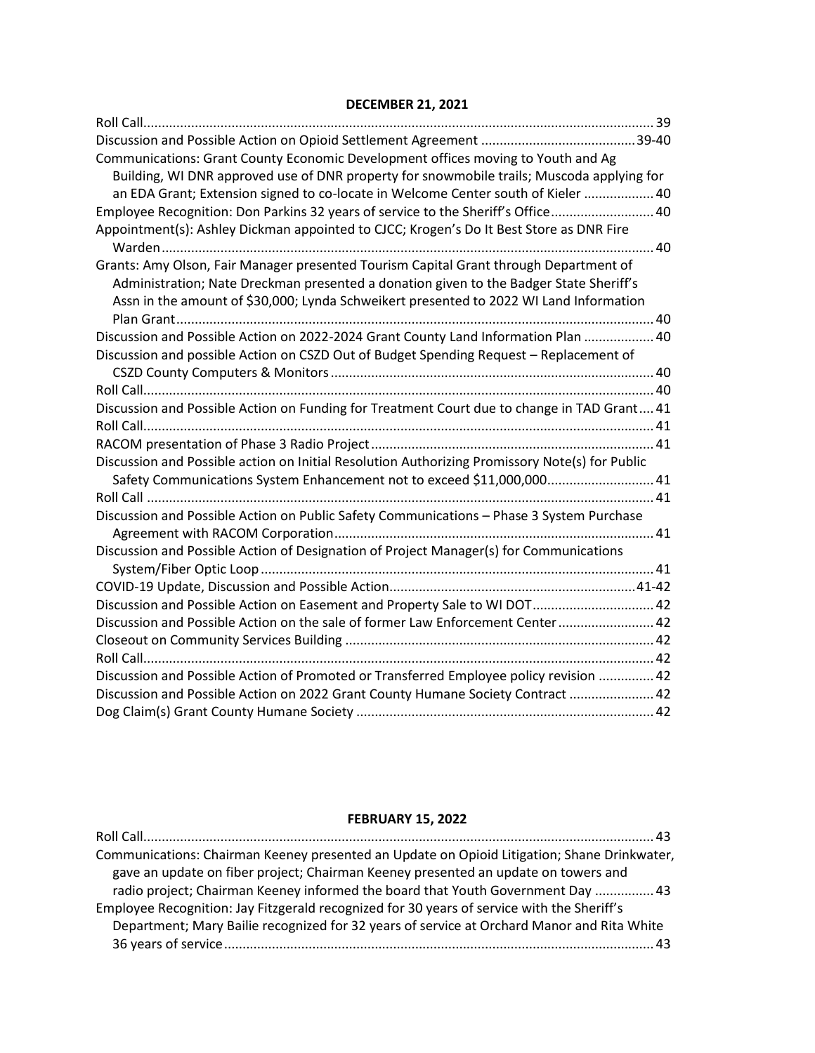**DECEMBER 21, 2021**

Roll Call........................................................................................................................... 39
Discussion and Possible Action on Opioid Settlement Agreement ..........................................39-40
Communications: Grant County Economic Development offices moving to Youth and Ag Building, WI DNR approved use of DNR property for snowmobile trails; Muscoda applying for an EDA Grant; Extension signed to co-locate in Welcome Center south of Kieler .................. 40
Employee Recognition: Don Parkins 32 years of service to the Sheriff's Office........................... 40
Appointment(s): Ashley Dickman appointed to CJCC; Krogen's Do It Best Store as DNR Fire Warden..................................................................................................................... 40
Grants: Amy Olson, Fair Manager presented Tourism Capital Grant through Department of Administration; Nate Dreckman presented a donation given to the Badger State Sheriff's Assn in the amount of $30,000; Lynda Schweikert presented to 2022 WI Land Information Plan Grant................................................................................................................. 40
Discussion and Possible Action on 2022-2024 Grant County Land Information Plan .................. 40
Discussion and possible Action on CSZD Out of Budget Spending Request – Replacement of CSZD County Computers & Monitors....................................................................... 40
Roll Call........................................................................................................................... 40
Discussion and Possible Action on Funding for Treatment Court due to change in TAD Grant.... 41
Roll Call........................................................................................................................... 41
RACOM presentation of Phase 3 Radio Project............................................................................ 41
Discussion and Possible action on Initial Resolution Authorizing Promissory Note(s) for Public Safety Communications System Enhancement not to exceed $11,000,000............................ 41
Roll Call ........................................................................................................................... 41
Discussion and Possible Action on Public Safety Communications – Phase 3 System Purchase Agreement with RACOM Corporation...................................................................... 41
Discussion and Possible Action of Designation of Project Manager(s) for Communications System/Fiber Optic Loop.......................................................................................... 41
COVID-19 Update, Discussion and Possible Action...................................................................41-42
Discussion and Possible Action on Easement and Property Sale to WI DOT................................ 42
Discussion and Possible Action on the sale of former Law Enforcement Center......................... 42
Closeout on Community Services Building ................................................................................... 42
Roll Call........................................................................................................................... 42
Discussion and Possible Action of Promoted or Transferred Employee policy revision ............... 42
Discussion and Possible Action on 2022 Grant County Humane Society Contract ....................... 42
Dog Claim(s) Grant County Humane Society ................................................................................ 42

**FEBRUARY 15, 2022**

Roll Call........................................................................................................................... 43
Communications: Chairman Keeney presented an Update on Opioid Litigation; Shane Drinkwater, gave an update on fiber project; Chairman Keeney presented an update on towers and radio project; Chairman Keeney informed the board that Youth Government Day ................ 43
Employee Recognition: Jay Fitzgerald recognized for 30 years of service with the Sheriff's Department; Mary Bailie recognized for 32 years of service at Orchard Manor and Rita White 36 years of service.................................................................................................... 43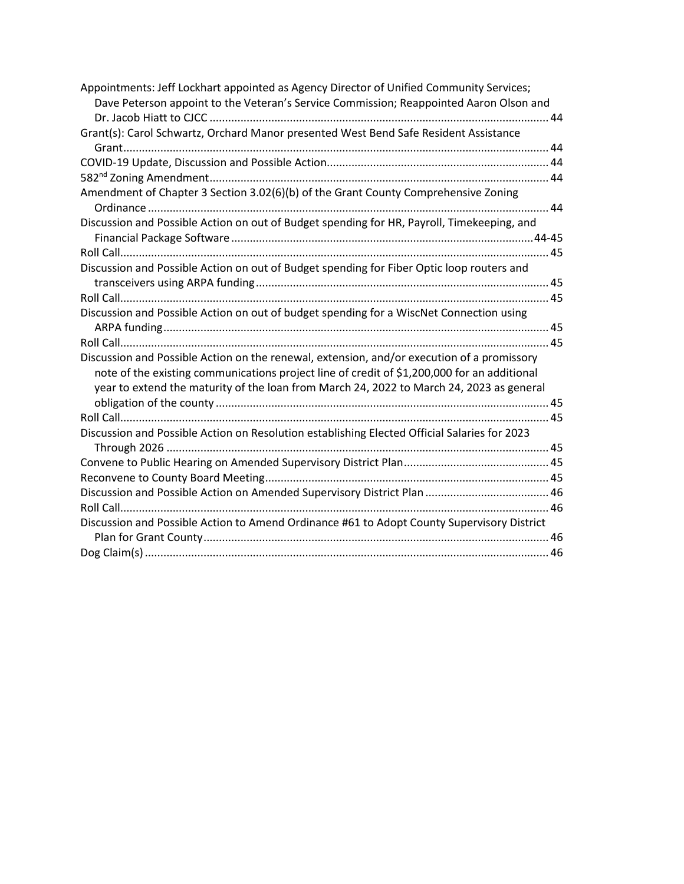Appointments: Jeff Lockhart appointed as Agency Director of Unified Community Services; Dave Peterson appoint to the Veteran's Service Commission; Reappointed Aaron Olson and Dr. Jacob Hiatt to CJCC ............................................................................................................ 44

Grant(s): Carol Schwartz, Orchard Manor presented West Bend Safe Resident Assistance Grant ........................................................................................................................ 44

COVID-19 Update, Discussion and Possible Action ....................................................................... 44

582nd Zoning Amendment ............................................................................................................ 44

Amendment of Chapter 3 Section 3.02(6)(b) of the Grant County Comprehensive Zoning Ordinance ................................................................................................................................ 44

Discussion and Possible Action on out of Budget spending for HR, Payroll, Timekeeping, and Financial Package Software ................................................................................................ 44-45

Roll Call ......................................................................................................................................... 45

Discussion and Possible Action on out of Budget spending for Fiber Optic loop routers and transceivers using ARPA funding ............................................................................................. 45

Roll Call ......................................................................................................................................... 45

Discussion and Possible Action on out of budget spending for a WiscNet Connection using ARPA funding ............................................................................................................................ 45

Roll Call ......................................................................................................................................... 45

Discussion and Possible Action on the renewal, extension, and/or execution of a promissory note of the existing communications project line of credit of $1,200,000 for an additional year to extend the maturity of the loan from March 24, 2022 to March 24, 2023 as general obligation of the county .......................................................................................................... 45

Roll Call ......................................................................................................................................... 45

Discussion and Possible Action on Resolution establishing Elected Official Salaries for 2023 Through 2026 .......................................................................................................................... 45

Convene to Public Hearing on Amended Supervisory District Plan .............................................. 45

Reconvene to County Board Meeting ........................................................................................... 45

Discussion and Possible Action on Amended Supervisory District Plan ........................................ 46

Roll Call ......................................................................................................................................... 46

Discussion and Possible Action to Amend Ordinance #61 to Adopt County Supervisory District Plan for Grant County .............................................................................................................. 46

Dog Claim(s) ................................................................................................................................. 46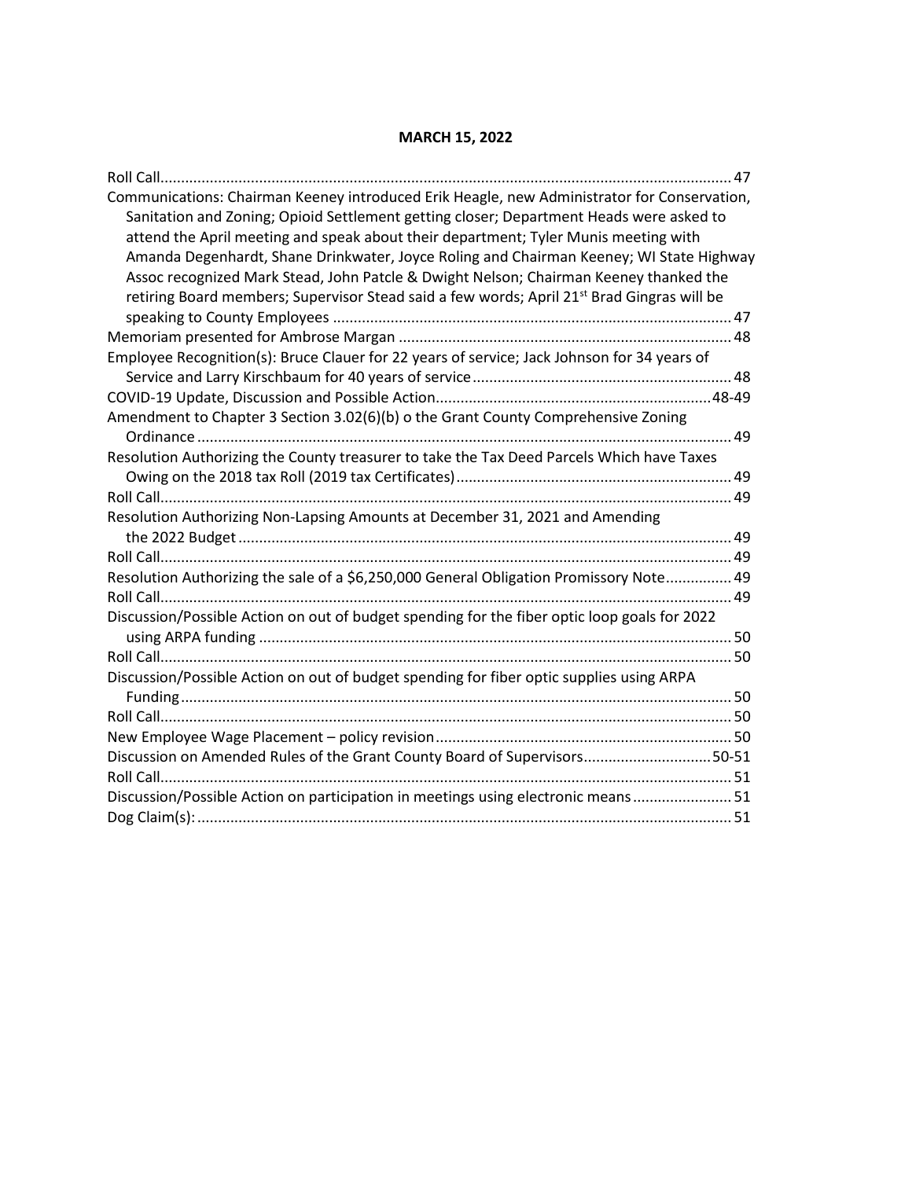**MARCH 15, 2022**

Roll Call........................................................................................................................................ 47

Communications: Chairman Keeney introduced Erik Heagle, new Administrator for Conservation, Sanitation and Zoning; Opioid Settlement getting closer; Department Heads were asked to attend the April meeting and speak about their department; Tyler Munis meeting with Amanda Degenhardt, Shane Drinkwater, Joyce Roling and Chairman Keeney; WI State Highway Assoc recognized Mark Stead, John Patcle & Dwight Nelson; Chairman Keeney thanked the retiring Board members; Supervisor Stead said a few words; April 21st Brad Gingras will be speaking to County Employees ............................................................................................... 47

Memoriam presented for Ambrose Margan ................................................................................ 48

Employee Recognition(s): Bruce Clauer for 22 years of service; Jack Johnson for 34 years of Service and Larry Kirschbaum for 40 years of service .............................................................. 48

COVID-19 Update, Discussion and Possible Action.................................................................. 48-49

Amendment to Chapter 3 Section 3.02(6)(b) o the Grant County Comprehensive Zoning Ordinance ................................................................................................................................ 49

Resolution Authorizing the County treasurer to take the Tax Deed Parcels Which have Taxes Owing on the 2018 tax Roll (2019 tax Certificates).................................................................. 49

Roll Call........................................................................................................................................ 49

Resolution Authorizing Non-Lapsing Amounts at December 31, 2021 and Amending the 2022 Budget ...................................................................................................................... 49

Roll Call........................................................................................................................................ 49

Resolution Authorizing the sale of a $6,250,000 General Obligation Promissory Note................ 49

Roll Call........................................................................................................................................ 49

Discussion/Possible Action on out of budget spending for the fiber optic loop goals for 2022 using ARPA funding ................................................................................................................. 50

Roll Call........................................................................................................................................ 50

Discussion/Possible Action on out of budget spending for fiber optic supplies using ARPA Funding.................................................................................................................................... 50

Roll Call........................................................................................................................................ 50

New Employee Wage Placement – policy revision....................................................................... 50

Discussion on Amended Rules of the Grant County Board of Supervisors............................... 50-51

Roll Call........................................................................................................................................ 51

Discussion/Possible Action on participation in meetings using electronic means........................ 51

Dog Claim(s):................................................................................................................................ 51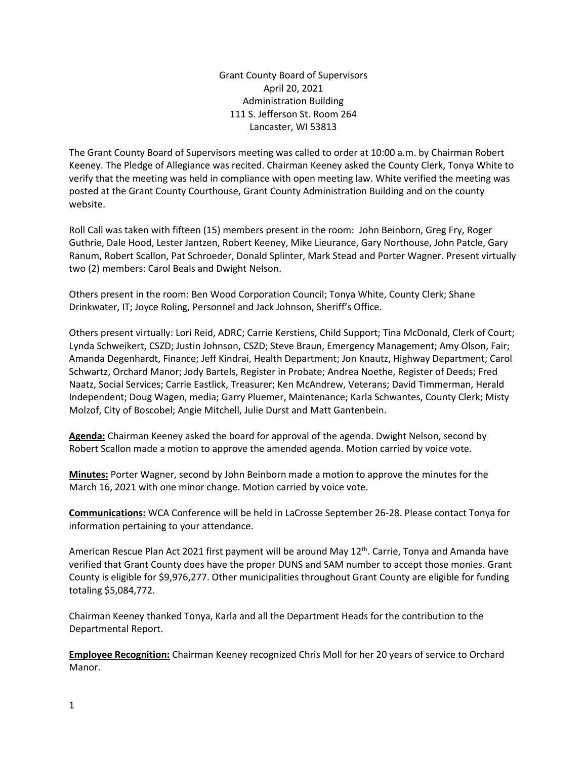Grant County Board of Supervisors
April 20, 2021
Administration Building
111 S. Jefferson St. Room 264
Lancaster, WI 53813

The Grant County Board of Supervisors meeting was called to order at 10:00 a.m. by Chairman Robert Keeney. The Pledge of Allegiance was recited. Chairman Keeney asked the County Clerk, Tonya White to verify that the meeting was held in compliance with open meeting law. White verified the meeting was posted at the Grant County Courthouse, Grant County Administration Building and on the county website.

Roll Call was taken with fifteen (15) members present in the room: John Beinborn, Greg Fry, Roger Guthrie, Dale Hood, Lester Jantzen, Robert Keeney, Mike Lieurance, Gary Northouse, John Patcle, Gary Ranum, Robert Scallon, Pat Schroeder, Donald Splinter, Mark Stead and Porter Wagner. Present virtually two (2) members: Carol Beals and Dwight Nelson.

Others present in the room: Ben Wood Corporation Council; Tonya White, County Clerk; Shane Drinkwater, IT; Joyce Roling, Personnel and Jack Johnson, Sheriff's Office.

Others present virtually: Lori Reid, ADRC; Carrie Kerstiens, Child Support; Tina McDonald, Clerk of Court; Lynda Schweikert, CSZD; Justin Johnson, CSZD; Steve Braun, Emergency Management; Amy Olson, Fair; Amanda Degenhardt, Finance; Jeff Kindrai, Health Department; Jon Knautz, Highway Department; Carol Schwartz, Orchard Manor; Jody Bartels, Register in Probate; Andrea Noethe, Register of Deeds; Fred Naatz, Social Services; Carrie Eastlick, Treasurer; Ken McAndrew, Veterans; David Timmerman, Herald Independent; Doug Wagen, media; Garry Pluemer, Maintenance; Karla Schwantes, County Clerk; Misty Molzof, City of Boscobel; Angie Mitchell, Julie Durst and Matt Gantenbein.

**Agenda:** Chairman Keeney asked the board for approval of the agenda. Dwight Nelson, second by Robert Scallon made a motion to approve the amended agenda. Motion carried by voice vote.

**Minutes:** Porter Wagner, second by John Beinborn made a motion to approve the minutes for the March 16, 2021 with one minor change. Motion carried by voice vote.

**Communications:** WCA Conference will be held in LaCrosse September 26-28. Please contact Tonya for information pertaining to your attendance.

American Rescue Plan Act 2021 first payment will be around May 12th. Carrie, Tonya and Amanda have verified that Grant County does have the proper DUNS and SAM number to accept those monies. Grant County is eligible for $9,976,277. Other municipalities throughout Grant County are eligible for funding totaling $5,084,772.

Chairman Keeney thanked Tonya, Karla and all the Department Heads for the contribution to the Departmental Report.

**Employee Recognition:** Chairman Keeney recognized Chris Moll for her 20 years of service to Orchard Manor.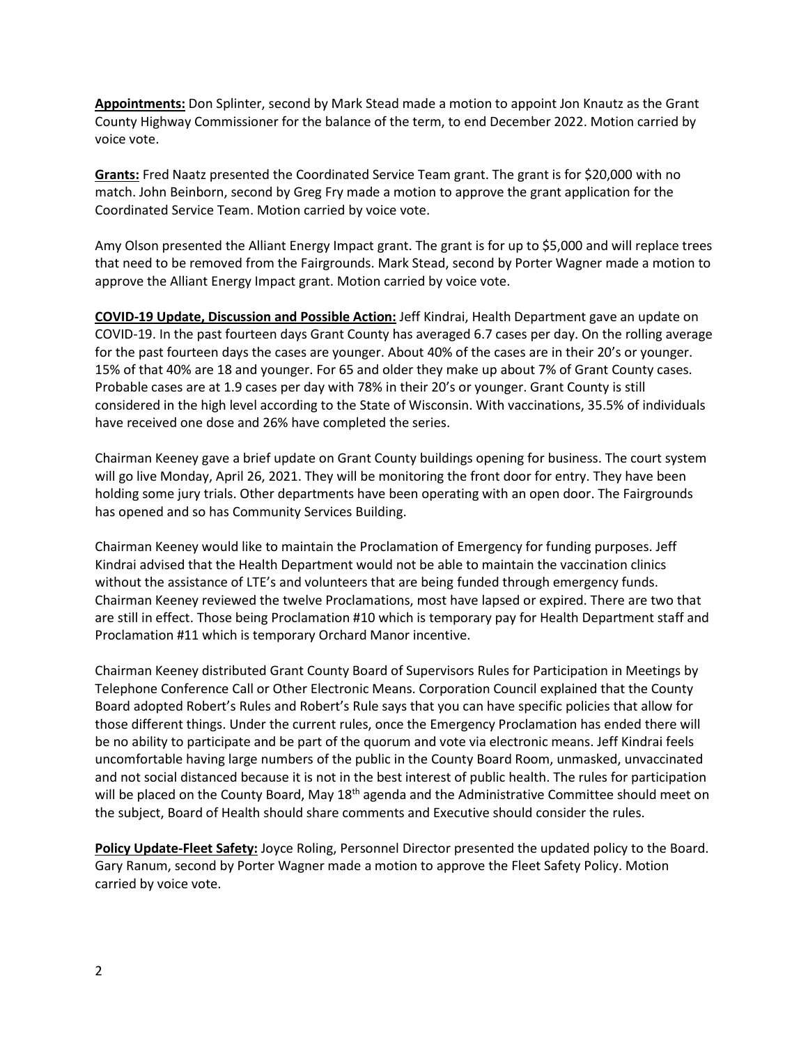**Appointments:** Don Splinter, second by Mark Stead made a motion to appoint Jon Knautz as the Grant County Highway Commissioner for the balance of the term, to end December 2022. Motion carried by voice vote.

**Grants:** Fred Naatz presented the Coordinated Service Team grant. The grant is for $20,000 with no match. John Beinborn, second by Greg Fry made a motion to approve the grant application for the Coordinated Service Team. Motion carried by voice vote.

Amy Olson presented the Alliant Energy Impact grant. The grant is for up to $5,000 and will replace trees that need to be removed from the Fairgrounds. Mark Stead, second by Porter Wagner made a motion to approve the Alliant Energy Impact grant. Motion carried by voice vote.

**COVID-19 Update, Discussion and Possible Action:** Jeff Kindrai, Health Department gave an update on COVID-19. In the past fourteen days Grant County has averaged 6.7 cases per day. On the rolling average for the past fourteen days the cases are younger. About 40% of the cases are in their 20's or younger. 15% of that 40% are 18 and younger. For 65 and older they make up about 7% of Grant County cases. Probable cases are at 1.9 cases per day with 78% in their 20's or younger. Grant County is still considered in the high level according to the State of Wisconsin. With vaccinations, 35.5% of individuals have received one dose and 26% have completed the series.

Chairman Keeney gave a brief update on Grant County buildings opening for business. The court system will go live Monday, April 26, 2021. They will be monitoring the front door for entry. They have been holding some jury trials. Other departments have been operating with an open door. The Fairgrounds has opened and so has Community Services Building.

Chairman Keeney would like to maintain the Proclamation of Emergency for funding purposes. Jeff Kindrai advised that the Health Department would not be able to maintain the vaccination clinics without the assistance of LTE's and volunteers that are being funded through emergency funds. Chairman Keeney reviewed the twelve Proclamations, most have lapsed or expired. There are two that are still in effect. Those being Proclamation #10 which is temporary pay for Health Department staff and Proclamation #11 which is temporary Orchard Manor incentive.

Chairman Keeney distributed Grant County Board of Supervisors Rules for Participation in Meetings by Telephone Conference Call or Other Electronic Means. Corporation Council explained that the County Board adopted Robert's Rules and Robert's Rule says that you can have specific policies that allow for those different things. Under the current rules, once the Emergency Proclamation has ended there will be no ability to participate and be part of the quorum and vote via electronic means. Jeff Kindrai feels uncomfortable having large numbers of the public in the County Board Room, unmasked, unvaccinated and not social distanced because it is not in the best interest of public health. The rules for participation will be placed on the County Board, May 18th agenda and the Administrative Committee should meet on the subject, Board of Health should share comments and Executive should consider the rules.

**Policy Update-Fleet Safety:** Joyce Roling, Personnel Director presented the updated policy to the Board. Gary Ranum, second by Porter Wagner made a motion to approve the Fleet Safety Policy. Motion carried by voice vote.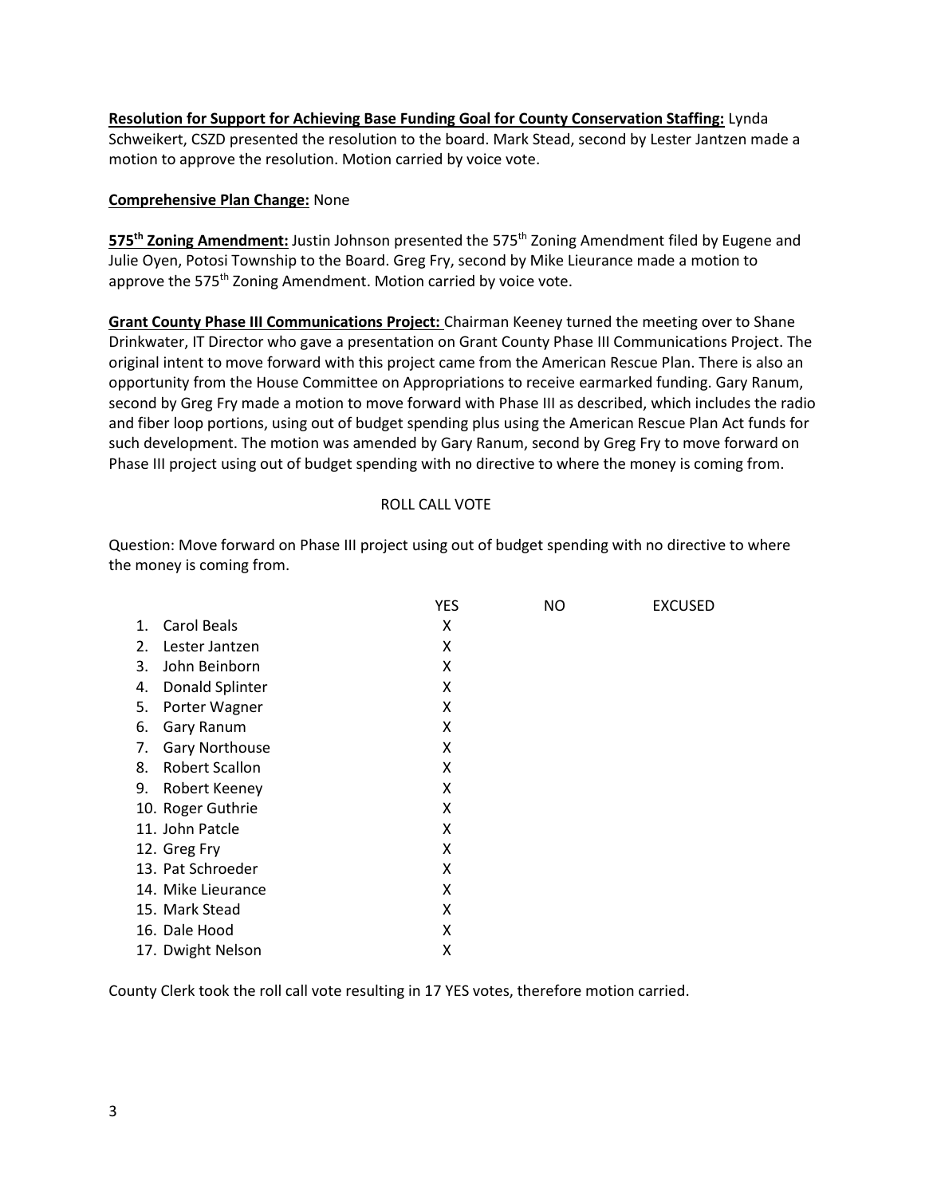**Resolution for Support for Achieving Base Funding Goal for County Conservation Staffing:** Lynda Schweikert, CSZD presented the resolution to the board. Mark Stead, second by Lester Jantzen made a motion to approve the resolution. Motion carried by voice vote.

**Comprehensive Plan Change:** None

**575th Zoning Amendment:** Justin Johnson presented the 575th Zoning Amendment filed by Eugene and Julie Oyen, Potosi Township to the Board. Greg Fry, second by Mike Lieurance made a motion to approve the 575th Zoning Amendment. Motion carried by voice vote.

**Grant County Phase III Communications Project:** Chairman Keeney turned the meeting over to Shane Drinkwater, IT Director who gave a presentation on Grant County Phase III Communications Project. The original intent to move forward with this project came from the American Rescue Plan. There is also an opportunity from the House Committee on Appropriations to receive earmarked funding. Gary Ranum, second by Greg Fry made a motion to move forward with Phase III as described, which includes the radio and fiber loop portions, using out of budget spending plus using the American Rescue Plan Act funds for such development. The motion was amended by Gary Ranum, second by Greg Fry to move forward on Phase III project using out of budget spending with no directive to where the money is coming from.

ROLL CALL VOTE

Question: Move forward on Phase III project using out of budget spending with no directive to where the money is coming from.

| | YES | NO | EXCUSED |
|---|---|---|---|
| 1. Carol Beals | X | | |
| 2. Lester Jantzen | X | | |
| 3. John Beinborn | X | | |
| 4. Donald Splinter | X | | |
| 5. Porter Wagner | X | | |
| 6. Gary Ranum | X | | |
| 7. Gary Northouse | X | | |
| 8. Robert Scallon | X | | |
| 9. Robert Keeney | X | | |
| 10. Roger Guthrie | X | | |
| 11. John Patcle | X | | |
| 12. Greg Fry | X | | |
| 13. Pat Schroeder | X | | |
| 14. Mike Lieurance | X | | |
| 15. Mark Stead | X | | |
| 16. Dale Hood | X | | |
| 17. Dwight Nelson | X | | |

County Clerk took the roll call vote resulting in 17 YES votes, therefore motion carried.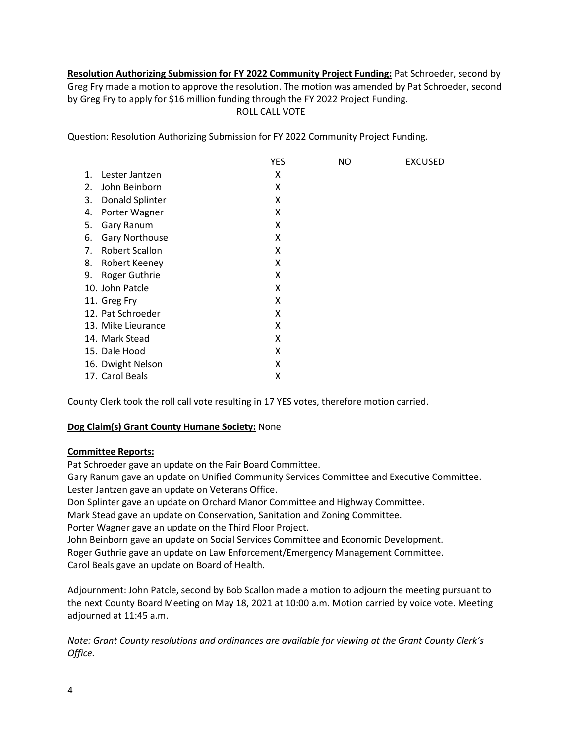**Resolution Authorizing Submission for FY 2022 Community Project Funding:** Pat Schroeder, second by Greg Fry made a motion to approve the resolution. The motion was amended by Pat Schroeder, second by Greg Fry to apply for $16 million funding through the FY 2022 Project Funding.

ROLL CALL VOTE

Question: Resolution Authorizing Submission for FY 2022 Community Project Funding.

| | YES | NO | EXCUSED |
|---|---|---|---|
| 1. Lester Jantzen | X | | |
| 2. John Beinborn | X | | |
| 3. Donald Splinter | X | | |
| 4. Porter Wagner | X | | |
| 5. Gary Ranum | X | | |
| 6. Gary Northouse | X | | |
| 7. Robert Scallon | X | | |
| 8. Robert Keeney | X | | |
| 9. Roger Guthrie | X | | |
| 10. John Patcle | X | | |
| 11. Greg Fry | X | | |
| 12. Pat Schroeder | X | | |
| 13. Mike Lieurance | X | | |
| 14. Mark Stead | X | | |
| 15. Dale Hood | X | | |
| 16. Dwight Nelson | X | | |
| 17. Carol Beals | X | | |

County Clerk took the roll call vote resulting in 17 YES votes, therefore motion carried.

**Dog Claim(s) Grant County Humane Society:** None

**Committee Reports:**

Pat Schroeder gave an update on the Fair Board Committee.
Gary Ranum gave an update on Unified Community Services Committee and Executive Committee.
Lester Jantzen gave an update on Veterans Office.
Don Splinter gave an update on Orchard Manor Committee and Highway Committee.
Mark Stead gave an update on Conservation, Sanitation and Zoning Committee.
Porter Wagner gave an update on the Third Floor Project.
John Beinborn gave an update on Social Services Committee and Economic Development.
Roger Guthrie gave an update on Law Enforcement/Emergency Management Committee.
Carol Beals gave an update on Board of Health.

Adjournment: John Patcle, second by Bob Scallon made a motion to adjourn the meeting pursuant to the next County Board Meeting on May 18, 2021 at 10:00 a.m. Motion carried by voice vote. Meeting adjourned at 11:45 a.m.

*Note: Grant County resolutions and ordinances are available for viewing at the Grant County Clerk's Office.*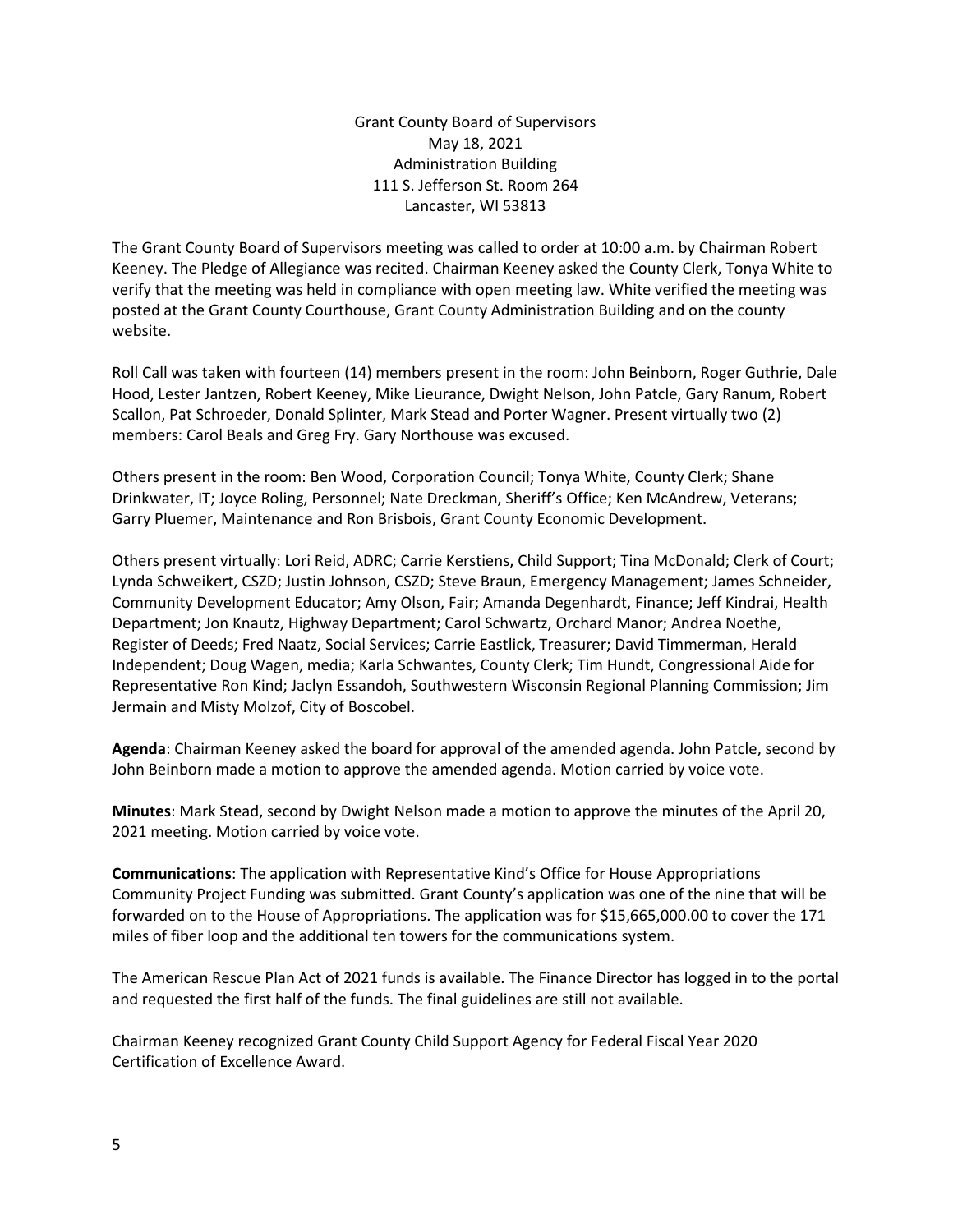Grant County Board of Supervisors
May 18, 2021
Administration Building
111 S. Jefferson St. Room 264
Lancaster, WI 53813

The Grant County Board of Supervisors meeting was called to order at 10:00 a.m. by Chairman Robert Keeney. The Pledge of Allegiance was recited. Chairman Keeney asked the County Clerk, Tonya White to verify that the meeting was held in compliance with open meeting law. White verified the meeting was posted at the Grant County Courthouse, Grant County Administration Building and on the county website.

Roll Call was taken with fourteen (14) members present in the room: John Beinborn, Roger Guthrie, Dale Hood, Lester Jantzen, Robert Keeney, Mike Lieurance, Dwight Nelson, John Patcle, Gary Ranum, Robert Scallon, Pat Schroeder, Donald Splinter, Mark Stead and Porter Wagner. Present virtually two (2) members: Carol Beals and Greg Fry. Gary Northouse was excused.

Others present in the room: Ben Wood, Corporation Council; Tonya White, County Clerk; Shane Drinkwater, IT; Joyce Roling, Personnel; Nate Dreckman, Sheriff's Office; Ken McAndrew, Veterans; Garry Pluemer, Maintenance and Ron Brisbois, Grant County Economic Development.

Others present virtually: Lori Reid, ADRC; Carrie Kerstiens, Child Support; Tina McDonald; Clerk of Court; Lynda Schweikert, CSZD; Justin Johnson, CSZD; Steve Braun, Emergency Management; James Schneider, Community Development Educator; Amy Olson, Fair; Amanda Degenhardt, Finance; Jeff Kindrai, Health Department; Jon Knautz, Highway Department; Carol Schwartz, Orchard Manor; Andrea Noethe, Register of Deeds; Fred Naatz, Social Services; Carrie Eastlick, Treasurer; David Timmerman, Herald Independent; Doug Wagen, media; Karla Schwantes, County Clerk; Tim Hundt, Congressional Aide for Representative Ron Kind; Jaclyn Essandoh, Southwestern Wisconsin Regional Planning Commission; Jim Jermain and Misty Molzof, City of Boscobel.

**Agenda**: Chairman Keeney asked the board for approval of the amended agenda. John Patcle, second by John Beinborn made a motion to approve the amended agenda. Motion carried by voice vote.

**Minutes**: Mark Stead, second by Dwight Nelson made a motion to approve the minutes of the April 20, 2021 meeting. Motion carried by voice vote.

**Communications**: The application with Representative Kind's Office for House Appropriations Community Project Funding was submitted. Grant County's application was one of the nine that will be forwarded on to the House of Appropriations. The application was for $15,665,000.00 to cover the 171 miles of fiber loop and the additional ten towers for the communications system.

The American Rescue Plan Act of 2021 funds is available. The Finance Director has logged in to the portal and requested the first half of the funds. The final guidelines are still not available.

Chairman Keeney recognized Grant County Child Support Agency for Federal Fiscal Year 2020 Certification of Excellence Award.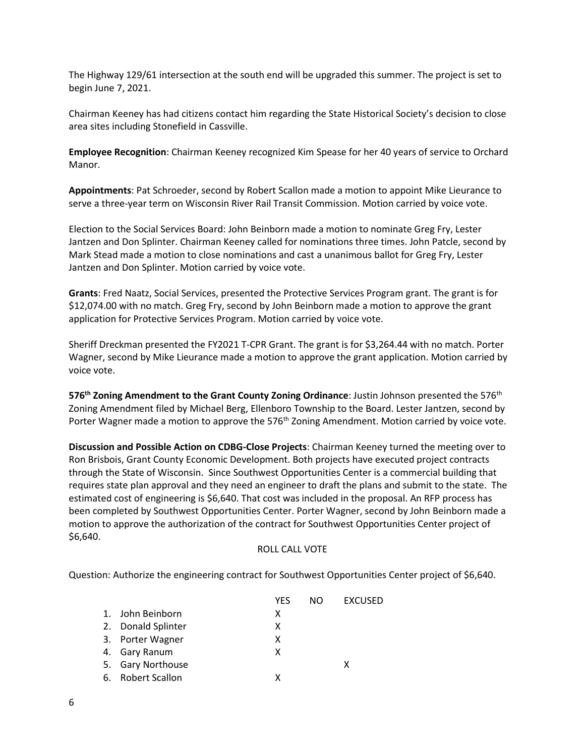The Highway 129/61 intersection at the south end will be upgraded this summer. The project is set to begin June 7, 2021.

Chairman Keeney has had citizens contact him regarding the State Historical Society's decision to close area sites including Stonefield in Cassville.

**Employee Recognition**: Chairman Keeney recognized Kim Spease for her 40 years of service to Orchard Manor.

**Appointments**: Pat Schroeder, second by Robert Scallon made a motion to appoint Mike Lieurance to serve a three-year term on Wisconsin River Rail Transit Commission. Motion carried by voice vote.

Election to the Social Services Board: John Beinborn made a motion to nominate Greg Fry, Lester Jantzen and Don Splinter. Chairman Keeney called for nominations three times. John Patcle, second by Mark Stead made a motion to close nominations and cast a unanimous ballot for Greg Fry, Lester Jantzen and Don Splinter. Motion carried by voice vote.

**Grants**: Fred Naatz, Social Services, presented the Protective Services Program grant. The grant is for $12,074.00 with no match. Greg Fry, second by John Beinborn made a motion to approve the grant application for Protective Services Program. Motion carried by voice vote.

Sheriff Dreckman presented the FY2021 T-CPR Grant. The grant is for $3,264.44 with no match. Porter Wagner, second by Mike Lieurance made a motion to approve the grant application. Motion carried by voice vote.

**576th Zoning Amendment to the Grant County Zoning Ordinance**: Justin Johnson presented the 576th Zoning Amendment filed by Michael Berg, Ellenboro Township to the Board. Lester Jantzen, second by Porter Wagner made a motion to approve the 576th Zoning Amendment. Motion carried by voice vote.

**Discussion and Possible Action on CDBG-Close Projects**: Chairman Keeney turned the meeting over to Ron Brisbois, Grant County Economic Development. Both projects have executed project contracts through the State of Wisconsin. Since Southwest Opportunities Center is a commercial building that requires state plan approval and they need an engineer to draft the plans and submit to the state. The estimated cost of engineering is $6,640. That cost was included in the proposal. An RFP process has been completed by Southwest Opportunities Center. Porter Wagner, second by John Beinborn made a motion to approve the authorization of the contract for Southwest Opportunities Center project of $6,640.

ROLL CALL VOTE

Question: Authorize the engineering contract for Southwest Opportunities Center project of $6,640.

| | YES | NO | EXCUSED |
|---|---|---|---|
| 1. John Beinborn | X | | |
| 2. Donald Splinter | X | | |
| 3. Porter Wagner | X | | |
| 4. Gary Ranum | X | | |
| 5. Gary Northouse | | | X |
| 6. Robert Scallon | X | | |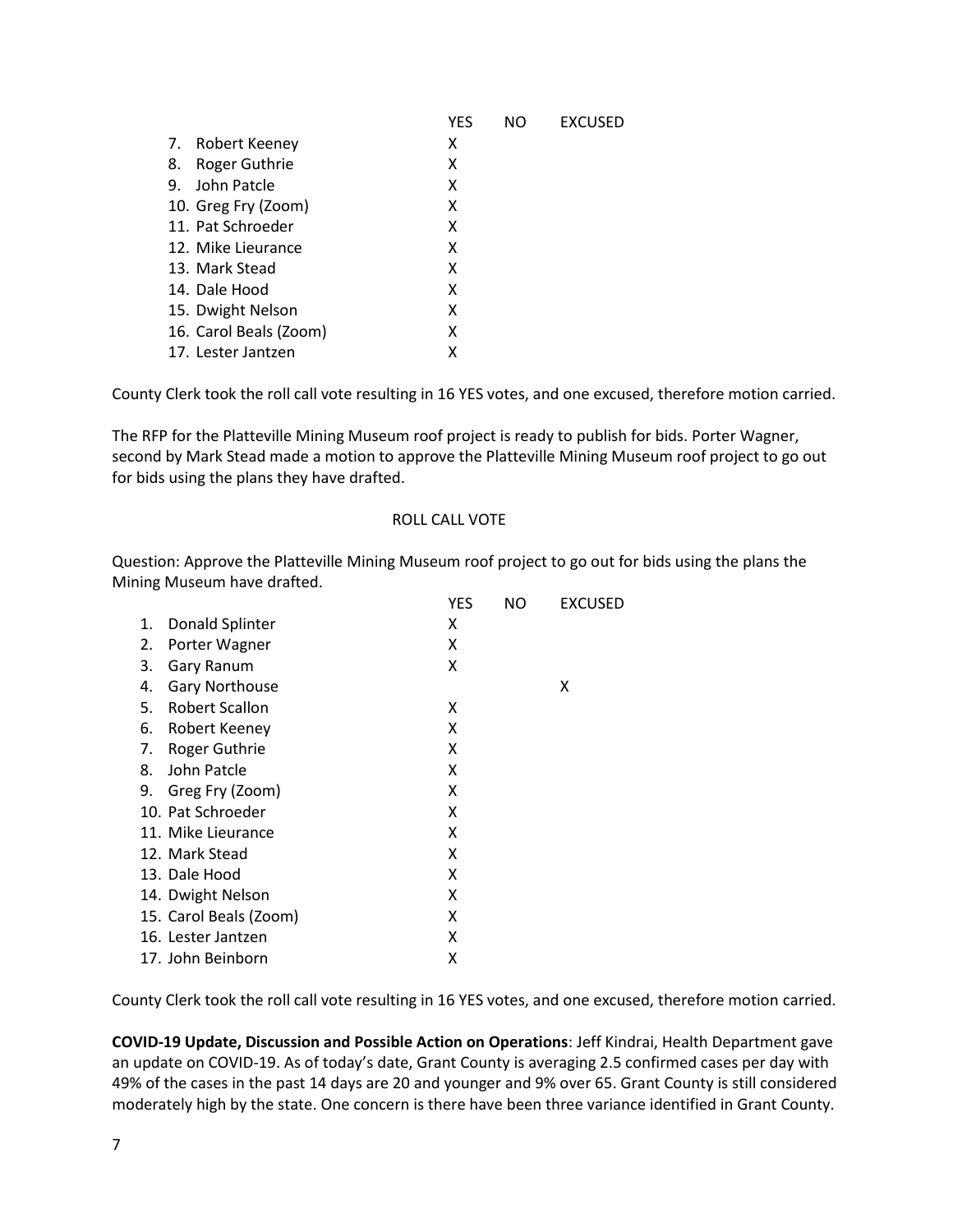| | YES | NO | EXCUSED |
|---|---|---|---|
| 7. Robert Keeney | X | | |
| 8. Roger Guthrie | X | | |
| 9. John Patcle | X | | |
| 10. Greg Fry (Zoom) | X | | |
| 11. Pat Schroeder | X | | |
| 12. Mike Lieurance | X | | |
| 13. Mark Stead | X | | |
| 14. Dale Hood | X | | |
| 15. Dwight Nelson | X | | |
| 16. Carol Beals (Zoom) | X | | |
| 17. Lester Jantzen | X | | |

County Clerk took the roll call vote resulting in 16 YES votes, and one excused, therefore motion carried.

The RFP for the Platteville Mining Museum roof project is ready to publish for bids. Porter Wagner, second by Mark Stead made a motion to approve the Platteville Mining Museum roof project to go out for bids using the plans they have drafted.

ROLL CALL VOTE

Question: Approve the Platteville Mining Museum roof project to go out for bids using the plans the Mining Museum have drafted.

| | YES | NO | EXCUSED |
|---|---|---|---|
| 1. Donald Splinter | X | | |
| 2. Porter Wagner | X | | |
| 3. Gary Ranum | X | | |
| 4. Gary Northouse | | | X |
| 5. Robert Scallon | X | | |
| 6. Robert Keeney | X | | |
| 7. Roger Guthrie | X | | |
| 8. John Patcle | X | | |
| 9. Greg Fry (Zoom) | X | | |
| 10. Pat Schroeder | X | | |
| 11. Mike Lieurance | X | | |
| 12. Mark Stead | X | | |
| 13. Dale Hood | X | | |
| 14. Dwight Nelson | X | | |
| 15. Carol Beals (Zoom) | X | | |
| 16. Lester Jantzen | X | | |
| 17. John Beinborn | X | | |

County Clerk took the roll call vote resulting in 16 YES votes, and one excused, therefore motion carried.

**COVID-19 Update, Discussion and Possible Action on Operations**: Jeff Kindrai, Health Department gave an update on COVID-19. As of today's date, Grant County is averaging 2.5 confirmed cases per day with 49% of the cases in the past 14 days are 20 and younger and 9% over 65. Grant County is still considered moderately high by the state. One concern is there have been three variance identified in Grant County.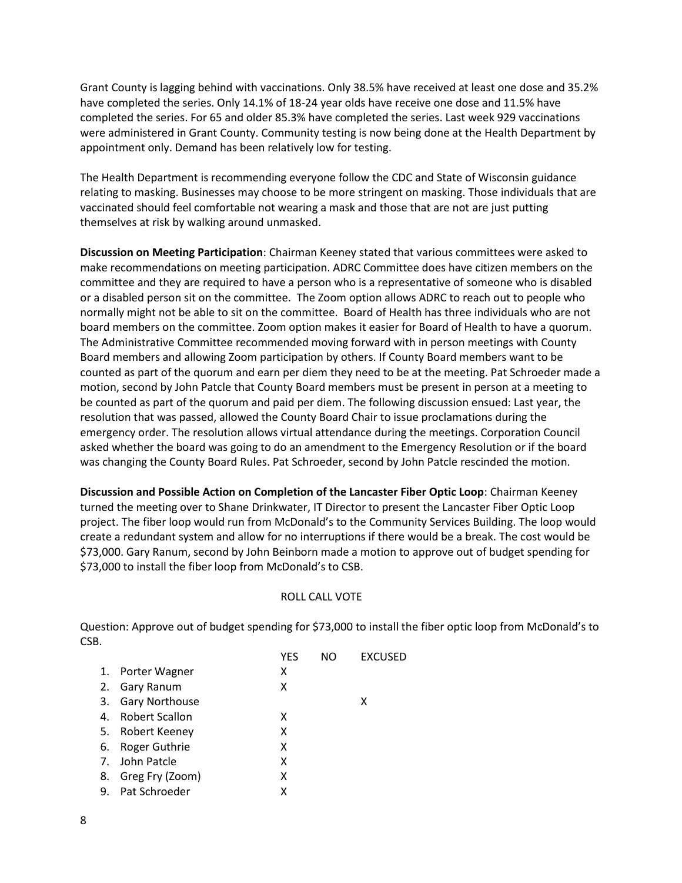Grant County is lagging behind with vaccinations. Only 38.5% have received at least one dose and 35.2% have completed the series. Only 14.1% of 18-24 year olds have receive one dose and 11.5% have completed the series. For 65 and older 85.3% have completed the series. Last week 929 vaccinations were administered in Grant County. Community testing is now being done at the Health Department by appointment only. Demand has been relatively low for testing.

The Health Department is recommending everyone follow the CDC and State of Wisconsin guidance relating to masking. Businesses may choose to be more stringent on masking. Those individuals that are vaccinated should feel comfortable not wearing a mask and those that are not are just putting themselves at risk by walking around unmasked.

**Discussion on Meeting Participation**: Chairman Keeney stated that various committees were asked to make recommendations on meeting participation. ADRC Committee does have citizen members on the committee and they are required to have a person who is a representative of someone who is disabled or a disabled person sit on the committee. The Zoom option allows ADRC to reach out to people who normally might not be able to sit on the committee. Board of Health has three individuals who are not board members on the committee. Zoom option makes it easier for Board of Health to have a quorum. The Administrative Committee recommended moving forward with in person meetings with County Board members and allowing Zoom participation by others. If County Board members want to be counted as part of the quorum and earn per diem they need to be at the meeting. Pat Schroeder made a motion, second by John Patcle that County Board members must be present in person at a meeting to be counted as part of the quorum and paid per diem. The following discussion ensued: Last year, the resolution that was passed, allowed the County Board Chair to issue proclamations during the emergency order. The resolution allows virtual attendance during the meetings. Corporation Council asked whether the board was going to do an amendment to the Emergency Resolution or if the board was changing the County Board Rules. Pat Schroeder, second by John Patcle rescinded the motion.

**Discussion and Possible Action on Completion of the Lancaster Fiber Optic Loop**: Chairman Keeney turned the meeting over to Shane Drinkwater, IT Director to present the Lancaster Fiber Optic Loop project. The fiber loop would run from McDonald's to the Community Services Building. The loop would create a redundant system and allow for no interruptions if there would be a break. The cost would be $73,000. Gary Ranum, second by John Beinborn made a motion to approve out of budget spending for $73,000 to install the fiber loop from McDonald's to CSB.

ROLL CALL VOTE

Question: Approve out of budget spending for $73,000 to install the fiber optic loop from McDonald's to CSB.

| | YES | NO | EXCUSED |
|---|---|---|---|
| 1. Porter Wagner | X | | |
| 2. Gary Ranum | X | | |
| 3. Gary Northouse | | | X |
| 4. Robert Scallon | X | | |
| 5. Robert Keeney | X | | |
| 6. Roger Guthrie | X | | |
| 7. John Patcle | X | | |
| 8. Greg Fry (Zoom) | X | | |
| 9. Pat Schroeder | X | | |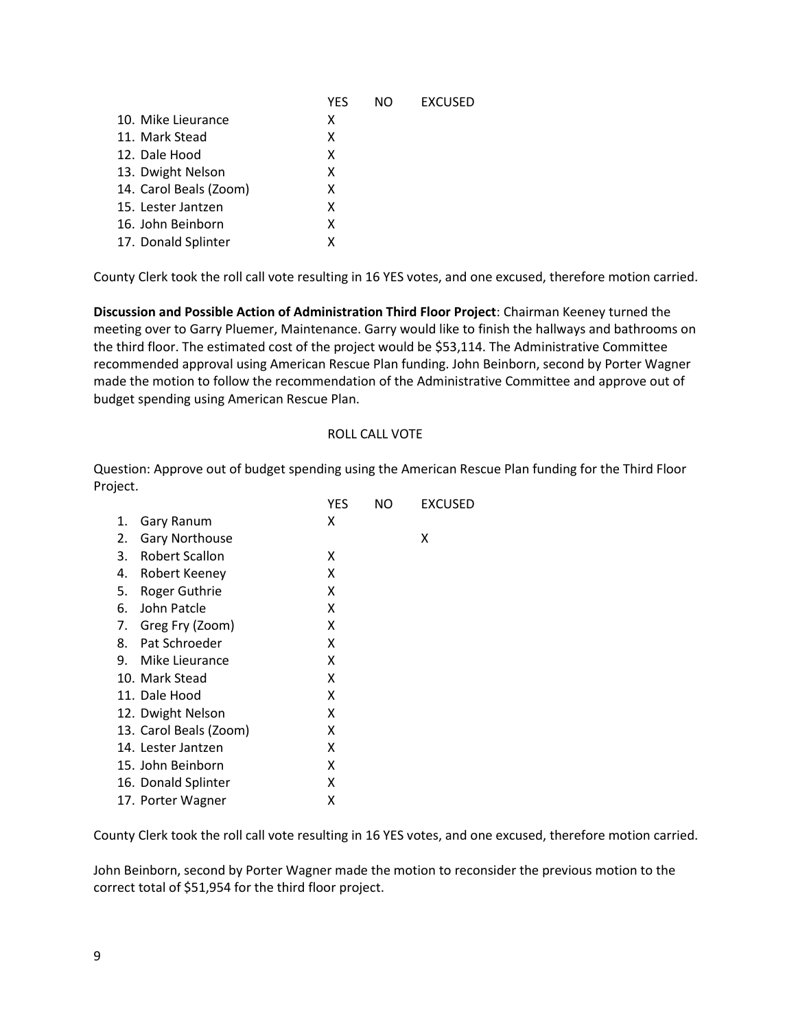| | YES | NO | EXCUSED |
|---|---|---|---|
| 10. Mike Lieurance | X | | |
| 11. Mark Stead | X | | |
| 12. Dale Hood | X | | |
| 13. Dwight Nelson | X | | |
| 14. Carol Beals (Zoom) | X | | |
| 15. Lester Jantzen | X | | |
| 16. John Beinborn | X | | |
| 17. Donald Splinter | X | | |

County Clerk took the roll call vote resulting in 16 YES votes, and one excused, therefore motion carried.

**Discussion and Possible Action of Administration Third Floor Project**: Chairman Keeney turned the meeting over to Garry Pluemer, Maintenance. Garry would like to finish the hallways and bathrooms on the third floor. The estimated cost of the project would be $53,114. The Administrative Committee recommended approval using American Rescue Plan funding. John Beinborn, second by Porter Wagner made the motion to follow the recommendation of the Administrative Committee and approve out of budget spending using American Rescue Plan.

ROLL CALL VOTE

Question: Approve out of budget spending using the American Rescue Plan funding for the Third Floor Project.

| | YES | NO | EXCUSED |
|---|---|---|---|
| 1. Gary Ranum | X | | |
| 2. Gary Northouse | | | X |
| 3. Robert Scallon | X | | |
| 4. Robert Keeney | X | | |
| 5. Roger Guthrie | X | | |
| 6. John Patcle | X | | |
| 7. Greg Fry (Zoom) | X | | |
| 8. Pat Schroeder | X | | |
| 9. Mike Lieurance | X | | |
| 10. Mark Stead | X | | |
| 11. Dale Hood | X | | |
| 12. Dwight Nelson | X | | |
| 13. Carol Beals (Zoom) | X | | |
| 14. Lester Jantzen | X | | |
| 15. John Beinborn | X | | |
| 16. Donald Splinter | X | | |
| 17. Porter Wagner | X | | |

County Clerk took the roll call vote resulting in 16 YES votes, and one excused, therefore motion carried.

John Beinborn, second by Porter Wagner made the motion to reconsider the previous motion to the correct total of $51,954 for the third floor project.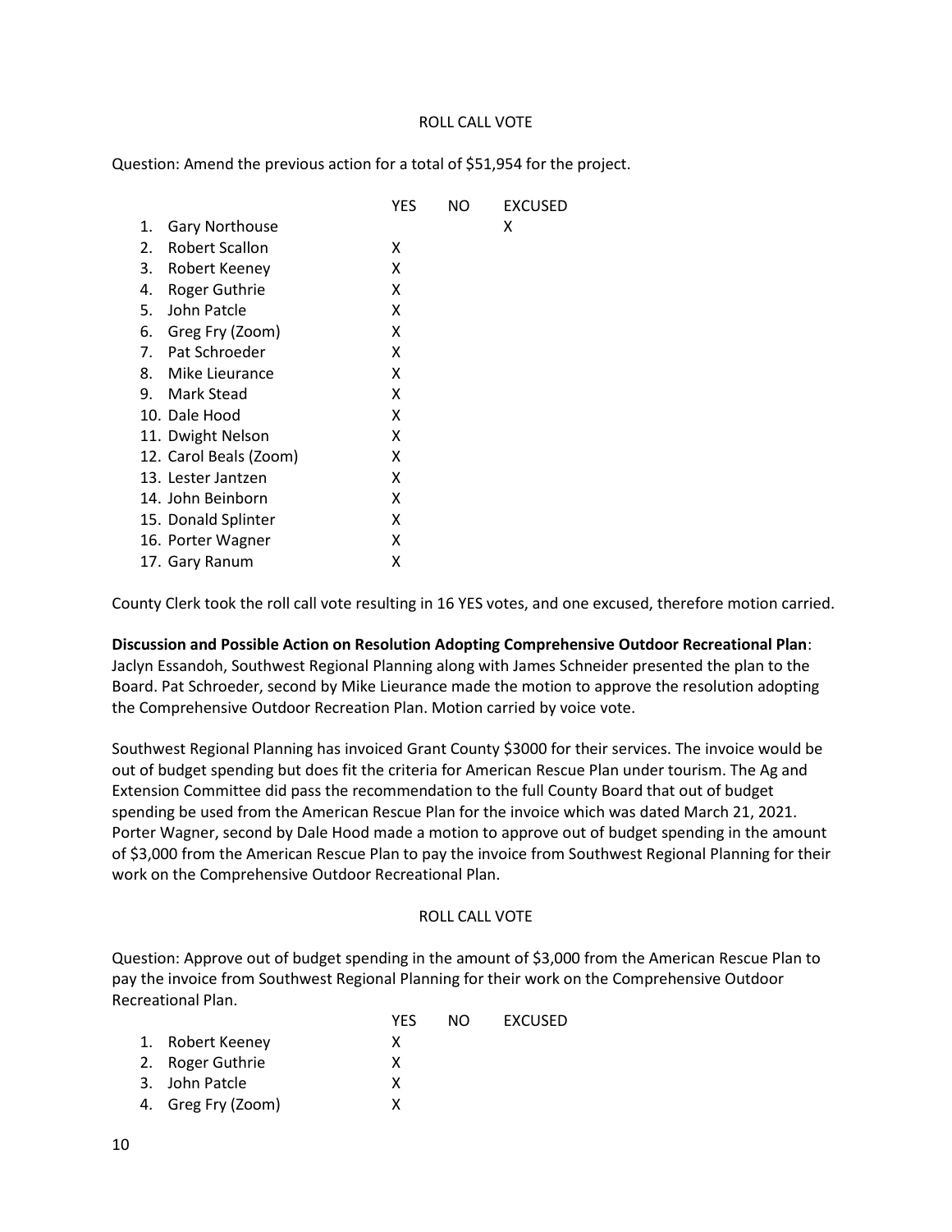ROLL CALL VOTE

Question: Amend the previous action for a total of $51,954 for the project.

| | YES | NO | EXCUSED |
|---|---|---|---|
| 1. Gary Northouse | | | X |
| 2. Robert Scallon | X | | |
| 3. Robert Keeney | X | | |
| 4. Roger Guthrie | X | | |
| 5. John Patcle | X | | |
| 6. Greg Fry (Zoom) | X | | |
| 7. Pat Schroeder | X | | |
| 8. Mike Lieurance | X | | |
| 9. Mark Stead | X | | |
| 10. Dale Hood | X | | |
| 11. Dwight Nelson | X | | |
| 12. Carol Beals (Zoom) | X | | |
| 13. Lester Jantzen | X | | |
| 14. John Beinborn | X | | |
| 15. Donald Splinter | X | | |
| 16. Porter Wagner | X | | |
| 17. Gary Ranum | X | | |

County Clerk took the roll call vote resulting in 16 YES votes, and one excused, therefore motion carried.

**Discussion and Possible Action on Resolution Adopting Comprehensive Outdoor Recreational Plan**: Jaclyn Essandoh, Southwest Regional Planning along with James Schneider presented the plan to the Board. Pat Schroeder, second by Mike Lieurance made the motion to approve the resolution adopting the Comprehensive Outdoor Recreation Plan. Motion carried by voice vote.

Southwest Regional Planning has invoiced Grant County $3000 for their services. The invoice would be out of budget spending but does fit the criteria for American Rescue Plan under tourism. The Ag and Extension Committee did pass the recommendation to the full County Board that out of budget spending be used from the American Rescue Plan for the invoice which was dated March 21, 2021. Porter Wagner, second by Dale Hood made a motion to approve out of budget spending in the amount of $3,000 from the American Rescue Plan to pay the invoice from Southwest Regional Planning for their work on the Comprehensive Outdoor Recreational Plan.

ROLL CALL VOTE

Question: Approve out of budget spending in the amount of $3,000 from the American Rescue Plan to pay the invoice from Southwest Regional Planning for their work on the Comprehensive Outdoor Recreational Plan.

| | YES | NO | EXCUSED |
|---|---|---|---|
| 1. Robert Keeney | X | | |
| 2. Roger Guthrie | X | | |
| 3. John Patcle | X | | |
| 4. Greg Fry (Zoom) | X | | |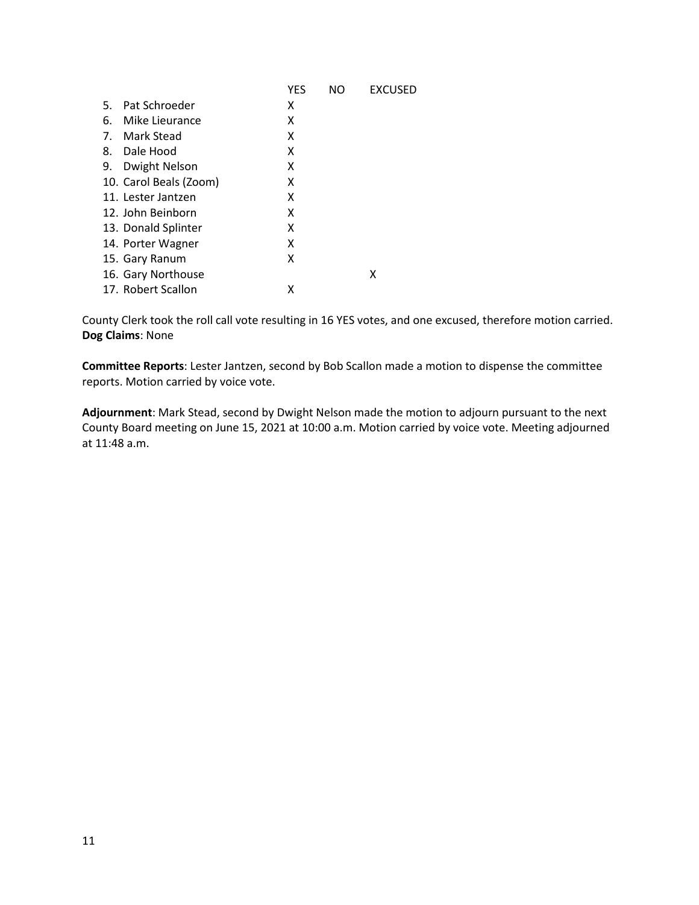| | YES | NO | EXCUSED |
|---|---|---|---|
| 5. Pat Schroeder | X | | |
| 6. Mike Lieurance | X | | |
| 7. Mark Stead | X | | |
| 8. Dale Hood | X | | |
| 9. Dwight Nelson | X | | |
| 10. Carol Beals (Zoom) | X | | |
| 11. Lester Jantzen | X | | |
| 12. John Beinborn | X | | |
| 13. Donald Splinter | X | | |
| 14. Porter Wagner | X | | |
| 15. Gary Ranum | X | | |
| 16. Gary Northouse | | | X |
| 17. Robert Scallon | X | | |

County Clerk took the roll call vote resulting in 16 YES votes, and one excused, therefore motion carried.
**Dog Claims**: None

**Committee Reports**: Lester Jantzen, second by Bob Scallon made a motion to dispense the committee reports. Motion carried by voice vote.

**Adjournment**: Mark Stead, second by Dwight Nelson made the motion to adjourn pursuant to the next County Board meeting on June 15, 2021 at 10:00 a.m. Motion carried by voice vote. Meeting adjourned at 11:48 a.m.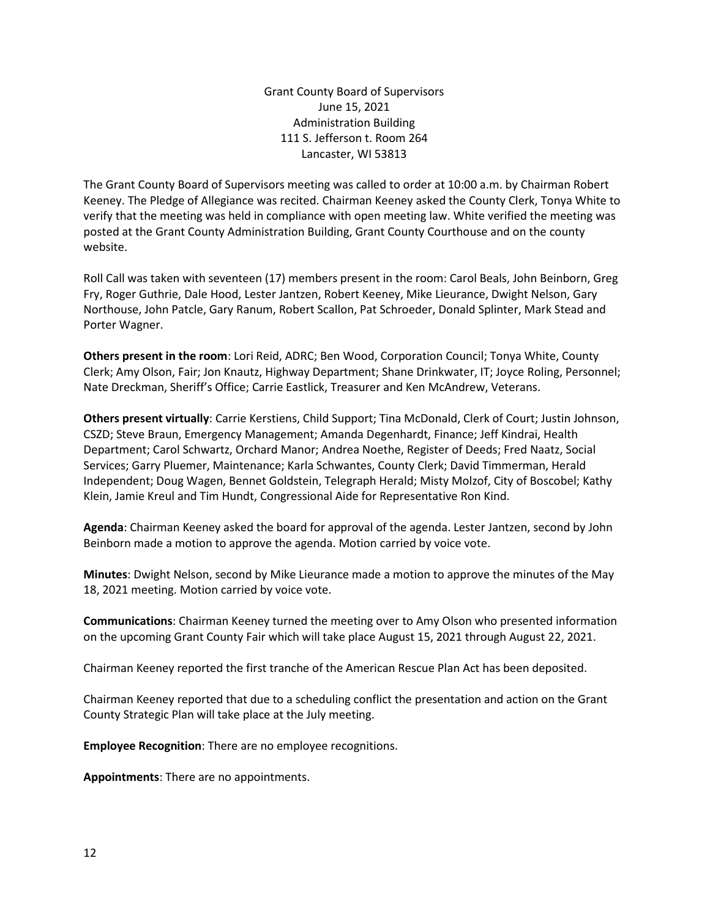Grant County Board of Supervisors
June 15, 2021
Administration Building
111 S. Jefferson t. Room 264
Lancaster, WI 53813

The Grant County Board of Supervisors meeting was called to order at 10:00 a.m. by Chairman Robert Keeney. The Pledge of Allegiance was recited. Chairman Keeney asked the County Clerk, Tonya White to verify that the meeting was held in compliance with open meeting law. White verified the meeting was posted at the Grant County Administration Building, Grant County Courthouse and on the county website.

Roll Call was taken with seventeen (17) members present in the room: Carol Beals, John Beinborn, Greg Fry, Roger Guthrie, Dale Hood, Lester Jantzen, Robert Keeney, Mike Lieurance, Dwight Nelson, Gary Northouse, John Patcle, Gary Ranum, Robert Scallon, Pat Schroeder, Donald Splinter, Mark Stead and Porter Wagner.

**Others present in the room**: Lori Reid, ADRC; Ben Wood, Corporation Council; Tonya White, County Clerk; Amy Olson, Fair; Jon Knautz, Highway Department; Shane Drinkwater, IT; Joyce Roling, Personnel; Nate Dreckman, Sheriff's Office; Carrie Eastlick, Treasurer and Ken McAndrew, Veterans.

**Others present virtually**: Carrie Kerstiens, Child Support; Tina McDonald, Clerk of Court; Justin Johnson, CSZD; Steve Braun, Emergency Management; Amanda Degenhardt, Finance; Jeff Kindrai, Health Department; Carol Schwartz, Orchard Manor; Andrea Noethe, Register of Deeds; Fred Naatz, Social Services; Garry Pluemer, Maintenance; Karla Schwantes, County Clerk; David Timmerman, Herald Independent; Doug Wagen, Bennet Goldstein, Telegraph Herald; Misty Molzof, City of Boscobel; Kathy Klein, Jamie Kreul and Tim Hundt, Congressional Aide for Representative Ron Kind.

**Agenda**: Chairman Keeney asked the board for approval of the agenda. Lester Jantzen, second by John Beinborn made a motion to approve the agenda. Motion carried by voice vote.

**Minutes**: Dwight Nelson, second by Mike Lieurance made a motion to approve the minutes of the May 18, 2021 meeting. Motion carried by voice vote.

**Communications**: Chairman Keeney turned the meeting over to Amy Olson who presented information on the upcoming Grant County Fair which will take place August 15, 2021 through August 22, 2021.

Chairman Keeney reported the first tranche of the American Rescue Plan Act has been deposited.

Chairman Keeney reported that due to a scheduling conflict the presentation and action on the Grant County Strategic Plan will take place at the July meeting.

**Employee Recognition**: There are no employee recognitions.

**Appointments**: There are no appointments.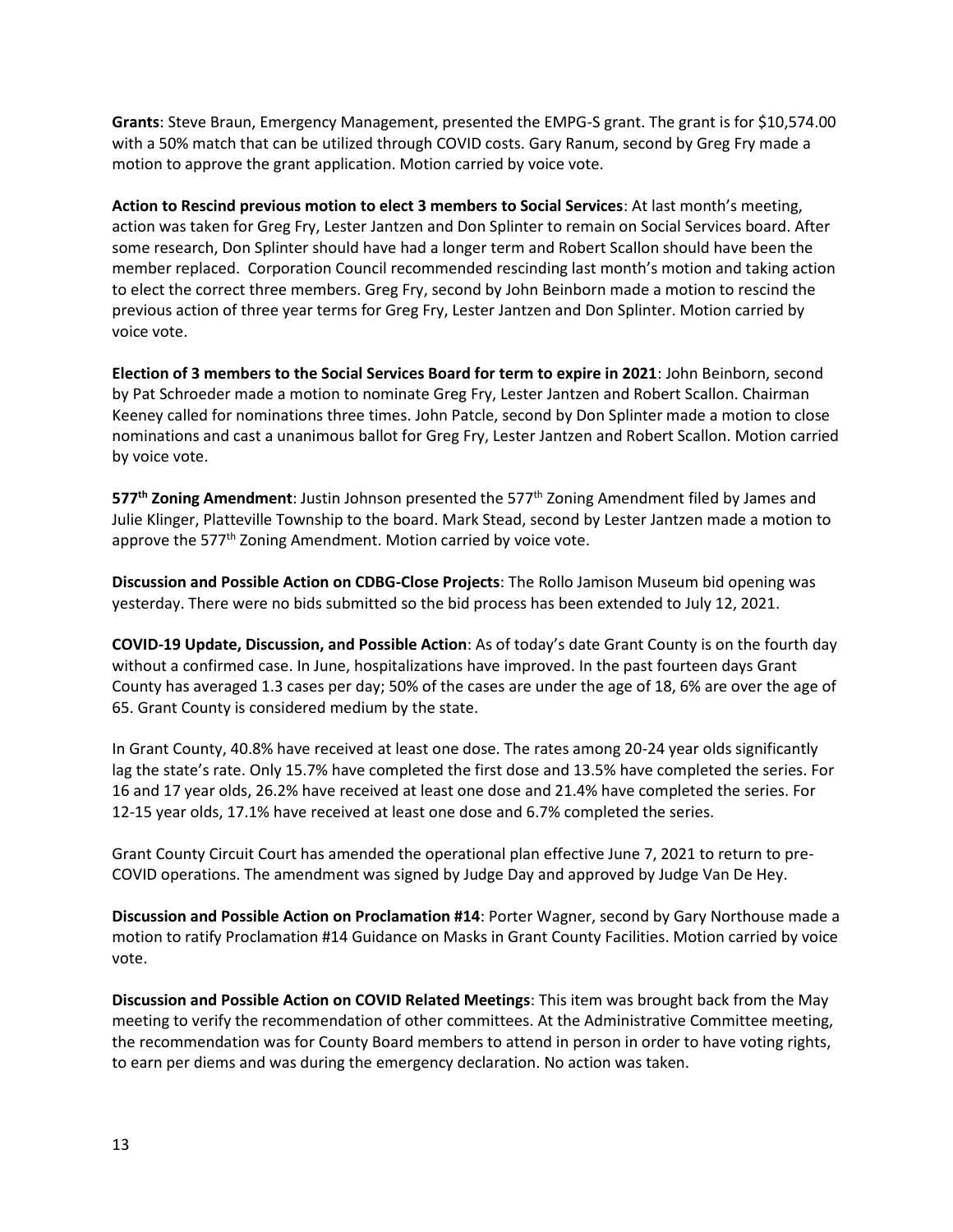**Grants**: Steve Braun, Emergency Management, presented the EMPG-S grant. The grant is for $10,574.00 with a 50% match that can be utilized through COVID costs. Gary Ranum, second by Greg Fry made a motion to approve the grant application. Motion carried by voice vote.

**Action to Rescind previous motion to elect 3 members to Social Services**: At last month's meeting, action was taken for Greg Fry, Lester Jantzen and Don Splinter to remain on Social Services board. After some research, Don Splinter should have had a longer term and Robert Scallon should have been the member replaced. Corporation Council recommended rescinding last month's motion and taking action to elect the correct three members. Greg Fry, second by John Beinborn made a motion to rescind the previous action of three year terms for Greg Fry, Lester Jantzen and Don Splinter. Motion carried by voice vote.

**Election of 3 members to the Social Services Board for term to expire in 2021**: John Beinborn, second by Pat Schroeder made a motion to nominate Greg Fry, Lester Jantzen and Robert Scallon. Chairman Keeney called for nominations three times. John Patcle, second by Don Splinter made a motion to close nominations and cast a unanimous ballot for Greg Fry, Lester Jantzen and Robert Scallon. Motion carried by voice vote.

**577th Zoning Amendment**: Justin Johnson presented the 577th Zoning Amendment filed by James and Julie Klinger, Platteville Township to the board. Mark Stead, second by Lester Jantzen made a motion to approve the 577th Zoning Amendment. Motion carried by voice vote.

**Discussion and Possible Action on CDBG-Close Projects**: The Rollo Jamison Museum bid opening was yesterday. There were no bids submitted so the bid process has been extended to July 12, 2021.

**COVID-19 Update, Discussion, and Possible Action**: As of today's date Grant County is on the fourth day without a confirmed case. In June, hospitalizations have improved. In the past fourteen days Grant County has averaged 1.3 cases per day; 50% of the cases are under the age of 18, 6% are over the age of 65. Grant County is considered medium by the state.

In Grant County, 40.8% have received at least one dose. The rates among 20-24 year olds significantly lag the state's rate. Only 15.7% have completed the first dose and 13.5% have completed the series. For 16 and 17 year olds, 26.2% have received at least one dose and 21.4% have completed the series. For 12-15 year olds, 17.1% have received at least one dose and 6.7% completed the series.

Grant County Circuit Court has amended the operational plan effective June 7, 2021 to return to pre-COVID operations. The amendment was signed by Judge Day and approved by Judge Van De Hey.

**Discussion and Possible Action on Proclamation #14**: Porter Wagner, second by Gary Northouse made a motion to ratify Proclamation #14 Guidance on Masks in Grant County Facilities. Motion carried by voice vote.

**Discussion and Possible Action on COVID Related Meetings**: This item was brought back from the May meeting to verify the recommendation of other committees. At the Administrative Committee meeting, the recommendation was for County Board members to attend in person in order to have voting rights, to earn per diems and was during the emergency declaration. No action was taken.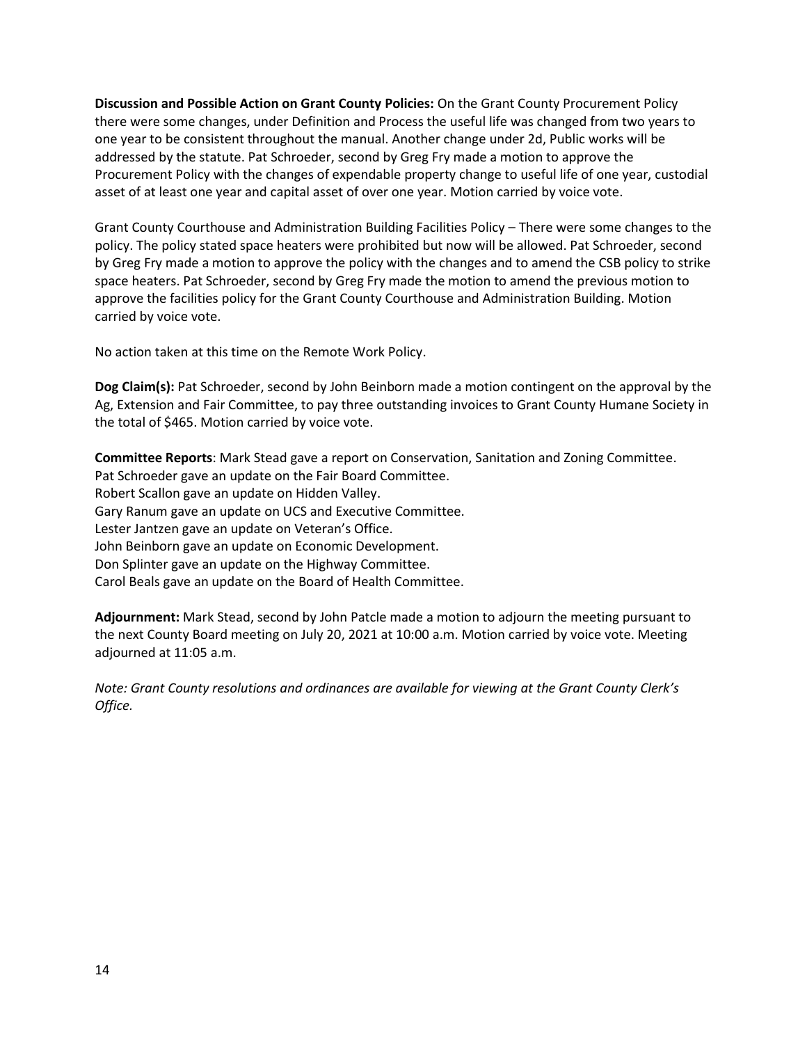**Discussion and Possible Action on Grant County Policies:** On the Grant County Procurement Policy there were some changes, under Definition and Process the useful life was changed from two years to one year to be consistent throughout the manual. Another change under 2d, Public works will be addressed by the statute. Pat Schroeder, second by Greg Fry made a motion to approve the Procurement Policy with the changes of expendable property change to useful life of one year, custodial asset of at least one year and capital asset of over one year. Motion carried by voice vote.

Grant County Courthouse and Administration Building Facilities Policy – There were some changes to the policy. The policy stated space heaters were prohibited but now will be allowed. Pat Schroeder, second by Greg Fry made a motion to approve the policy with the changes and to amend the CSB policy to strike space heaters. Pat Schroeder, second by Greg Fry made the motion to amend the previous motion to approve the facilities policy for the Grant County Courthouse and Administration Building. Motion carried by voice vote.

No action taken at this time on the Remote Work Policy.

**Dog Claim(s):** Pat Schroeder, second by John Beinborn made a motion contingent on the approval by the Ag, Extension and Fair Committee, to pay three outstanding invoices to Grant County Humane Society in the total of $465. Motion carried by voice vote.

**Committee Reports**: Mark Stead gave a report on Conservation, Sanitation and Zoning Committee.
Pat Schroeder gave an update on the Fair Board Committee.
Robert Scallon gave an update on Hidden Valley.
Gary Ranum gave an update on UCS and Executive Committee.
Lester Jantzen gave an update on Veteran's Office.
John Beinborn gave an update on Economic Development.
Don Splinter gave an update on the Highway Committee.
Carol Beals gave an update on the Board of Health Committee.

**Adjournment:** Mark Stead, second by John Patcle made a motion to adjourn the meeting pursuant to the next County Board meeting on July 20, 2021 at 10:00 a.m. Motion carried by voice vote. Meeting adjourned at 11:05 a.m.

*Note: Grant County resolutions and ordinances are available for viewing at the Grant County Clerk's Office.*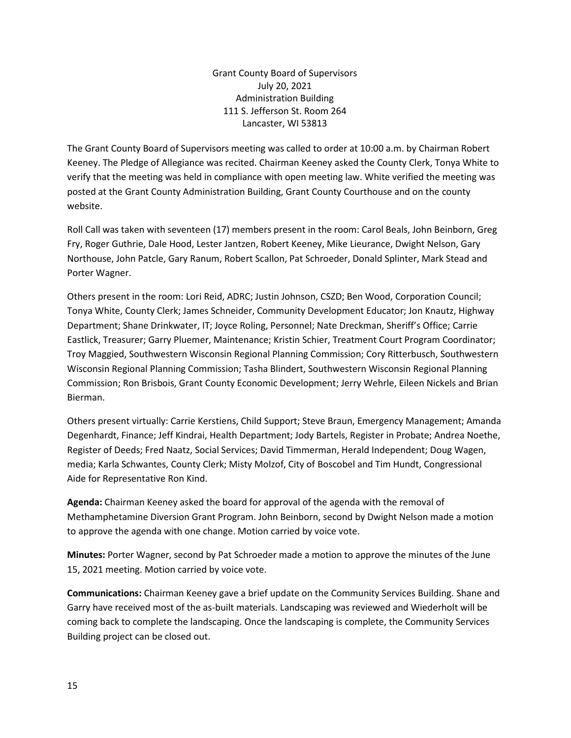Grant County Board of Supervisors
July 20, 2021
Administration Building
111 S. Jefferson St. Room 264
Lancaster, WI 53813

The Grant County Board of Supervisors meeting was called to order at 10:00 a.m. by Chairman Robert Keeney. The Pledge of Allegiance was recited. Chairman Keeney asked the County Clerk, Tonya White to verify that the meeting was held in compliance with open meeting law. White verified the meeting was posted at the Grant County Administration Building, Grant County Courthouse and on the county website.

Roll Call was taken with seventeen (17) members present in the room: Carol Beals, John Beinborn, Greg Fry, Roger Guthrie, Dale Hood, Lester Jantzen, Robert Keeney, Mike Lieurance, Dwight Nelson, Gary Northouse, John Patcle, Gary Ranum, Robert Scallon, Pat Schroeder, Donald Splinter, Mark Stead and Porter Wagner.

Others present in the room: Lori Reid, ADRC; Justin Johnson, CSZD; Ben Wood, Corporation Council; Tonya White, County Clerk; James Schneider, Community Development Educator; Jon Knautz, Highway Department; Shane Drinkwater, IT; Joyce Roling, Personnel; Nate Dreckman, Sheriff's Office; Carrie Eastlick, Treasurer; Garry Pluemer, Maintenance; Kristin Schier, Treatment Court Program Coordinator; Troy Maggied, Southwestern Wisconsin Regional Planning Commission; Cory Ritterbusch, Southwestern Wisconsin Regional Planning Commission; Tasha Blindert, Southwestern Wisconsin Regional Planning Commission; Ron Brisbois, Grant County Economic Development; Jerry Wehrle, Eileen Nickels and Brian Bierman.

Others present virtually: Carrie Kerstiens, Child Support; Steve Braun, Emergency Management; Amanda Degenhardt, Finance; Jeff Kindrai, Health Department; Jody Bartels, Register in Probate; Andrea Noethe, Register of Deeds; Fred Naatz, Social Services; David Timmerman, Herald Independent; Doug Wagen, media; Karla Schwantes, County Clerk; Misty Molzof, City of Boscobel and Tim Hundt, Congressional Aide for Representative Ron Kind.

**Agenda:** Chairman Keeney asked the board for approval of the agenda with the removal of Methamphetamine Diversion Grant Program. John Beinborn, second by Dwight Nelson made a motion to approve the agenda with one change. Motion carried by voice vote.

**Minutes:** Porter Wagner, second by Pat Schroeder made a motion to approve the minutes of the June 15, 2021 meeting. Motion carried by voice vote.

**Communications:** Chairman Keeney gave a brief update on the Community Services Building. Shane and Garry have received most of the as-built materials. Landscaping was reviewed and Wiederholt will be coming back to complete the landscaping. Once the landscaping is complete, the Community Services Building project can be closed out.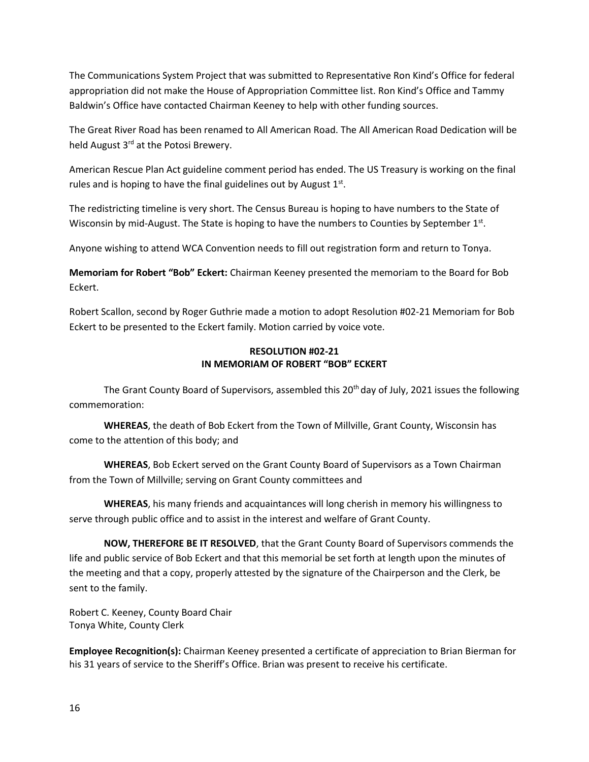The Communications System Project that was submitted to Representative Ron Kind's Office for federal appropriation did not make the House of Appropriation Committee list. Ron Kind's Office and Tammy Baldwin's Office have contacted Chairman Keeney to help with other funding sources.

The Great River Road has been renamed to All American Road. The All American Road Dedication will be held August 3rd at the Potosi Brewery.

American Rescue Plan Act guideline comment period has ended. The US Treasury is working on the final rules and is hoping to have the final guidelines out by August 1st.

The redistricting timeline is very short. The Census Bureau is hoping to have numbers to the State of Wisconsin by mid-August. The State is hoping to have the numbers to Counties by September 1st.

Anyone wishing to attend WCA Convention needs to fill out registration form and return to Tonya.

**Memoriam for Robert "Bob" Eckert:** Chairman Keeney presented the memoriam to the Board for Bob Eckert.

Robert Scallon, second by Roger Guthrie made a motion to adopt Resolution #02-21 Memoriam for Bob Eckert to be presented to the Eckert family. Motion carried by voice vote.

**RESOLUTION #02-21**
**IN MEMORIAM OF ROBERT "BOB" ECKERT**

The Grant County Board of Supervisors, assembled this 20th day of July, 2021 issues the following commemoration:

**WHEREAS**, the death of Bob Eckert from the Town of Millville, Grant County, Wisconsin has come to the attention of this body; and

**WHEREAS**, Bob Eckert served on the Grant County Board of Supervisors as a Town Chairman from the Town of Millville; serving on Grant County committees and

**WHEREAS**, his many friends and acquaintances will long cherish in memory his willingness to serve through public office and to assist in the interest and welfare of Grant County.

**NOW, THEREFORE BE IT RESOLVED**, that the Grant County Board of Supervisors commends the life and public service of Bob Eckert and that this memorial be set forth at length upon the minutes of the meeting and that a copy, properly attested by the signature of the Chairperson and the Clerk, be sent to the family.

Robert C. Keeney, County Board Chair
Tonya White, County Clerk

**Employee Recognition(s):** Chairman Keeney presented a certificate of appreciation to Brian Bierman for his 31 years of service to the Sheriff's Office. Brian was present to receive his certificate.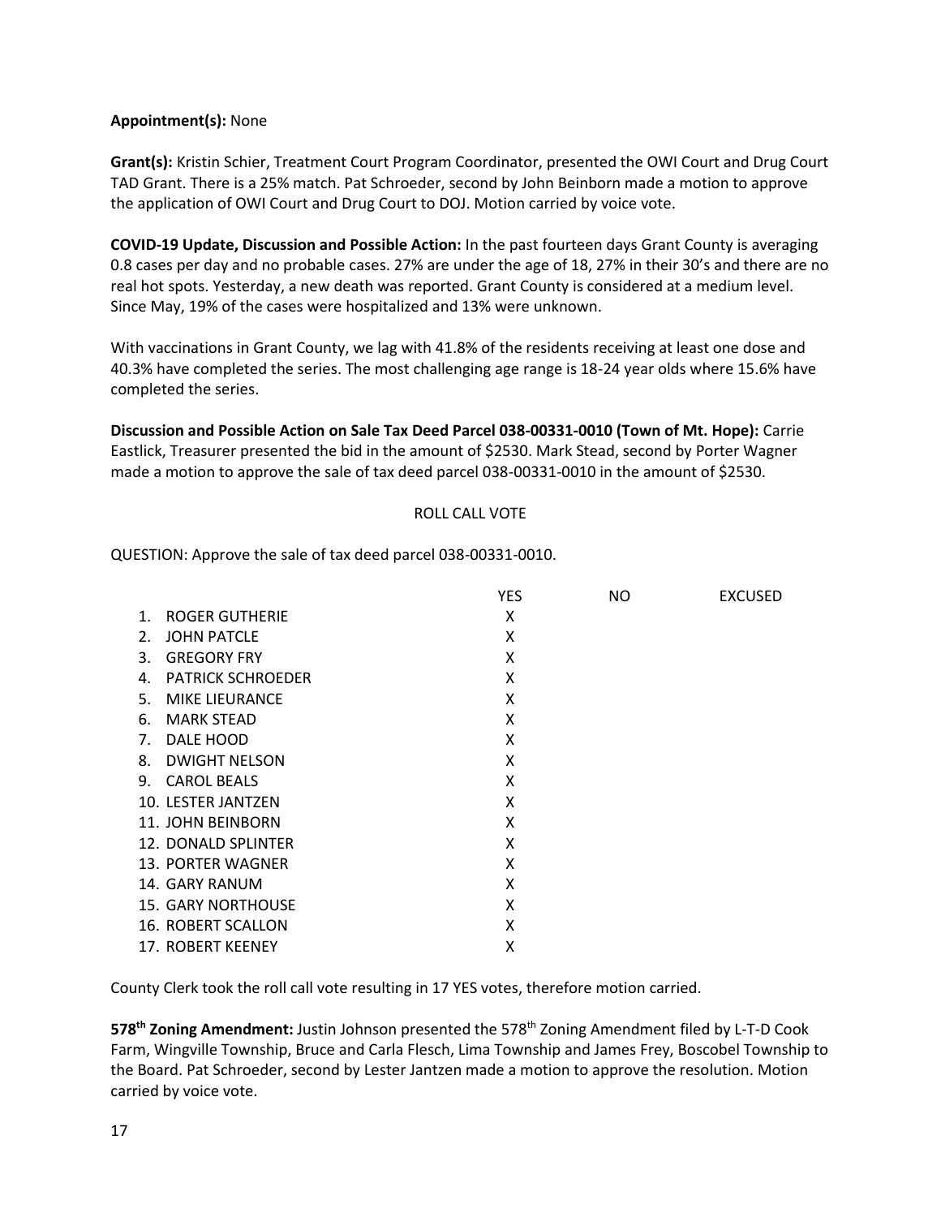**Appointment(s):** None

**Grant(s):** Kristin Schier, Treatment Court Program Coordinator, presented the OWI Court and Drug Court TAD Grant. There is a 25% match. Pat Schroeder, second by John Beinborn made a motion to approve the application of OWI Court and Drug Court to DOJ. Motion carried by voice vote.

**COVID-19 Update, Discussion and Possible Action:** In the past fourteen days Grant County is averaging 0.8 cases per day and no probable cases. 27% are under the age of 18, 27% in their 30's and there are no real hot spots. Yesterday, a new death was reported. Grant County is considered at a medium level. Since May, 19% of the cases were hospitalized and 13% were unknown.

With vaccinations in Grant County, we lag with 41.8% of the residents receiving at least one dose and 40.3% have completed the series. The most challenging age range is 18-24 year olds where 15.6% have completed the series.

**Discussion and Possible Action on Sale Tax Deed Parcel 038-00331-0010 (Town of Mt. Hope):** Carrie Eastlick, Treasurer presented the bid in the amount of $2530. Mark Stead, second by Porter Wagner made a motion to approve the sale of tax deed parcel 038-00331-0010 in the amount of $2530.

ROLL CALL VOTE

QUESTION: Approve the sale of tax deed parcel 038-00331-0010.

| | YES | NO | EXCUSED |
|---|---|---|---|
| 1. ROGER GUTHERIE | X | | |
| 2. JOHN PATCLE | X | | |
| 3. GREGORY FRY | X | | |
| 4. PATRICK SCHROEDER | X | | |
| 5. MIKE LIEURANCE | X | | |
| 6. MARK STEAD | X | | |
| 7. DALE HOOD | X | | |
| 8. DWIGHT NELSON | X | | |
| 9. CAROL BEALS | X | | |
| 10. LESTER JANTZEN | X | | |
| 11. JOHN BEINBORN | X | | |
| 12. DONALD SPLINTER | X | | |
| 13. PORTER WAGNER | X | | |
| 14. GARY RANUM | X | | |
| 15. GARY NORTHOUSE | X | | |
| 16. ROBERT SCALLON | X | | |
| 17. ROBERT KEENEY | X | | |

County Clerk took the roll call vote resulting in 17 YES votes, therefore motion carried.

**578th Zoning Amendment:** Justin Johnson presented the 578th Zoning Amendment filed by L-T-D Cook Farm, Wingville Township, Bruce and Carla Flesch, Lima Township and James Frey, Boscobel Township to the Board. Pat Schroeder, second by Lester Jantzen made a motion to approve the resolution. Motion carried by voice vote.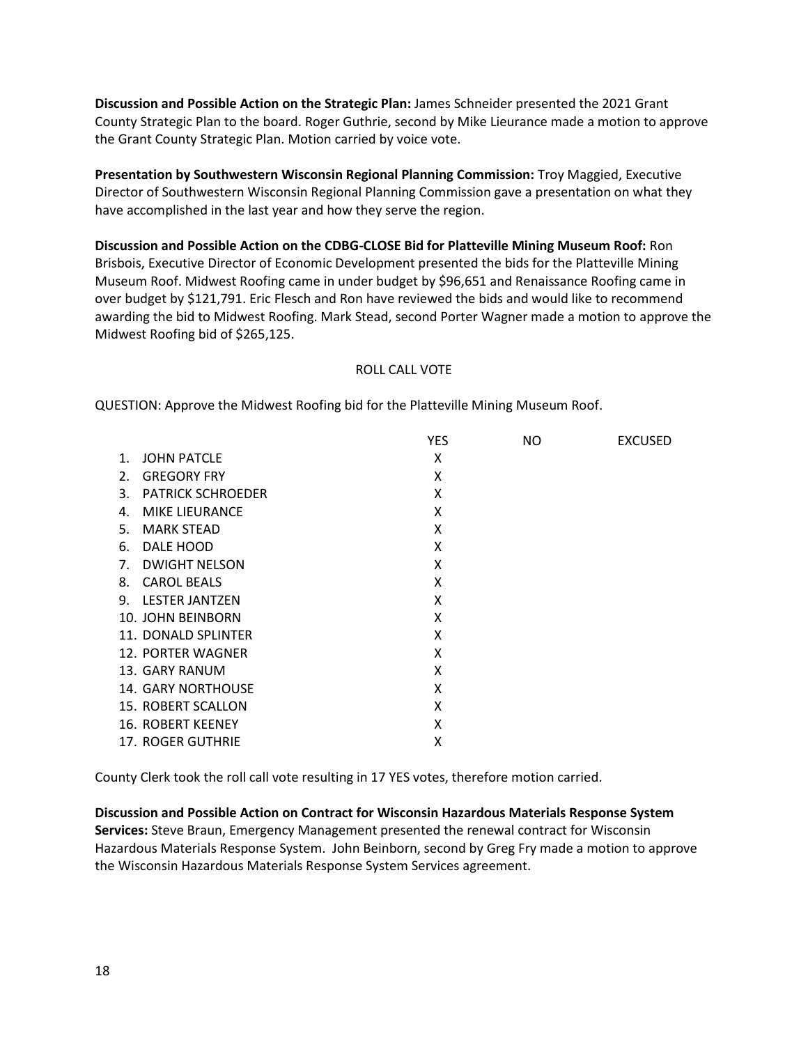**Discussion and Possible Action on the Strategic Plan:** James Schneider presented the 2021 Grant County Strategic Plan to the board. Roger Guthrie, second by Mike Lieurance made a motion to approve the Grant County Strategic Plan. Motion carried by voice vote.

**Presentation by Southwestern Wisconsin Regional Planning Commission:** Troy Maggied, Executive Director of Southwestern Wisconsin Regional Planning Commission gave a presentation on what they have accomplished in the last year and how they serve the region.

**Discussion and Possible Action on the CDBG-CLOSE Bid for Platteville Mining Museum Roof:** Ron Brisbois, Executive Director of Economic Development presented the bids for the Platteville Mining Museum Roof. Midwest Roofing came in under budget by $96,651 and Renaissance Roofing came in over budget by $121,791. Eric Flesch and Ron have reviewed the bids and would like to recommend awarding the bid to Midwest Roofing. Mark Stead, second Porter Wagner made a motion to approve the Midwest Roofing bid of $265,125.

ROLL CALL VOTE

QUESTION: Approve the Midwest Roofing bid for the Platteville Mining Museum Roof.

| | YES | NO | EXCUSED |
|---|---|---|---|
| 1. JOHN PATCLE | X | | |
| 2. GREGORY FRY | X | | |
| 3. PATRICK SCHROEDER | X | | |
| 4. MIKE LIEURANCE | X | | |
| 5. MARK STEAD | X | | |
| 6. DALE HOOD | X | | |
| 7. DWIGHT NELSON | X | | |
| 8. CAROL BEALS | X | | |
| 9. LESTER JANTZEN | X | | |
| 10. JOHN BEINBORN | X | | |
| 11. DONALD SPLINTER | X | | |
| 12. PORTER WAGNER | X | | |
| 13. GARY RANUM | X | | |
| 14. GARY NORTHOUSE | X | | |
| 15. ROBERT SCALLON | X | | |
| 16. ROBERT KEENEY | X | | |
| 17. ROGER GUTHRIE | X | | |

County Clerk took the roll call vote resulting in 17 YES votes, therefore motion carried.

**Discussion and Possible Action on Contract for Wisconsin Hazardous Materials Response System Services:** Steve Braun, Emergency Management presented the renewal contract for Wisconsin Hazardous Materials Response System. John Beinborn, second by Greg Fry made a motion to approve the Wisconsin Hazardous Materials Response System Services agreement.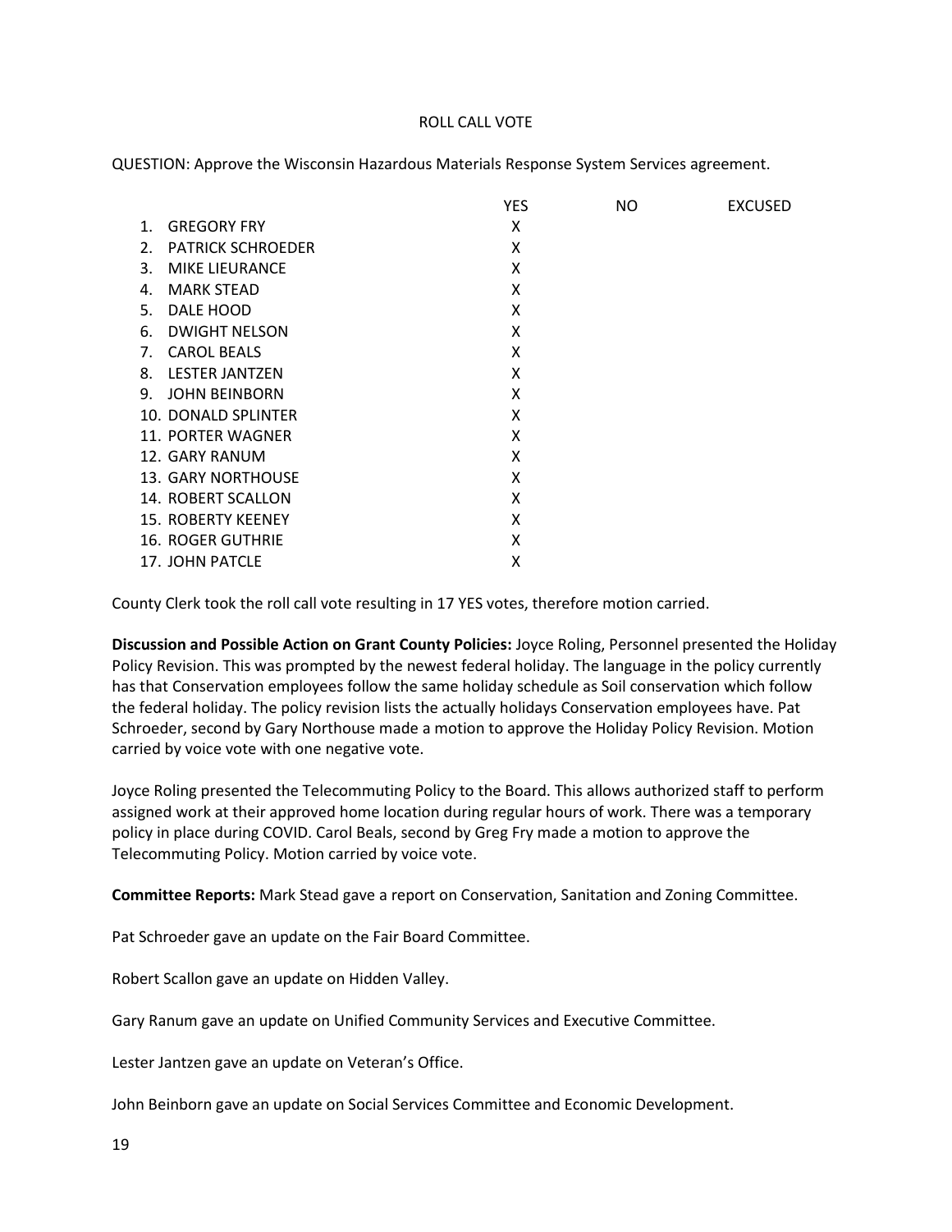ROLL CALL VOTE

QUESTION: Approve the Wisconsin Hazardous Materials Response System Services agreement.

| | YES | NO | EXCUSED |
|---|---|---|---|
| 1. GREGORY FRY | X | | |
| 2. PATRICK SCHROEDER | X | | |
| 3. MIKE LIEURANCE | X | | |
| 4. MARK STEAD | X | | |
| 5. DALE HOOD | X | | |
| 6. DWIGHT NELSON | X | | |
| 7. CAROL BEALS | X | | |
| 8. LESTER JANTZEN | X | | |
| 9. JOHN BEINBORN | X | | |
| 10. DONALD SPLINTER | X | | |
| 11. PORTER WAGNER | X | | |
| 12. GARY RANUM | X | | |
| 13. GARY NORTHOUSE | X | | |
| 14. ROBERT SCALLON | X | | |
| 15. ROBERTY KEENEY | X | | |
| 16. ROGER GUTHRIE | X | | |
| 17. JOHN PATCLE | X | | |

County Clerk took the roll call vote resulting in 17 YES votes, therefore motion carried.

**Discussion and Possible Action on Grant County Policies:** Joyce Roling, Personnel presented the Holiday Policy Revision. This was prompted by the newest federal holiday. The language in the policy currently has that Conservation employees follow the same holiday schedule as Soil conservation which follow the federal holiday. The policy revision lists the actually holidays Conservation employees have. Pat Schroeder, second by Gary Northouse made a motion to approve the Holiday Policy Revision. Motion carried by voice vote with one negative vote.

Joyce Roling presented the Telecommuting Policy to the Board. This allows authorized staff to perform assigned work at their approved home location during regular hours of work. There was a temporary policy in place during COVID. Carol Beals, second by Greg Fry made a motion to approve the Telecommuting Policy. Motion carried by voice vote.

**Committee Reports:** Mark Stead gave a report on Conservation, Sanitation and Zoning Committee.

Pat Schroeder gave an update on the Fair Board Committee.

Robert Scallon gave an update on Hidden Valley.

Gary Ranum gave an update on Unified Community Services and Executive Committee.

Lester Jantzen gave an update on Veteran's Office.

John Beinborn gave an update on Social Services Committee and Economic Development.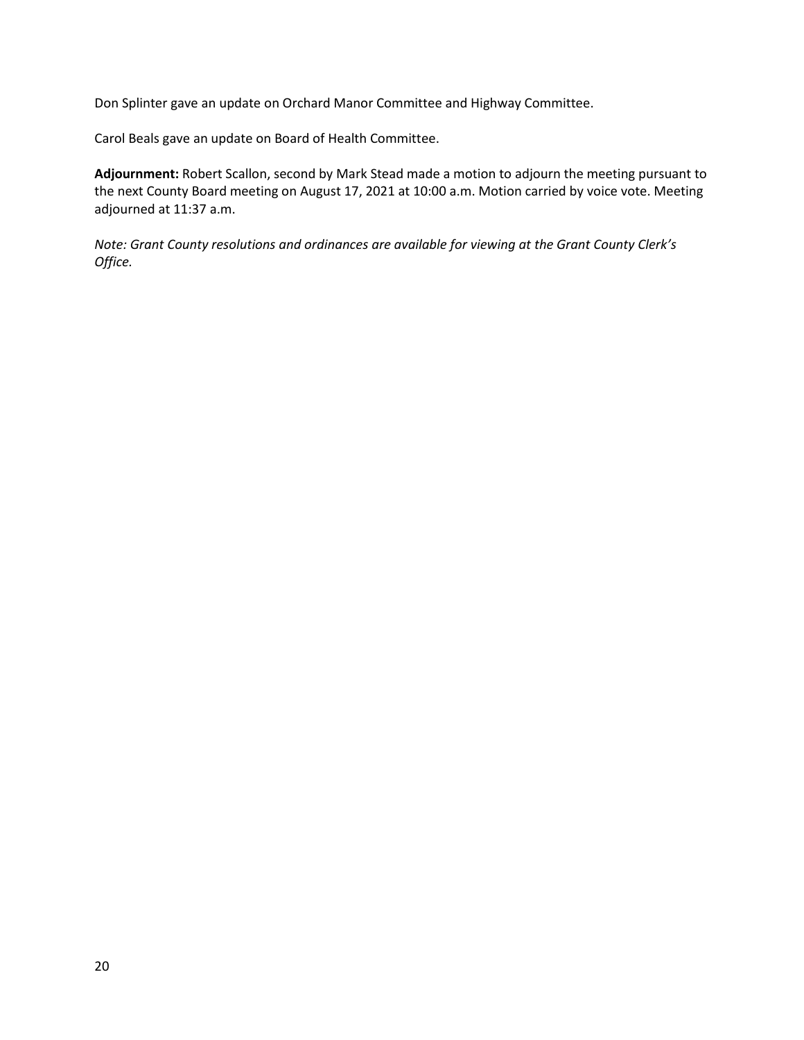Don Splinter gave an update on Orchard Manor Committee and Highway Committee.

Carol Beals gave an update on Board of Health Committee.

**Adjournment:** Robert Scallon, second by Mark Stead made a motion to adjourn the meeting pursuant to the next County Board meeting on August 17, 2021 at 10:00 a.m. Motion carried by voice vote. Meeting adjourned at 11:37 a.m.

*Note: Grant County resolutions and ordinances are available for viewing at the Grant County Clerk's Office.*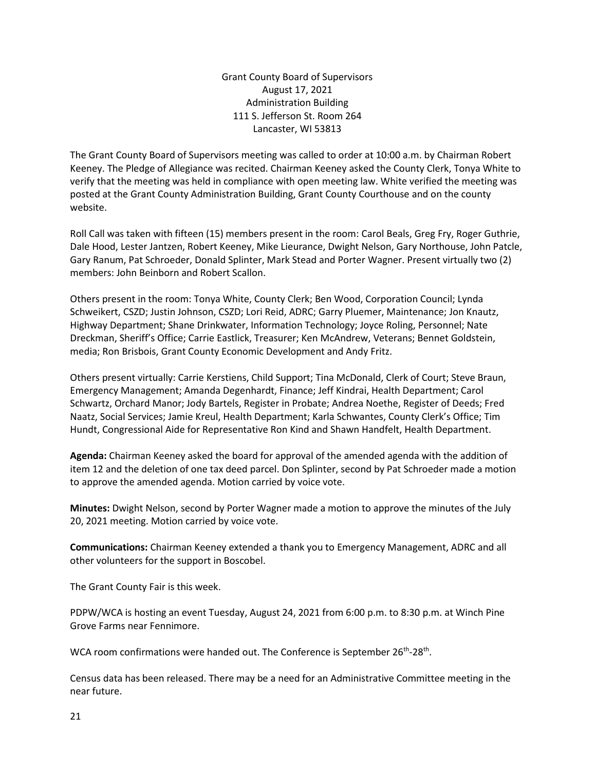Grant County Board of Supervisors
August 17, 2021
Administration Building
111 S. Jefferson St. Room 264
Lancaster, WI 53813

The Grant County Board of Supervisors meeting was called to order at 10:00 a.m. by Chairman Robert Keeney. The Pledge of Allegiance was recited. Chairman Keeney asked the County Clerk, Tonya White to verify that the meeting was held in compliance with open meeting law. White verified the meeting was posted at the Grant County Administration Building, Grant County Courthouse and on the county website.

Roll Call was taken with fifteen (15) members present in the room: Carol Beals, Greg Fry, Roger Guthrie, Dale Hood, Lester Jantzen, Robert Keeney, Mike Lieurance, Dwight Nelson, Gary Northouse, John Patcle, Gary Ranum, Pat Schroeder, Donald Splinter, Mark Stead and Porter Wagner. Present virtually two (2) members: John Beinborn and Robert Scallon.

Others present in the room: Tonya White, County Clerk; Ben Wood, Corporation Council; Lynda Schweikert, CSZD; Justin Johnson, CSZD; Lori Reid, ADRC; Garry Pluemer, Maintenance; Jon Knautz, Highway Department; Shane Drinkwater, Information Technology; Joyce Roling, Personnel; Nate Dreckman, Sheriff's Office; Carrie Eastlick, Treasurer; Ken McAndrew, Veterans; Bennet Goldstein, media; Ron Brisbois, Grant County Economic Development and Andy Fritz.

Others present virtually: Carrie Kerstiens, Child Support; Tina McDonald, Clerk of Court; Steve Braun, Emergency Management; Amanda Degenhardt, Finance; Jeff Kindrai, Health Department; Carol Schwartz, Orchard Manor; Jody Bartels, Register in Probate; Andrea Noethe, Register of Deeds; Fred Naatz, Social Services; Jamie Kreul, Health Department; Karla Schwantes, County Clerk's Office; Tim Hundt, Congressional Aide for Representative Ron Kind and Shawn Handfelt, Health Department.

**Agenda:** Chairman Keeney asked the board for approval of the amended agenda with the addition of item 12 and the deletion of one tax deed parcel. Don Splinter, second by Pat Schroeder made a motion to approve the amended agenda. Motion carried by voice vote.

**Minutes:** Dwight Nelson, second by Porter Wagner made a motion to approve the minutes of the July 20, 2021 meeting. Motion carried by voice vote.

**Communications:** Chairman Keeney extended a thank you to Emergency Management, ADRC and all other volunteers for the support in Boscobel.

The Grant County Fair is this week.

PDPW/WCA is hosting an event Tuesday, August 24, 2021 from 6:00 p.m. to 8:30 p.m. at Winch Pine Grove Farms near Fennimore.

WCA room confirmations were handed out. The Conference is September 26th-28th.

Census data has been released. There may be a need for an Administrative Committee meeting in the near future.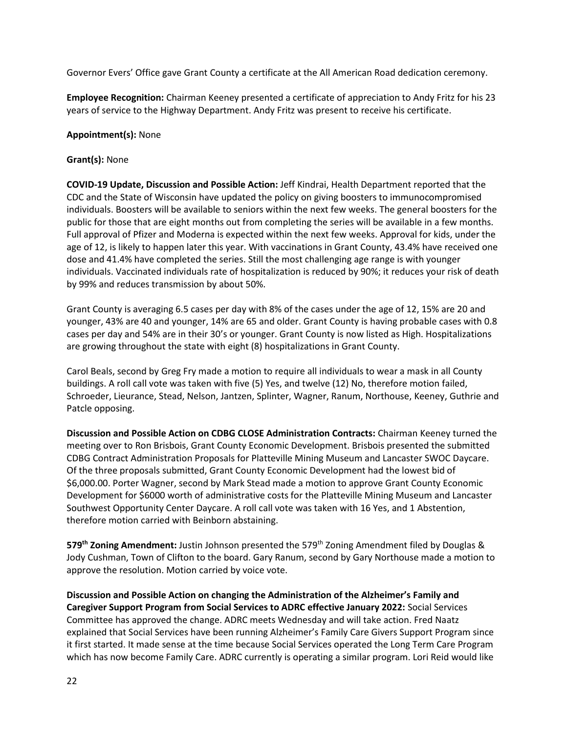Governor Evers' Office gave Grant County a certificate at the All American Road dedication ceremony.

**Employee Recognition:** Chairman Keeney presented a certificate of appreciation to Andy Fritz for his 23 years of service to the Highway Department. Andy Fritz was present to receive his certificate.

**Appointment(s):** None

**Grant(s):** None

**COVID-19 Update, Discussion and Possible Action:** Jeff Kindrai, Health Department reported that the CDC and the State of Wisconsin have updated the policy on giving boosters to immunocompromised individuals. Boosters will be available to seniors within the next few weeks. The general boosters for the public for those that are eight months out from completing the series will be available in a few months. Full approval of Pfizer and Moderna is expected within the next few weeks. Approval for kids, under the age of 12, is likely to happen later this year. With vaccinations in Grant County, 43.4% have received one dose and 41.4% have completed the series. Still the most challenging age range is with younger individuals. Vaccinated individuals rate of hospitalization is reduced by 90%; it reduces your risk of death by 99% and reduces transmission by about 50%.

Grant County is averaging 6.5 cases per day with 8% of the cases under the age of 12, 15% are 20 and younger, 43% are 40 and younger, 14% are 65 and older. Grant County is having probable cases with 0.8 cases per day and 54% are in their 30's or younger. Grant County is now listed as High. Hospitalizations are growing throughout the state with eight (8) hospitalizations in Grant County.

Carol Beals, second by Greg Fry made a motion to require all individuals to wear a mask in all County buildings. A roll call vote was taken with five (5) Yes, and twelve (12) No, therefore motion failed, Schroeder, Lieurance, Stead, Nelson, Jantzen, Splinter, Wagner, Ranum, Northouse, Keeney, Guthrie and Patcle opposing.

**Discussion and Possible Action on CDBG CLOSE Administration Contracts:** Chairman Keeney turned the meeting over to Ron Brisbois, Grant County Economic Development. Brisbois presented the submitted CDBG Contract Administration Proposals for Platteville Mining Museum and Lancaster SWOC Daycare. Of the three proposals submitted, Grant County Economic Development had the lowest bid of $6,000.00. Porter Wagner, second by Mark Stead made a motion to approve Grant County Economic Development for $6000 worth of administrative costs for the Platteville Mining Museum and Lancaster Southwest Opportunity Center Daycare. A roll call vote was taken with 16 Yes, and 1 Abstention, therefore motion carried with Beinborn abstaining.

**579th Zoning Amendment:** Justin Johnson presented the 579th Zoning Amendment filed by Douglas & Jody Cushman, Town of Clifton to the board. Gary Ranum, second by Gary Northouse made a motion to approve the resolution. Motion carried by voice vote.

**Discussion and Possible Action on changing the Administration of the Alzheimer's Family and Caregiver Support Program from Social Services to ADRC effective January 2022:** Social Services Committee has approved the change. ADRC meets Wednesday and will take action. Fred Naatz explained that Social Services have been running Alzheimer's Family Care Givers Support Program since it first started. It made sense at the time because Social Services operated the Long Term Care Program which has now become Family Care. ADRC currently is operating a similar program. Lori Reid would like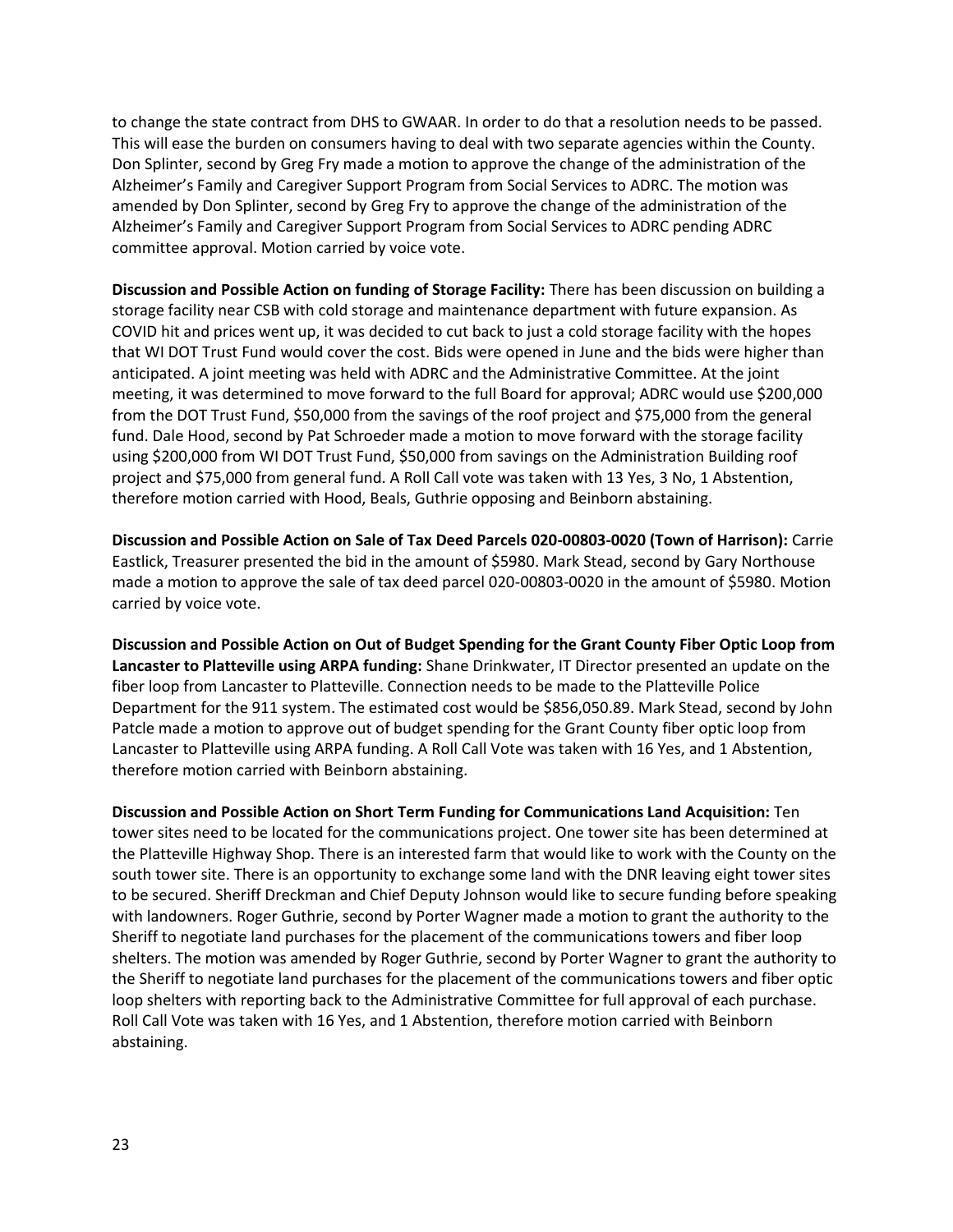to change the state contract from DHS to GWAAR. In order to do that a resolution needs to be passed. This will ease the burden on consumers having to deal with two separate agencies within the County. Don Splinter, second by Greg Fry made a motion to approve the change of the administration of the Alzheimer's Family and Caregiver Support Program from Social Services to ADRC. The motion was amended by Don Splinter, second by Greg Fry to approve the change of the administration of the Alzheimer's Family and Caregiver Support Program from Social Services to ADRC pending ADRC committee approval. Motion carried by voice vote.

**Discussion and Possible Action on funding of Storage Facility:** There has been discussion on building a storage facility near CSB with cold storage and maintenance department with future expansion. As COVID hit and prices went up, it was decided to cut back to just a cold storage facility with the hopes that WI DOT Trust Fund would cover the cost. Bids were opened in June and the bids were higher than anticipated. A joint meeting was held with ADRC and the Administrative Committee. At the joint meeting, it was determined to move forward to the full Board for approval; ADRC would use $200,000 from the DOT Trust Fund, $50,000 from the savings of the roof project and $75,000 from the general fund. Dale Hood, second by Pat Schroeder made a motion to move forward with the storage facility using $200,000 from WI DOT Trust Fund, $50,000 from savings on the Administration Building roof project and $75,000 from general fund. A Roll Call vote was taken with 13 Yes, 3 No, 1 Abstention, therefore motion carried with Hood, Beals, Guthrie opposing and Beinborn abstaining.

**Discussion and Possible Action on Sale of Tax Deed Parcels 020-00803-0020 (Town of Harrison):** Carrie Eastlick, Treasurer presented the bid in the amount of $5980. Mark Stead, second by Gary Northouse made a motion to approve the sale of tax deed parcel 020-00803-0020 in the amount of $5980. Motion carried by voice vote.

**Discussion and Possible Action on Out of Budget Spending for the Grant County Fiber Optic Loop from Lancaster to Platteville using ARPA funding:** Shane Drinkwater, IT Director presented an update on the fiber loop from Lancaster to Platteville. Connection needs to be made to the Platteville Police Department for the 911 system. The estimated cost would be $856,050.89. Mark Stead, second by John Patcle made a motion to approve out of budget spending for the Grant County fiber optic loop from Lancaster to Platteville using ARPA funding. A Roll Call Vote was taken with 16 Yes, and 1 Abstention, therefore motion carried with Beinborn abstaining.

**Discussion and Possible Action on Short Term Funding for Communications Land Acquisition:** Ten tower sites need to be located for the communications project. One tower site has been determined at the Platteville Highway Shop. There is an interested farm that would like to work with the County on the south tower site. There is an opportunity to exchange some land with the DNR leaving eight tower sites to be secured. Sheriff Dreckman and Chief Deputy Johnson would like to secure funding before speaking with landowners. Roger Guthrie, second by Porter Wagner made a motion to grant the authority to the Sheriff to negotiate land purchases for the placement of the communications towers and fiber loop shelters. The motion was amended by Roger Guthrie, second by Porter Wagner to grant the authority to the Sheriff to negotiate land purchases for the placement of the communications towers and fiber optic loop shelters with reporting back to the Administrative Committee for full approval of each purchase. Roll Call Vote was taken with 16 Yes, and 1 Abstention, therefore motion carried with Beinborn abstaining.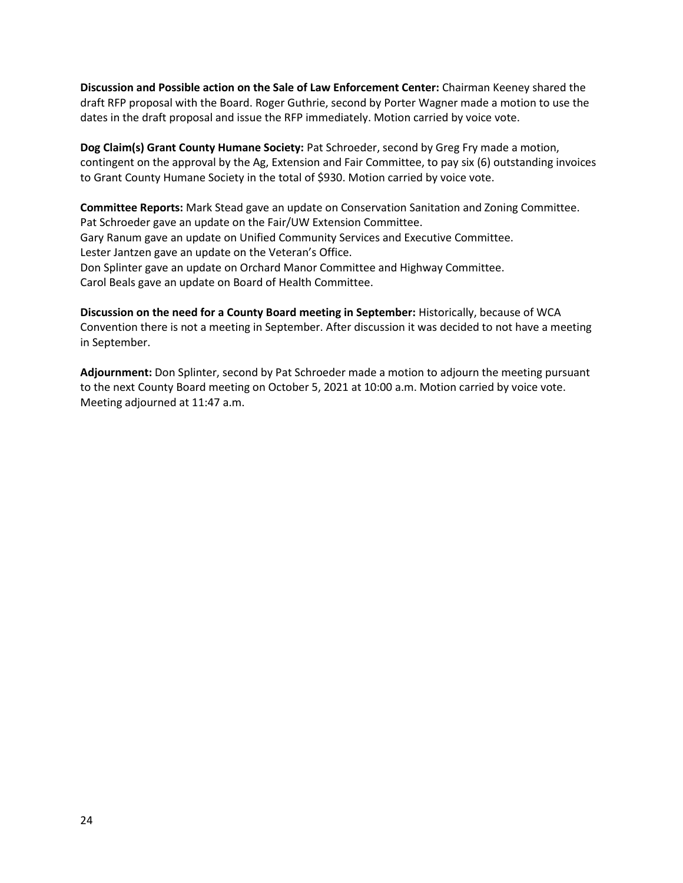**Discussion and Possible action on the Sale of Law Enforcement Center:** Chairman Keeney shared the draft RFP proposal with the Board. Roger Guthrie, second by Porter Wagner made a motion to use the dates in the draft proposal and issue the RFP immediately. Motion carried by voice vote.

**Dog Claim(s) Grant County Humane Society:** Pat Schroeder, second by Greg Fry made a motion, contingent on the approval by the Ag, Extension and Fair Committee, to pay six (6) outstanding invoices to Grant County Humane Society in the total of $930. Motion carried by voice vote.

**Committee Reports:** Mark Stead gave an update on Conservation Sanitation and Zoning Committee.
Pat Schroeder gave an update on the Fair/UW Extension Committee.
Gary Ranum gave an update on Unified Community Services and Executive Committee.
Lester Jantzen gave an update on the Veteran's Office.
Don Splinter gave an update on Orchard Manor Committee and Highway Committee.
Carol Beals gave an update on Board of Health Committee.

**Discussion on the need for a County Board meeting in September:** Historically, because of WCA Convention there is not a meeting in September. After discussion it was decided to not have a meeting in September.

**Adjournment:** Don Splinter, second by Pat Schroeder made a motion to adjourn the meeting pursuant to the next County Board meeting on October 5, 2021 at 10:00 a.m. Motion carried by voice vote. Meeting adjourned at 11:47 a.m.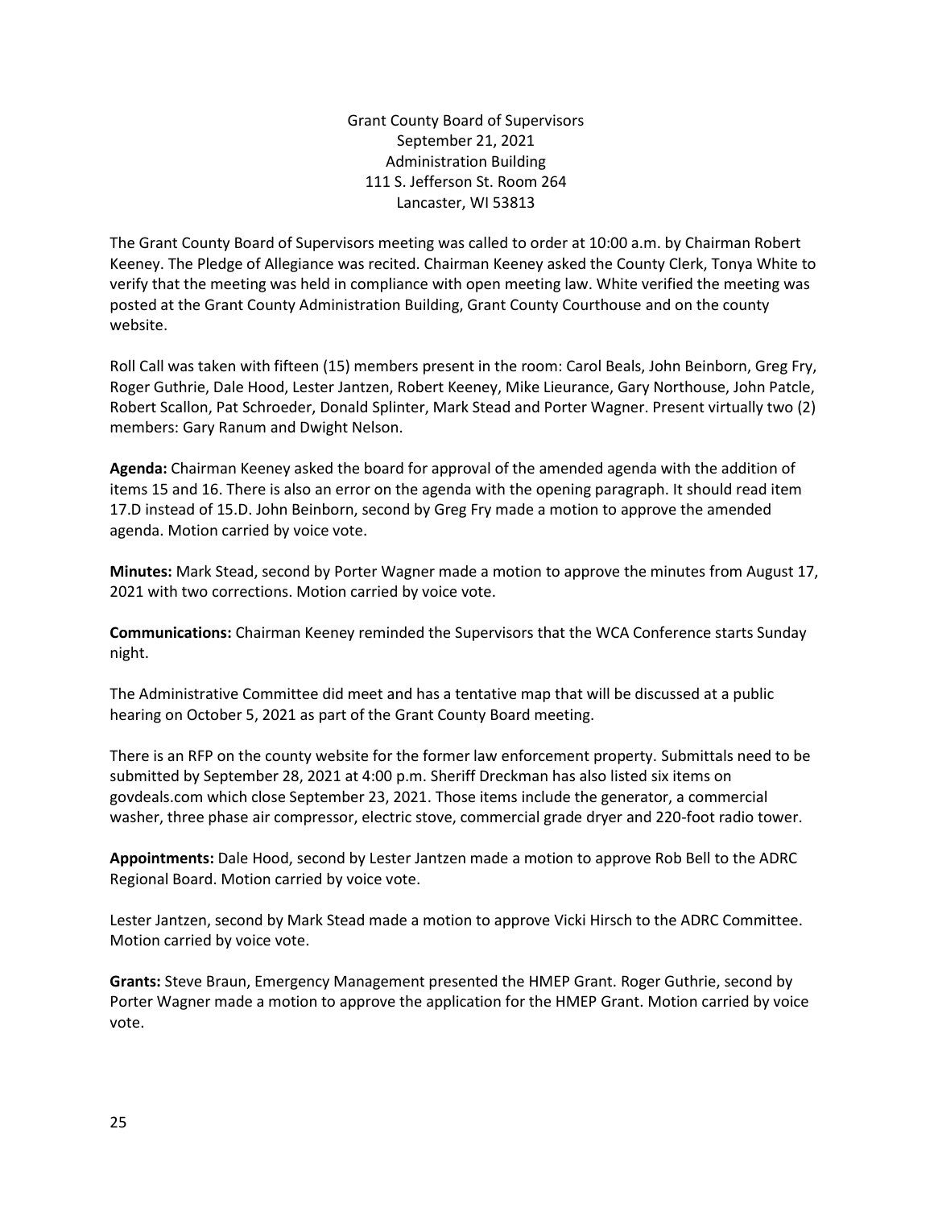Grant County Board of Supervisors
September 21, 2021
Administration Building
111 S. Jefferson St. Room 264
Lancaster, WI 53813

The Grant County Board of Supervisors meeting was called to order at 10:00 a.m. by Chairman Robert Keeney. The Pledge of Allegiance was recited. Chairman Keeney asked the County Clerk, Tonya White to verify that the meeting was held in compliance with open meeting law. White verified the meeting was posted at the Grant County Administration Building, Grant County Courthouse and on the county website.

Roll Call was taken with fifteen (15) members present in the room: Carol Beals, John Beinborn, Greg Fry, Roger Guthrie, Dale Hood, Lester Jantzen, Robert Keeney, Mike Lieurance, Gary Northouse, John Patcle, Robert Scallon, Pat Schroeder, Donald Splinter, Mark Stead and Porter Wagner. Present virtually two (2) members: Gary Ranum and Dwight Nelson.

**Agenda:** Chairman Keeney asked the board for approval of the amended agenda with the addition of items 15 and 16. There is also an error on the agenda with the opening paragraph. It should read item 17.D instead of 15.D. John Beinborn, second by Greg Fry made a motion to approve the amended agenda. Motion carried by voice vote.

**Minutes:** Mark Stead, second by Porter Wagner made a motion to approve the minutes from August 17, 2021 with two corrections. Motion carried by voice vote.

**Communications:** Chairman Keeney reminded the Supervisors that the WCA Conference starts Sunday night.

The Administrative Committee did meet and has a tentative map that will be discussed at a public hearing on October 5, 2021 as part of the Grant County Board meeting.

There is an RFP on the county website for the former law enforcement property. Submittals need to be submitted by September 28, 2021 at 4:00 p.m. Sheriff Dreckman has also listed six items on govdeals.com which close September 23, 2021. Those items include the generator, a commercial washer, three phase air compressor, electric stove, commercial grade dryer and 220-foot radio tower.

**Appointments:** Dale Hood, second by Lester Jantzen made a motion to approve Rob Bell to the ADRC Regional Board. Motion carried by voice vote.

Lester Jantzen, second by Mark Stead made a motion to approve Vicki Hirsch to the ADRC Committee. Motion carried by voice vote.

**Grants:** Steve Braun, Emergency Management presented the HMEP Grant. Roger Guthrie, second by Porter Wagner made a motion to approve the application for the HMEP Grant. Motion carried by voice vote.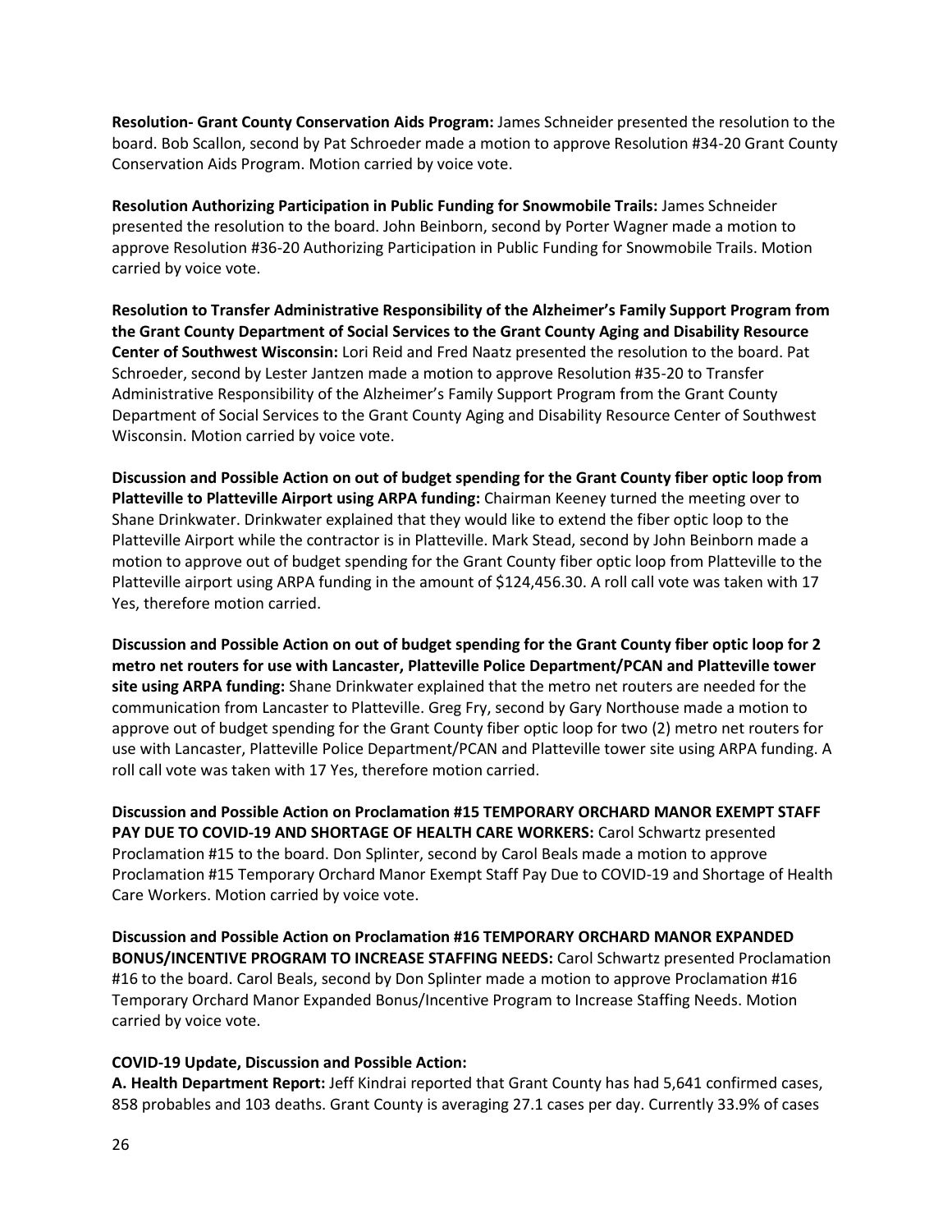**Resolution- Grant County Conservation Aids Program:** James Schneider presented the resolution to the board. Bob Scallon, second by Pat Schroeder made a motion to approve Resolution #34-20 Grant County Conservation Aids Program. Motion carried by voice vote.

**Resolution Authorizing Participation in Public Funding for Snowmobile Trails:** James Schneider presented the resolution to the board. John Beinborn, second by Porter Wagner made a motion to approve Resolution #36-20 Authorizing Participation in Public Funding for Snowmobile Trails. Motion carried by voice vote.

**Resolution to Transfer Administrative Responsibility of the Alzheimer's Family Support Program from the Grant County Department of Social Services to the Grant County Aging and Disability Resource Center of Southwest Wisconsin:** Lori Reid and Fred Naatz presented the resolution to the board. Pat Schroeder, second by Lester Jantzen made a motion to approve Resolution #35-20 to Transfer Administrative Responsibility of the Alzheimer's Family Support Program from the Grant County Department of Social Services to the Grant County Aging and Disability Resource Center of Southwest Wisconsin. Motion carried by voice vote.

**Discussion and Possible Action on out of budget spending for the Grant County fiber optic loop from Platteville to Platteville Airport using ARPA funding:** Chairman Keeney turned the meeting over to Shane Drinkwater. Drinkwater explained that they would like to extend the fiber optic loop to the Platteville Airport while the contractor is in Platteville. Mark Stead, second by John Beinborn made a motion to approve out of budget spending for the Grant County fiber optic loop from Platteville to the Platteville airport using ARPA funding in the amount of $124,456.30. A roll call vote was taken with 17 Yes, therefore motion carried.

**Discussion and Possible Action on out of budget spending for the Grant County fiber optic loop for 2 metro net routers for use with Lancaster, Platteville Police Department/PCAN and Platteville tower site using ARPA funding:** Shane Drinkwater explained that the metro net routers are needed for the communication from Lancaster to Platteville. Greg Fry, second by Gary Northouse made a motion to approve out of budget spending for the Grant County fiber optic loop for two (2) metro net routers for use with Lancaster, Platteville Police Department/PCAN and Platteville tower site using ARPA funding. A roll call vote was taken with 17 Yes, therefore motion carried.

**Discussion and Possible Action on Proclamation #15 TEMPORARY ORCHARD MANOR EXEMPT STAFF PAY DUE TO COVID-19 AND SHORTAGE OF HEALTH CARE WORKERS:** Carol Schwartz presented Proclamation #15 to the board. Don Splinter, second by Carol Beals made a motion to approve Proclamation #15 Temporary Orchard Manor Exempt Staff Pay Due to COVID-19 and Shortage of Health Care Workers. Motion carried by voice vote.

**Discussion and Possible Action on Proclamation #16 TEMPORARY ORCHARD MANOR EXPANDED BONUS/INCENTIVE PROGRAM TO INCREASE STAFFING NEEDS:** Carol Schwartz presented Proclamation #16 to the board. Carol Beals, second by Don Splinter made a motion to approve Proclamation #16 Temporary Orchard Manor Expanded Bonus/Incentive Program to Increase Staffing Needs. Motion carried by voice vote.

**COVID-19 Update, Discussion and Possible Action:**

**A. Health Department Report:** Jeff Kindrai reported that Grant County has had 5,641 confirmed cases, 858 probables and 103 deaths. Grant County is averaging 27.1 cases per day. Currently 33.9% of cases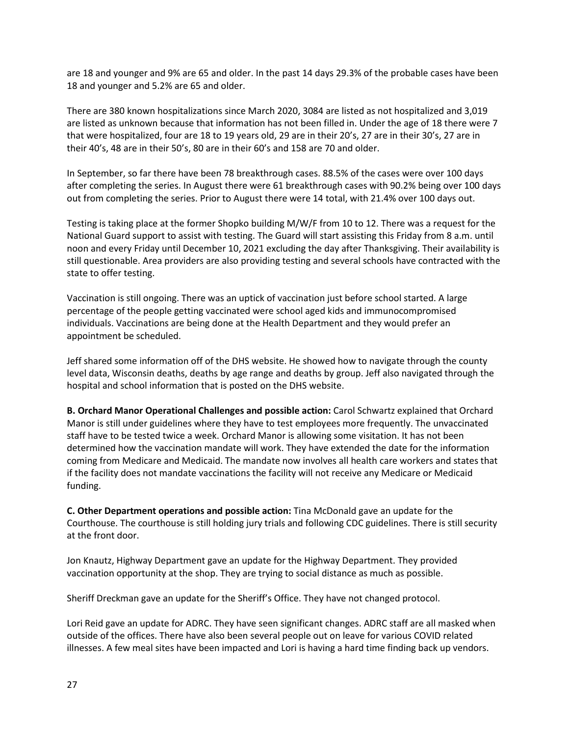are 18 and younger and 9% are 65 and older. In the past 14 days 29.3% of the probable cases have been 18 and younger and 5.2% are 65 and older.

There are 380 known hospitalizations since March 2020, 3084 are listed as not hospitalized and 3,019 are listed as unknown because that information has not been filled in. Under the age of 18 there were 7 that were hospitalized, four are 18 to 19 years old, 29 are in their 20's, 27 are in their 30's, 27 are in their 40's, 48 are in their 50's, 80 are in their 60's and 158 are 70 and older.

In September, so far there have been 78 breakthrough cases. 88.5% of the cases were over 100 days after completing the series. In August there were 61 breakthrough cases with 90.2% being over 100 days out from completing the series. Prior to August there were 14 total, with 21.4% over 100 days out.

Testing is taking place at the former Shopko building M/W/F from 10 to 12. There was a request for the National Guard support to assist with testing. The Guard will start assisting this Friday from 8 a.m. until noon and every Friday until December 10, 2021 excluding the day after Thanksgiving. Their availability is still questionable. Area providers are also providing testing and several schools have contracted with the state to offer testing.

Vaccination is still ongoing. There was an uptick of vaccination just before school started. A large percentage of the people getting vaccinated were school aged kids and immunocompromised individuals. Vaccinations are being done at the Health Department and they would prefer an appointment be scheduled.

Jeff shared some information off of the DHS website. He showed how to navigate through the county level data, Wisconsin deaths, deaths by age range and deaths by group. Jeff also navigated through the hospital and school information that is posted on the DHS website.

**B. Orchard Manor Operational Challenges and possible action:** Carol Schwartz explained that Orchard Manor is still under guidelines where they have to test employees more frequently. The unvaccinated staff have to be tested twice a week. Orchard Manor is allowing some visitation. It has not been determined how the vaccination mandate will work. They have extended the date for the information coming from Medicare and Medicaid. The mandate now involves all health care workers and states that if the facility does not mandate vaccinations the facility will not receive any Medicare or Medicaid funding.

**C. Other Department operations and possible action:** Tina McDonald gave an update for the Courthouse. The courthouse is still holding jury trials and following CDC guidelines. There is still security at the front door.

Jon Knautz, Highway Department gave an update for the Highway Department. They provided vaccination opportunity at the shop. They are trying to social distance as much as possible.

Sheriff Dreckman gave an update for the Sheriff's Office. They have not changed protocol.

Lori Reid gave an update for ADRC. They have seen significant changes. ADRC staff are all masked when outside of the offices. There have also been several people out on leave for various COVID related illnesses. A few meal sites have been impacted and Lori is having a hard time finding back up vendors.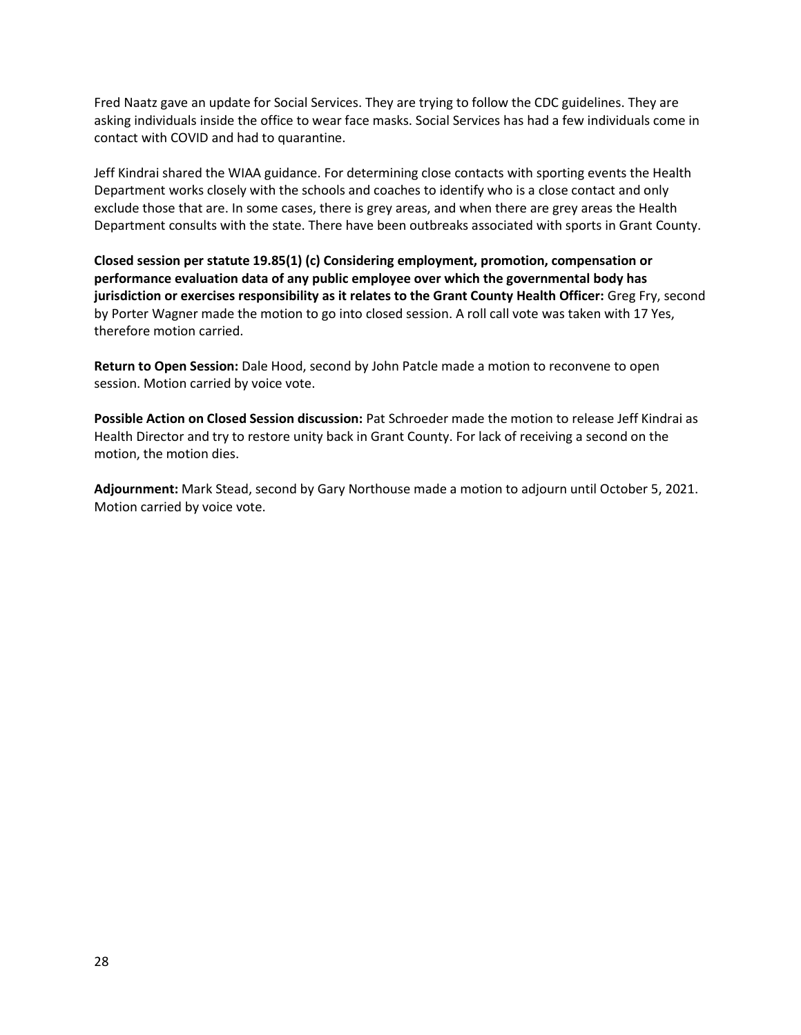Fred Naatz gave an update for Social Services. They are trying to follow the CDC guidelines. They are asking individuals inside the office to wear face masks. Social Services has had a few individuals come in contact with COVID and had to quarantine.

Jeff Kindrai shared the WIAA guidance. For determining close contacts with sporting events the Health Department works closely with the schools and coaches to identify who is a close contact and only exclude those that are. In some cases, there is grey areas, and when there are grey areas the Health Department consults with the state. There have been outbreaks associated with sports in Grant County.

**Closed session per statute 19.85(1) (c) Considering employment, promotion, compensation or performance evaluation data of any public employee over which the governmental body has jurisdiction or exercises responsibility as it relates to the Grant County Health Officer:** Greg Fry, second by Porter Wagner made the motion to go into closed session. A roll call vote was taken with 17 Yes, therefore motion carried.

**Return to Open Session:** Dale Hood, second by John Patcle made a motion to reconvene to open session. Motion carried by voice vote.

**Possible Action on Closed Session discussion:** Pat Schroeder made the motion to release Jeff Kindrai as Health Director and try to restore unity back in Grant County. For lack of receiving a second on the motion, the motion dies.

**Adjournment:** Mark Stead, second by Gary Northouse made a motion to adjourn until October 5, 2021. Motion carried by voice vote.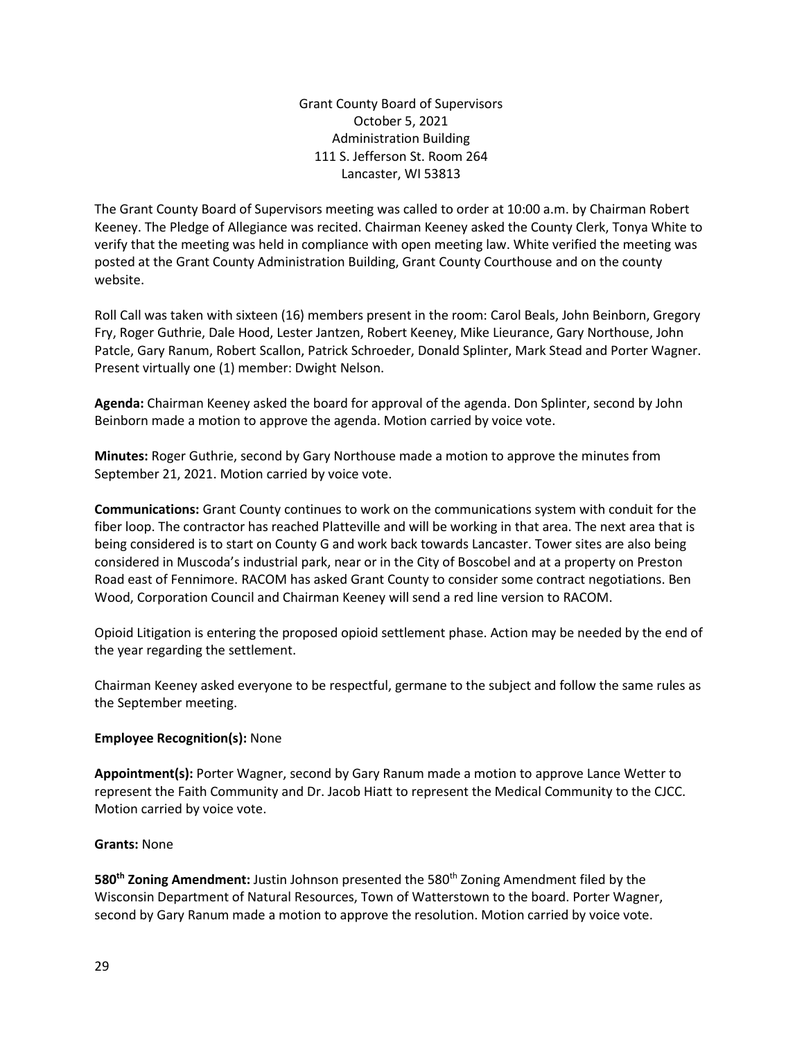Grant County Board of Supervisors
October 5, 2021
Administration Building
111 S. Jefferson St. Room 264
Lancaster, WI 53813

The Grant County Board of Supervisors meeting was called to order at 10:00 a.m. by Chairman Robert Keeney. The Pledge of Allegiance was recited. Chairman Keeney asked the County Clerk, Tonya White to verify that the meeting was held in compliance with open meeting law. White verified the meeting was posted at the Grant County Administration Building, Grant County Courthouse and on the county website.

Roll Call was taken with sixteen (16) members present in the room: Carol Beals, John Beinborn, Gregory Fry, Roger Guthrie, Dale Hood, Lester Jantzen, Robert Keeney, Mike Lieurance, Gary Northouse, John Patcle, Gary Ranum, Robert Scallon, Patrick Schroeder, Donald Splinter, Mark Stead and Porter Wagner. Present virtually one (1) member: Dwight Nelson.

**Agenda:** Chairman Keeney asked the board for approval of the agenda. Don Splinter, second by John Beinborn made a motion to approve the agenda. Motion carried by voice vote.

**Minutes:** Roger Guthrie, second by Gary Northouse made a motion to approve the minutes from September 21, 2021. Motion carried by voice vote.

**Communications:** Grant County continues to work on the communications system with conduit for the fiber loop. The contractor has reached Platteville and will be working in that area. The next area that is being considered is to start on County G and work back towards Lancaster. Tower sites are also being considered in Muscoda's industrial park, near or in the City of Boscobel and at a property on Preston Road east of Fennimore. RACOM has asked Grant County to consider some contract negotiations. Ben Wood, Corporation Council and Chairman Keeney will send a red line version to RACOM.

Opioid Litigation is entering the proposed opioid settlement phase. Action may be needed by the end of the year regarding the settlement.

Chairman Keeney asked everyone to be respectful, germane to the subject and follow the same rules as the September meeting.

**Employee Recognition(s):** None

**Appointment(s):** Porter Wagner, second by Gary Ranum made a motion to approve Lance Wetter to represent the Faith Community and Dr. Jacob Hiatt to represent the Medical Community to the CJCC. Motion carried by voice vote.

**Grants:** None

**580th Zoning Amendment:** Justin Johnson presented the 580th Zoning Amendment filed by the Wisconsin Department of Natural Resources, Town of Watterstown to the board. Porter Wagner, second by Gary Ranum made a motion to approve the resolution. Motion carried by voice vote.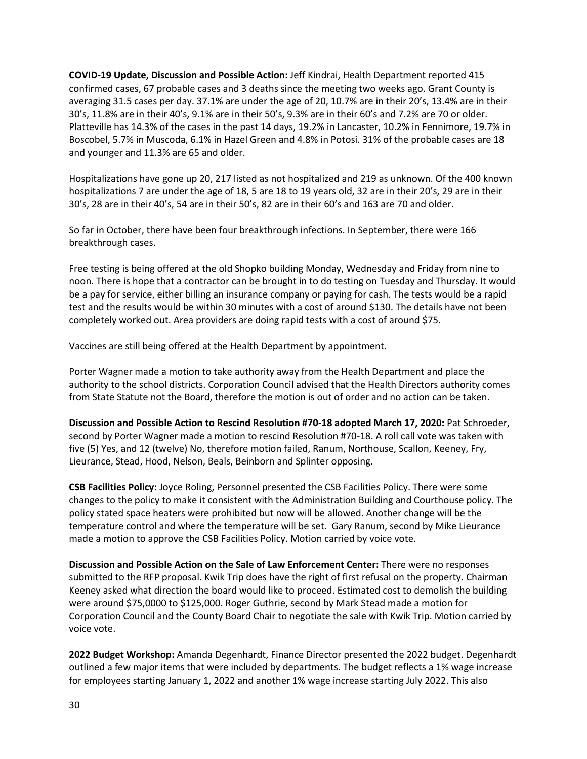**COVID-19 Update, Discussion and Possible Action:** Jeff Kindrai, Health Department reported 415 confirmed cases, 67 probable cases and 3 deaths since the meeting two weeks ago. Grant County is averaging 31.5 cases per day. 37.1% are under the age of 20, 10.7% are in their 20's, 13.4% are in their 30's, 11.8% are in their 40's, 9.1% are in their 50's, 9.3% are in their 60's and 7.2% are 70 or older. Platteville has 14.3% of the cases in the past 14 days, 19.2% in Lancaster, 10.2% in Fennimore, 19.7% in Boscobel, 5.7% in Muscoda, 6.1% in Hazel Green and 4.8% in Potosi. 31% of the probable cases are 18 and younger and 11.3% are 65 and older.

Hospitalizations have gone up 20, 217 listed as not hospitalized and 219 as unknown. Of the 400 known hospitalizations 7 are under the age of 18, 5 are 18 to 19 years old, 32 are in their 20's, 29 are in their 30's, 28 are in their 40's, 54 are in their 50's, 82 are in their 60's and 163 are 70 and older.

So far in October, there have been four breakthrough infections. In September, there were 166 breakthrough cases.

Free testing is being offered at the old Shopko building Monday, Wednesday and Friday from nine to noon. There is hope that a contractor can be brought in to do testing on Tuesday and Thursday. It would be a pay for service, either billing an insurance company or paying for cash. The tests would be a rapid test and the results would be within 30 minutes with a cost of around $130. The details have not been completely worked out. Area providers are doing rapid tests with a cost of around $75.

Vaccines are still being offered at the Health Department by appointment.

Porter Wagner made a motion to take authority away from the Health Department and place the authority to the school districts. Corporation Council advised that the Health Directors authority comes from State Statute not the Board, therefore the motion is out of order and no action can be taken.

**Discussion and Possible Action to Rescind Resolution #70-18 adopted March 17, 2020:** Pat Schroeder, second by Porter Wagner made a motion to rescind Resolution #70-18. A roll call vote was taken with five (5) Yes, and 12 (twelve) No, therefore motion failed, Ranum, Northouse, Scallon, Keeney, Fry, Lieurance, Stead, Hood, Nelson, Beals, Beinborn and Splinter opposing.

**CSB Facilities Policy:** Joyce Roling, Personnel presented the CSB Facilities Policy. There were some changes to the policy to make it consistent with the Administration Building and Courthouse policy. The policy stated space heaters were prohibited but now will be allowed. Another change will be the temperature control and where the temperature will be set. Gary Ranum, second by Mike Lieurance made a motion to approve the CSB Facilities Policy. Motion carried by voice vote.

**Discussion and Possible Action on the Sale of Law Enforcement Center:** There were no responses submitted to the RFP proposal. Kwik Trip does have the right of first refusal on the property. Chairman Keeney asked what direction the board would like to proceed. Estimated cost to demolish the building were around $75,0000 to $125,000. Roger Guthrie, second by Mark Stead made a motion for Corporation Council and the County Board Chair to negotiate the sale with Kwik Trip. Motion carried by voice vote.

**2022 Budget Workshop:** Amanda Degenhardt, Finance Director presented the 2022 budget. Degenhardt outlined a few major items that were included by departments. The budget reflects a 1% wage increase for employees starting January 1, 2022 and another 1% wage increase starting July 2022. This also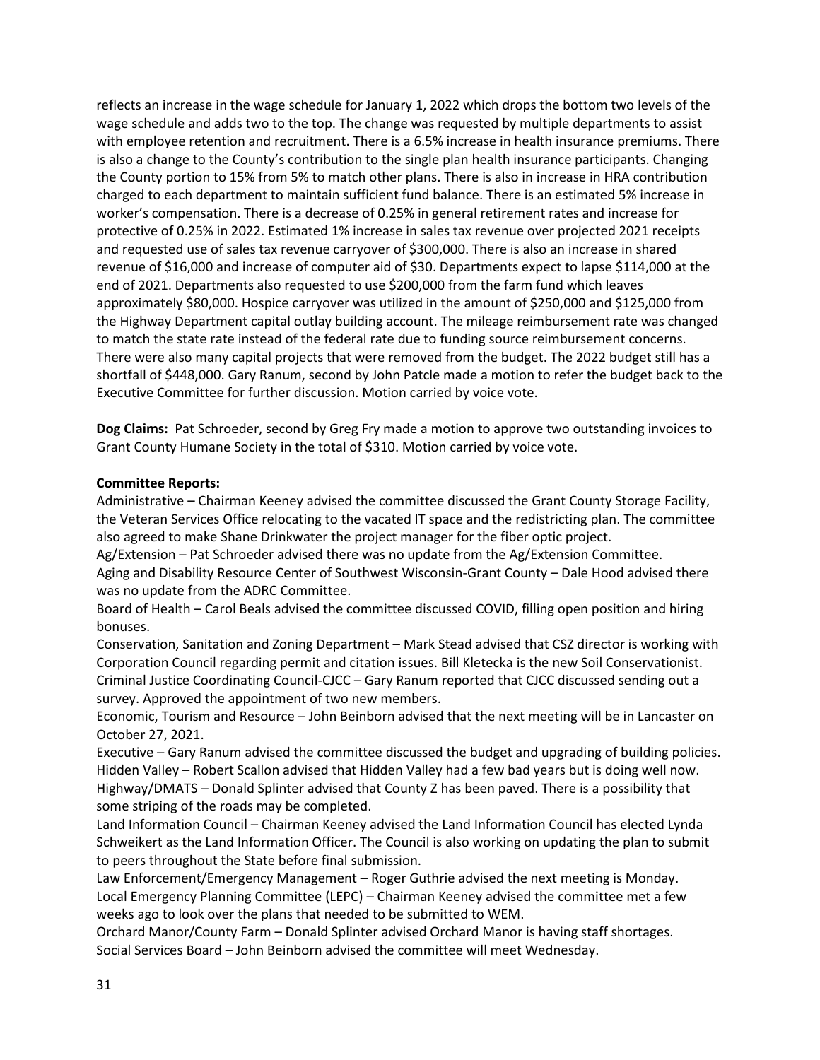reflects an increase in the wage schedule for January 1, 2022 which drops the bottom two levels of the wage schedule and adds two to the top. The change was requested by multiple departments to assist with employee retention and recruitment. There is a 6.5% increase in health insurance premiums. There is also a change to the County's contribution to the single plan health insurance participants. Changing the County portion to 15% from 5% to match other plans. There is also in increase in HRA contribution charged to each department to maintain sufficient fund balance. There is an estimated 5% increase in worker's compensation. There is a decrease of 0.25% in general retirement rates and increase for protective of 0.25% in 2022. Estimated 1% increase in sales tax revenue over projected 2021 receipts and requested use of sales tax revenue carryover of $300,000. There is also an increase in shared revenue of $16,000 and increase of computer aid of $30. Departments expect to lapse $114,000 at the end of 2021. Departments also requested to use $200,000 from the farm fund which leaves approximately $80,000. Hospice carryover was utilized in the amount of $250,000 and $125,000 from the Highway Department capital outlay building account. The mileage reimbursement rate was changed to match the state rate instead of the federal rate due to funding source reimbursement concerns. There were also many capital projects that were removed from the budget. The 2022 budget still has a shortfall of $448,000. Gary Ranum, second by John Patcle made a motion to refer the budget back to the Executive Committee for further discussion. Motion carried by voice vote.

**Dog Claims:** Pat Schroeder, second by Greg Fry made a motion to approve two outstanding invoices to Grant County Humane Society in the total of $310. Motion carried by voice vote.

**Committee Reports:**

Administrative – Chairman Keeney advised the committee discussed the Grant County Storage Facility, the Veteran Services Office relocating to the vacated IT space and the redistricting plan. The committee also agreed to make Shane Drinkwater the project manager for the fiber optic project.

Ag/Extension – Pat Schroeder advised there was no update from the Ag/Extension Committee.

Aging and Disability Resource Center of Southwest Wisconsin-Grant County – Dale Hood advised there was no update from the ADRC Committee.

Board of Health – Carol Beals advised the committee discussed COVID, filling open position and hiring bonuses.

Conservation, Sanitation and Zoning Department – Mark Stead advised that CSZ director is working with Corporation Council regarding permit and citation issues. Bill Kletecka is the new Soil Conservationist.

Criminal Justice Coordinating Council-CJCC – Gary Ranum reported that CJCC discussed sending out a survey. Approved the appointment of two new members.

Economic, Tourism and Resource – John Beinborn advised that the next meeting will be in Lancaster on October 27, 2021.

Executive – Gary Ranum advised the committee discussed the budget and upgrading of building policies.

Hidden Valley – Robert Scallon advised that Hidden Valley had a few bad years but is doing well now.

Highway/DMATS – Donald Splinter advised that County Z has been paved. There is a possibility that some striping of the roads may be completed.

Land Information Council – Chairman Keeney advised the Land Information Council has elected Lynda Schweikert as the Land Information Officer. The Council is also working on updating the plan to submit to peers throughout the State before final submission.

Law Enforcement/Emergency Management – Roger Guthrie advised the next meeting is Monday.

Local Emergency Planning Committee (LEPC) – Chairman Keeney advised the committee met a few weeks ago to look over the plans that needed to be submitted to WEM.

Orchard Manor/County Farm – Donald Splinter advised Orchard Manor is having staff shortages.

Social Services Board – John Beinborn advised the committee will meet Wednesday.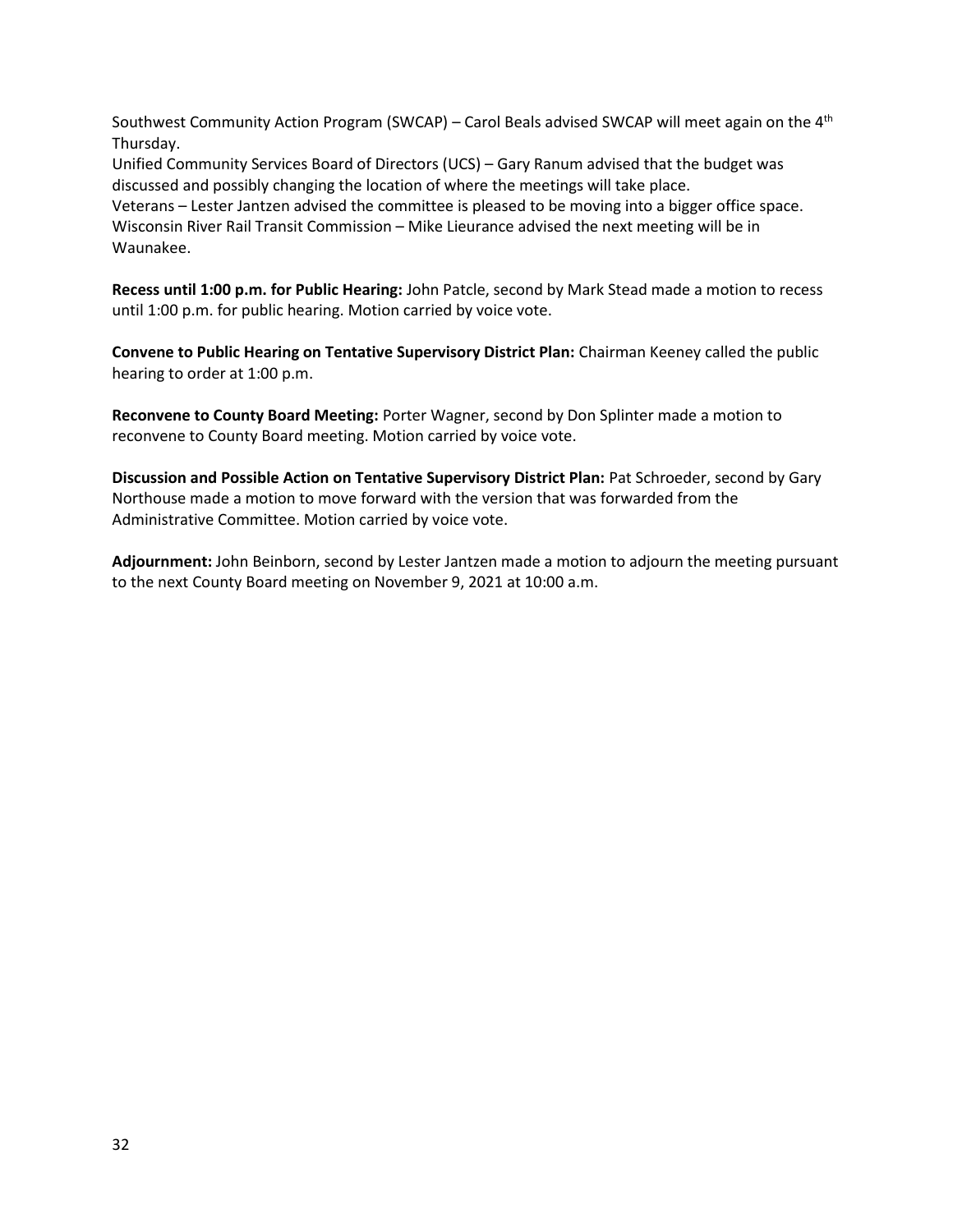Southwest Community Action Program (SWCAP) – Carol Beals advised SWCAP will meet again on the 4th Thursday.
Unified Community Services Board of Directors (UCS) – Gary Ranum advised that the budget was discussed and possibly changing the location of where the meetings will take place.
Veterans – Lester Jantzen advised the committee is pleased to be moving into a bigger office space.
Wisconsin River Rail Transit Commission – Mike Lieurance advised the next meeting will be in Waunakee.

**Recess until 1:00 p.m. for Public Hearing:** John Patcle, second by Mark Stead made a motion to recess until 1:00 p.m. for public hearing. Motion carried by voice vote.

**Convene to Public Hearing on Tentative Supervisory District Plan:** Chairman Keeney called the public hearing to order at 1:00 p.m.

**Reconvene to County Board Meeting:** Porter Wagner, second by Don Splinter made a motion to reconvene to County Board meeting. Motion carried by voice vote.

**Discussion and Possible Action on Tentative Supervisory District Plan:** Pat Schroeder, second by Gary Northouse made a motion to move forward with the version that was forwarded from the Administrative Committee. Motion carried by voice vote.

**Adjournment:** John Beinborn, second by Lester Jantzen made a motion to adjourn the meeting pursuant to the next County Board meeting on November 9, 2021 at 10:00 a.m.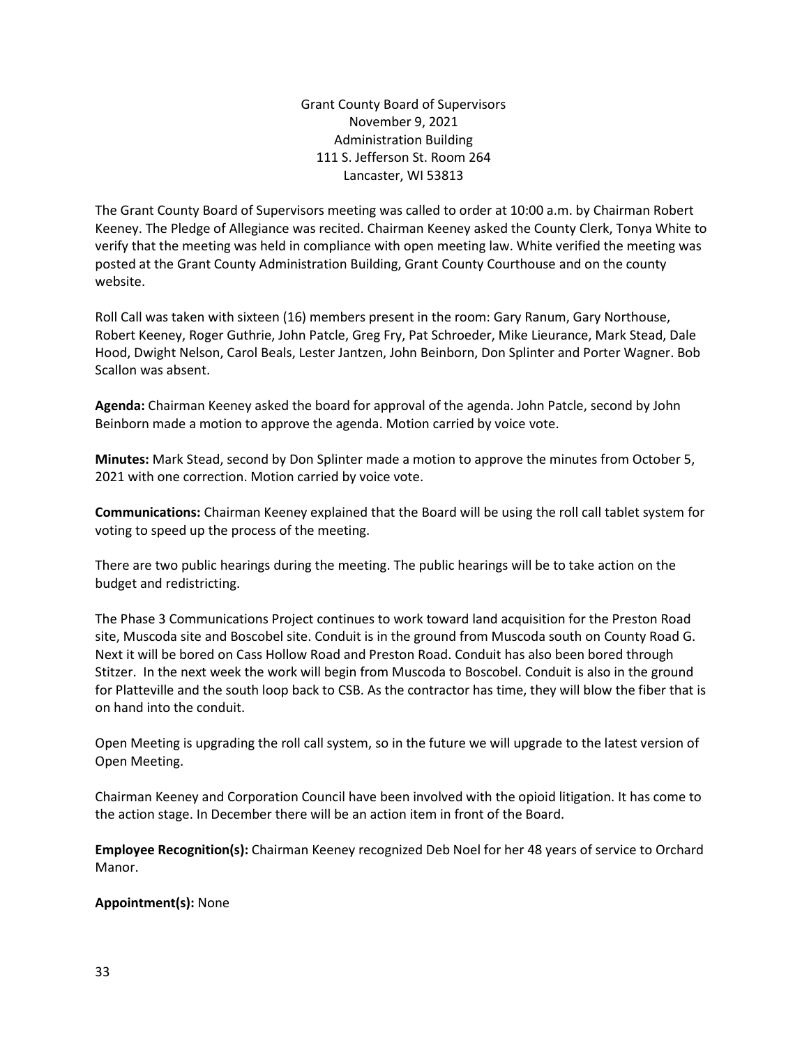Grant County Board of Supervisors
November 9, 2021
Administration Building
111 S. Jefferson St. Room 264
Lancaster, WI 53813

The Grant County Board of Supervisors meeting was called to order at 10:00 a.m. by Chairman Robert Keeney. The Pledge of Allegiance was recited. Chairman Keeney asked the County Clerk, Tonya White to verify that the meeting was held in compliance with open meeting law. White verified the meeting was posted at the Grant County Administration Building, Grant County Courthouse and on the county website.

Roll Call was taken with sixteen (16) members present in the room: Gary Ranum, Gary Northouse, Robert Keeney, Roger Guthrie, John Patcle, Greg Fry, Pat Schroeder, Mike Lieurance, Mark Stead, Dale Hood, Dwight Nelson, Carol Beals, Lester Jantzen, John Beinborn, Don Splinter and Porter Wagner. Bob Scallon was absent.

**Agenda:** Chairman Keeney asked the board for approval of the agenda. John Patcle, second by John Beinborn made a motion to approve the agenda. Motion carried by voice vote.

**Minutes:** Mark Stead, second by Don Splinter made a motion to approve the minutes from October 5, 2021 with one correction. Motion carried by voice vote.

**Communications:** Chairman Keeney explained that the Board will be using the roll call tablet system for voting to speed up the process of the meeting.

There are two public hearings during the meeting. The public hearings will be to take action on the budget and redistricting.

The Phase 3 Communications Project continues to work toward land acquisition for the Preston Road site, Muscoda site and Boscobel site. Conduit is in the ground from Muscoda south on County Road G. Next it will be bored on Cass Hollow Road and Preston Road. Conduit has also been bored through Stitzer. In the next week the work will begin from Muscoda to Boscobel. Conduit is also in the ground for Platteville and the south loop back to CSB. As the contractor has time, they will blow the fiber that is on hand into the conduit.

Open Meeting is upgrading the roll call system, so in the future we will upgrade to the latest version of Open Meeting.

Chairman Keeney and Corporation Council have been involved with the opioid litigation. It has come to the action stage. In December there will be an action item in front of the Board.

**Employee Recognition(s):** Chairman Keeney recognized Deb Noel for her 48 years of service to Orchard Manor.

**Appointment(s):** None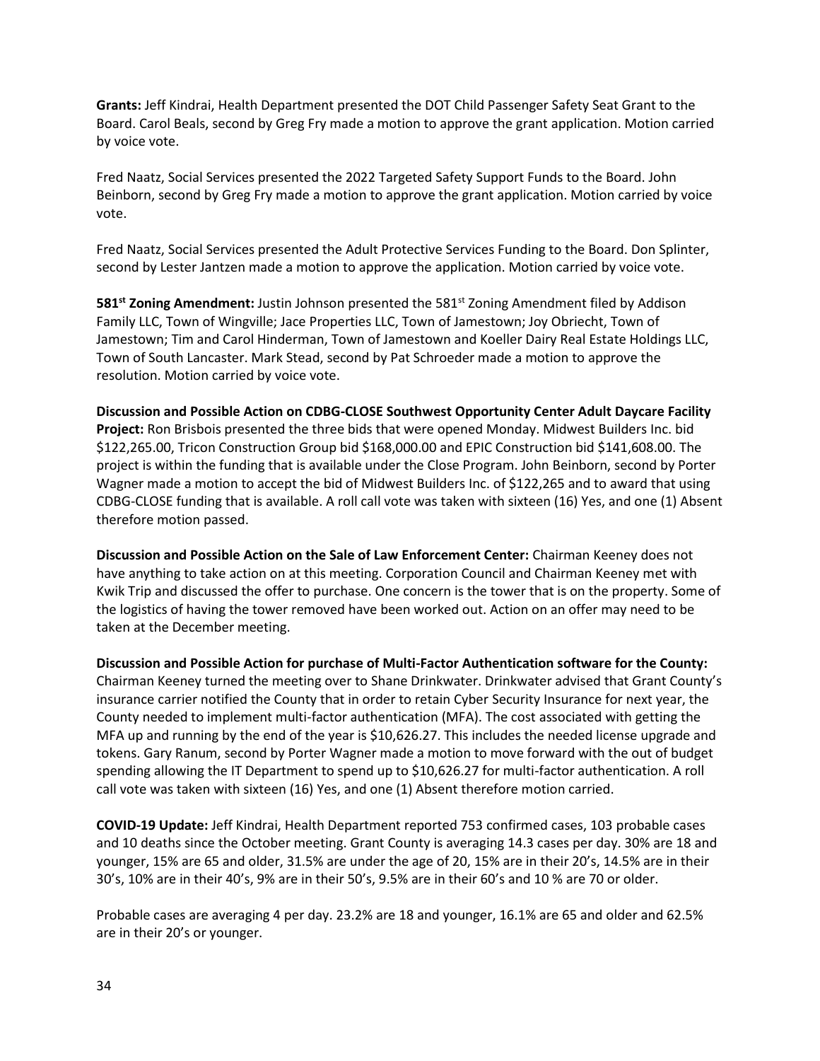**Grants:** Jeff Kindrai, Health Department presented the DOT Child Passenger Safety Seat Grant to the Board. Carol Beals, second by Greg Fry made a motion to approve the grant application. Motion carried by voice vote.

Fred Naatz, Social Services presented the 2022 Targeted Safety Support Funds to the Board. John Beinborn, second by Greg Fry made a motion to approve the grant application. Motion carried by voice vote.

Fred Naatz, Social Services presented the Adult Protective Services Funding to the Board. Don Splinter, second by Lester Jantzen made a motion to approve the application. Motion carried by voice vote.

**581st Zoning Amendment:** Justin Johnson presented the 581st Zoning Amendment filed by Addison Family LLC, Town of Wingville; Jace Properties LLC, Town of Jamestown; Joy Obriecht, Town of Jamestown; Tim and Carol Hinderman, Town of Jamestown and Koeller Dairy Real Estate Holdings LLC, Town of South Lancaster. Mark Stead, second by Pat Schroeder made a motion to approve the resolution. Motion carried by voice vote.

**Discussion and Possible Action on CDBG-CLOSE Southwest Opportunity Center Adult Daycare Facility Project:** Ron Brisbois presented the three bids that were opened Monday. Midwest Builders Inc. bid $122,265.00, Tricon Construction Group bid $168,000.00 and EPIC Construction bid $141,608.00. The project is within the funding that is available under the Close Program. John Beinborn, second by Porter Wagner made a motion to accept the bid of Midwest Builders Inc. of $122,265 and to award that using CDBG-CLOSE funding that is available. A roll call vote was taken with sixteen (16) Yes, and one (1) Absent therefore motion passed.

**Discussion and Possible Action on the Sale of Law Enforcement Center:** Chairman Keeney does not have anything to take action on at this meeting. Corporation Council and Chairman Keeney met with Kwik Trip and discussed the offer to purchase. One concern is the tower that is on the property. Some of the logistics of having the tower removed have been worked out. Action on an offer may need to be taken at the December meeting.

**Discussion and Possible Action for purchase of Multi-Factor Authentication software for the County:** Chairman Keeney turned the meeting over to Shane Drinkwater. Drinkwater advised that Grant County's insurance carrier notified the County that in order to retain Cyber Security Insurance for next year, the County needed to implement multi-factor authentication (MFA). The cost associated with getting the MFA up and running by the end of the year is $10,626.27. This includes the needed license upgrade and tokens. Gary Ranum, second by Porter Wagner made a motion to move forward with the out of budget spending allowing the IT Department to spend up to $10,626.27 for multi-factor authentication. A roll call vote was taken with sixteen (16) Yes, and one (1) Absent therefore motion carried.

**COVID-19 Update:** Jeff Kindrai, Health Department reported 753 confirmed cases, 103 probable cases and 10 deaths since the October meeting. Grant County is averaging 14.3 cases per day. 30% are 18 and younger, 15% are 65 and older, 31.5% are under the age of 20, 15% are in their 20's, 14.5% are in their 30's, 10% are in their 40's, 9% are in their 50's, 9.5% are in their 60's and 10 % are 70 or older.

Probable cases are averaging 4 per day. 23.2% are 18 and younger, 16.1% are 65 and older and 62.5% are in their 20's or younger.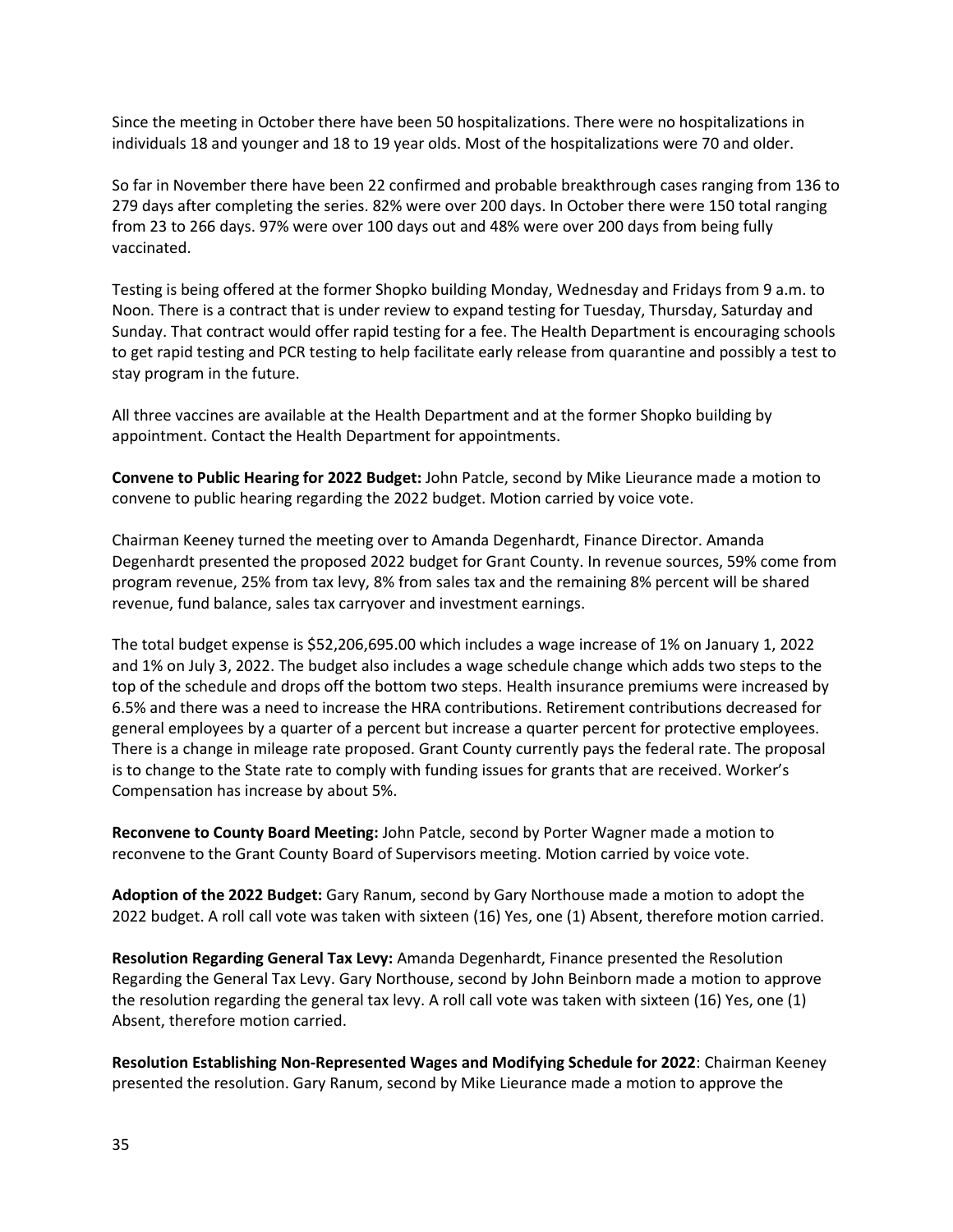Since the meeting in October there have been 50 hospitalizations. There were no hospitalizations in individuals 18 and younger and 18 to 19 year olds. Most of the hospitalizations were 70 and older.

So far in November there have been 22 confirmed and probable breakthrough cases ranging from 136 to 279 days after completing the series. 82% were over 200 days. In October there were 150 total ranging from 23 to 266 days. 97% were over 100 days out and 48% were over 200 days from being fully vaccinated.

Testing is being offered at the former Shopko building Monday, Wednesday and Fridays from 9 a.m. to Noon. There is a contract that is under review to expand testing for Tuesday, Thursday, Saturday and Sunday. That contract would offer rapid testing for a fee. The Health Department is encouraging schools to get rapid testing and PCR testing to help facilitate early release from quarantine and possibly a test to stay program in the future.

All three vaccines are available at the Health Department and at the former Shopko building by appointment. Contact the Health Department for appointments.

**Convene to Public Hearing for 2022 Budget:** John Patcle, second by Mike Lieurance made a motion to convene to public hearing regarding the 2022 budget. Motion carried by voice vote.

Chairman Keeney turned the meeting over to Amanda Degenhardt, Finance Director. Amanda Degenhardt presented the proposed 2022 budget for Grant County. In revenue sources, 59% come from program revenue, 25% from tax levy, 8% from sales tax and the remaining 8% percent will be shared revenue, fund balance, sales tax carryover and investment earnings.

The total budget expense is $52,206,695.00 which includes a wage increase of 1% on January 1, 2022 and 1% on July 3, 2022. The budget also includes a wage schedule change which adds two steps to the top of the schedule and drops off the bottom two steps. Health insurance premiums were increased by 6.5% and there was a need to increase the HRA contributions. Retirement contributions decreased for general employees by a quarter of a percent but increase a quarter percent for protective employees. There is a change in mileage rate proposed. Grant County currently pays the federal rate. The proposal is to change to the State rate to comply with funding issues for grants that are received. Worker's Compensation has increase by about 5%.

**Reconvene to County Board Meeting:** John Patcle, second by Porter Wagner made a motion to reconvene to the Grant County Board of Supervisors meeting. Motion carried by voice vote.

**Adoption of the 2022 Budget:** Gary Ranum, second by Gary Northouse made a motion to adopt the 2022 budget. A roll call vote was taken with sixteen (16) Yes, one (1) Absent, therefore motion carried.

**Resolution Regarding General Tax Levy:** Amanda Degenhardt, Finance presented the Resolution Regarding the General Tax Levy. Gary Northouse, second by John Beinborn made a motion to approve the resolution regarding the general tax levy. A roll call vote was taken with sixteen (16) Yes, one (1) Absent, therefore motion carried.

**Resolution Establishing Non-Represented Wages and Modifying Schedule for 2022**: Chairman Keeney presented the resolution. Gary Ranum, second by Mike Lieurance made a motion to approve the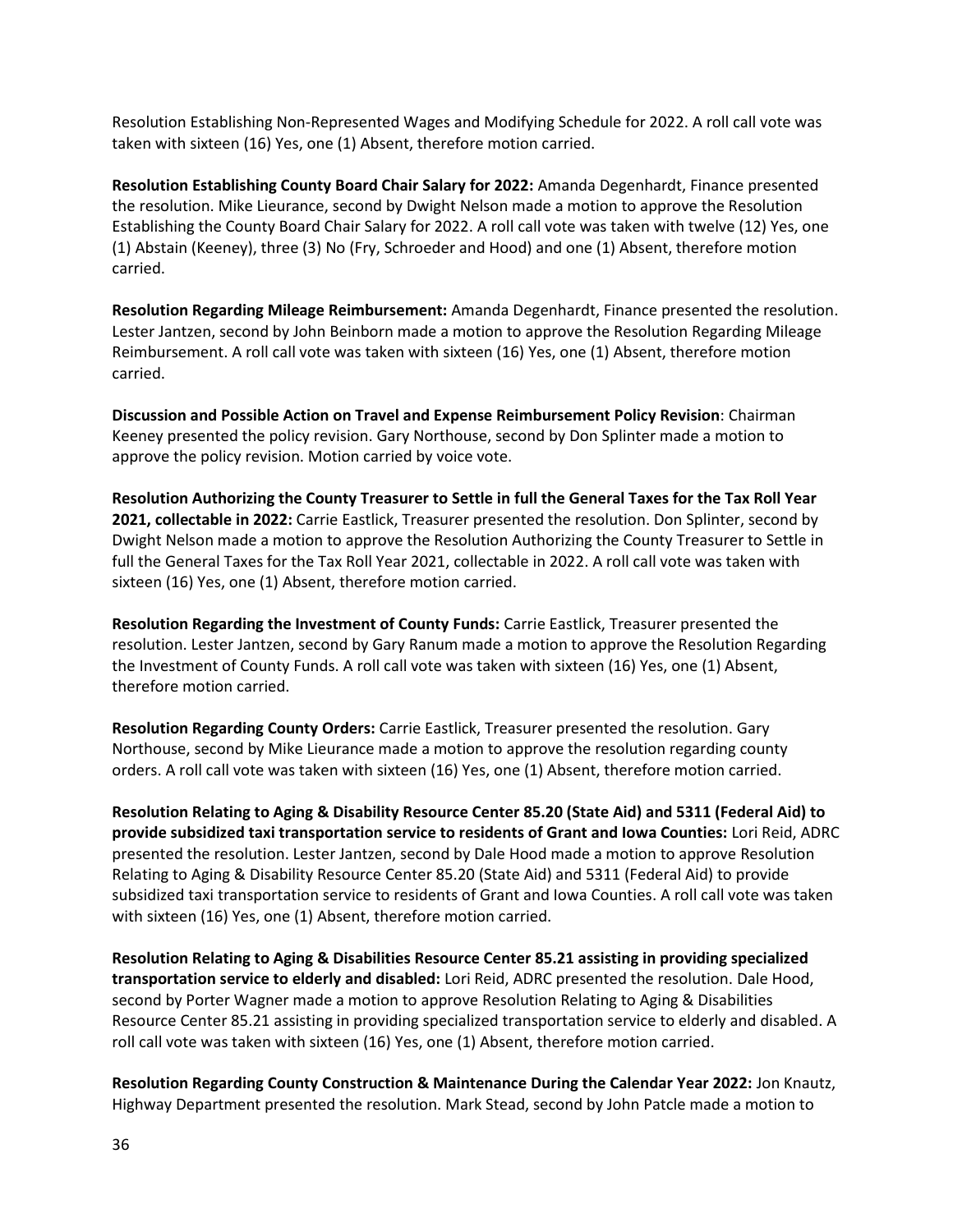Resolution Establishing Non-Represented Wages and Modifying Schedule for 2022. A roll call vote was taken with sixteen (16) Yes, one (1) Absent, therefore motion carried.

**Resolution Establishing County Board Chair Salary for 2022:** Amanda Degenhardt, Finance presented the resolution. Mike Lieurance, second by Dwight Nelson made a motion to approve the Resolution Establishing the County Board Chair Salary for 2022. A roll call vote was taken with twelve (12) Yes, one (1) Abstain (Keeney), three (3) No (Fry, Schroeder and Hood) and one (1) Absent, therefore motion carried.

**Resolution Regarding Mileage Reimbursement:** Amanda Degenhardt, Finance presented the resolution. Lester Jantzen, second by John Beinborn made a motion to approve the Resolution Regarding Mileage Reimbursement. A roll call vote was taken with sixteen (16) Yes, one (1) Absent, therefore motion carried.

**Discussion and Possible Action on Travel and Expense Reimbursement Policy Revision**: Chairman Keeney presented the policy revision. Gary Northouse, second by Don Splinter made a motion to approve the policy revision. Motion carried by voice vote.

**Resolution Authorizing the County Treasurer to Settle in full the General Taxes for the Tax Roll Year 2021, collectable in 2022:** Carrie Eastlick, Treasurer presented the resolution. Don Splinter, second by Dwight Nelson made a motion to approve the Resolution Authorizing the County Treasurer to Settle in full the General Taxes for the Tax Roll Year 2021, collectable in 2022. A roll call vote was taken with sixteen (16) Yes, one (1) Absent, therefore motion carried.

**Resolution Regarding the Investment of County Funds:** Carrie Eastlick, Treasurer presented the resolution. Lester Jantzen, second by Gary Ranum made a motion to approve the Resolution Regarding the Investment of County Funds. A roll call vote was taken with sixteen (16) Yes, one (1) Absent, therefore motion carried.

**Resolution Regarding County Orders:** Carrie Eastlick, Treasurer presented the resolution. Gary Northouse, second by Mike Lieurance made a motion to approve the resolution regarding county orders. A roll call vote was taken with sixteen (16) Yes, one (1) Absent, therefore motion carried.

**Resolution Relating to Aging & Disability Resource Center 85.20 (State Aid) and 5311 (Federal Aid) to provide subsidized taxi transportation service to residents of Grant and Iowa Counties:** Lori Reid, ADRC presented the resolution. Lester Jantzen, second by Dale Hood made a motion to approve Resolution Relating to Aging & Disability Resource Center 85.20 (State Aid) and 5311 (Federal Aid) to provide subsidized taxi transportation service to residents of Grant and Iowa Counties. A roll call vote was taken with sixteen (16) Yes, one (1) Absent, therefore motion carried.

**Resolution Relating to Aging & Disabilities Resource Center 85.21 assisting in providing specialized transportation service to elderly and disabled:** Lori Reid, ADRC presented the resolution. Dale Hood, second by Porter Wagner made a motion to approve Resolution Relating to Aging & Disabilities Resource Center 85.21 assisting in providing specialized transportation service to elderly and disabled. A roll call vote was taken with sixteen (16) Yes, one (1) Absent, therefore motion carried.

**Resolution Regarding County Construction & Maintenance During the Calendar Year 2022:** Jon Knautz, Highway Department presented the resolution. Mark Stead, second by John Patcle made a motion to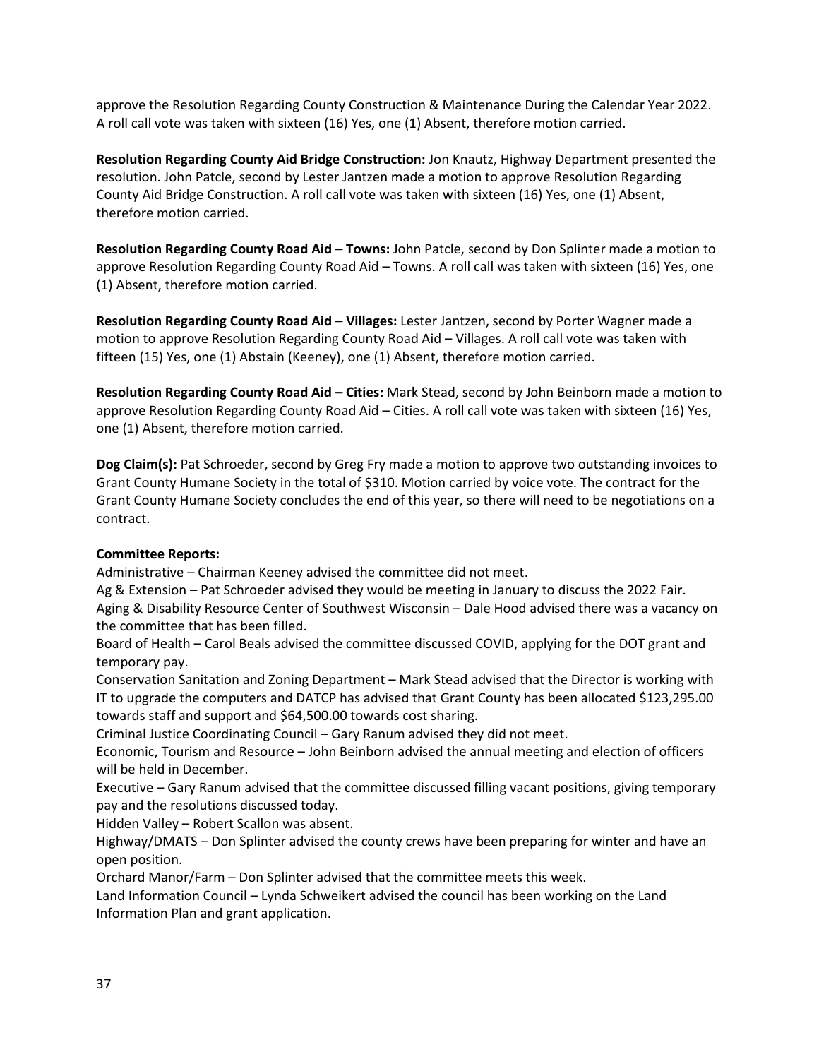approve the Resolution Regarding County Construction & Maintenance During the Calendar Year 2022. A roll call vote was taken with sixteen (16) Yes, one (1) Absent, therefore motion carried.

**Resolution Regarding County Aid Bridge Construction:** Jon Knautz, Highway Department presented the resolution. John Patcle, second by Lester Jantzen made a motion to approve Resolution Regarding County Aid Bridge Construction. A roll call vote was taken with sixteen (16) Yes, one (1) Absent, therefore motion carried.

**Resolution Regarding County Road Aid – Towns:** John Patcle, second by Don Splinter made a motion to approve Resolution Regarding County Road Aid – Towns. A roll call was taken with sixteen (16) Yes, one (1) Absent, therefore motion carried.

**Resolution Regarding County Road Aid – Villages:** Lester Jantzen, second by Porter Wagner made a motion to approve Resolution Regarding County Road Aid – Villages. A roll call vote was taken with fifteen (15) Yes, one (1) Abstain (Keeney), one (1) Absent, therefore motion carried.

**Resolution Regarding County Road Aid – Cities:** Mark Stead, second by John Beinborn made a motion to approve Resolution Regarding County Road Aid – Cities. A roll call vote was taken with sixteen (16) Yes, one (1) Absent, therefore motion carried.

**Dog Claim(s):** Pat Schroeder, second by Greg Fry made a motion to approve two outstanding invoices to Grant County Humane Society in the total of $310. Motion carried by voice vote. The contract for the Grant County Humane Society concludes the end of this year, so there will need to be negotiations on a contract.

**Committee Reports:**

Administrative – Chairman Keeney advised the committee did not meet.

Ag & Extension – Pat Schroeder advised they would be meeting in January to discuss the 2022 Fair.

Aging & Disability Resource Center of Southwest Wisconsin – Dale Hood advised there was a vacancy on the committee that has been filled.

Board of Health – Carol Beals advised the committee discussed COVID, applying for the DOT grant and temporary pay.

Conservation Sanitation and Zoning Department – Mark Stead advised that the Director is working with IT to upgrade the computers and DATCP has advised that Grant County has been allocated $123,295.00 towards staff and support and $64,500.00 towards cost sharing.

Criminal Justice Coordinating Council – Gary Ranum advised they did not meet.

Economic, Tourism and Resource – John Beinborn advised the annual meeting and election of officers will be held in December.

Executive – Gary Ranum advised that the committee discussed filling vacant positions, giving temporary pay and the resolutions discussed today.

Hidden Valley – Robert Scallon was absent.

Highway/DMATS – Don Splinter advised the county crews have been preparing for winter and have an open position.

Orchard Manor/Farm – Don Splinter advised that the committee meets this week.

Land Information Council – Lynda Schweikert advised the council has been working on the Land Information Plan and grant application.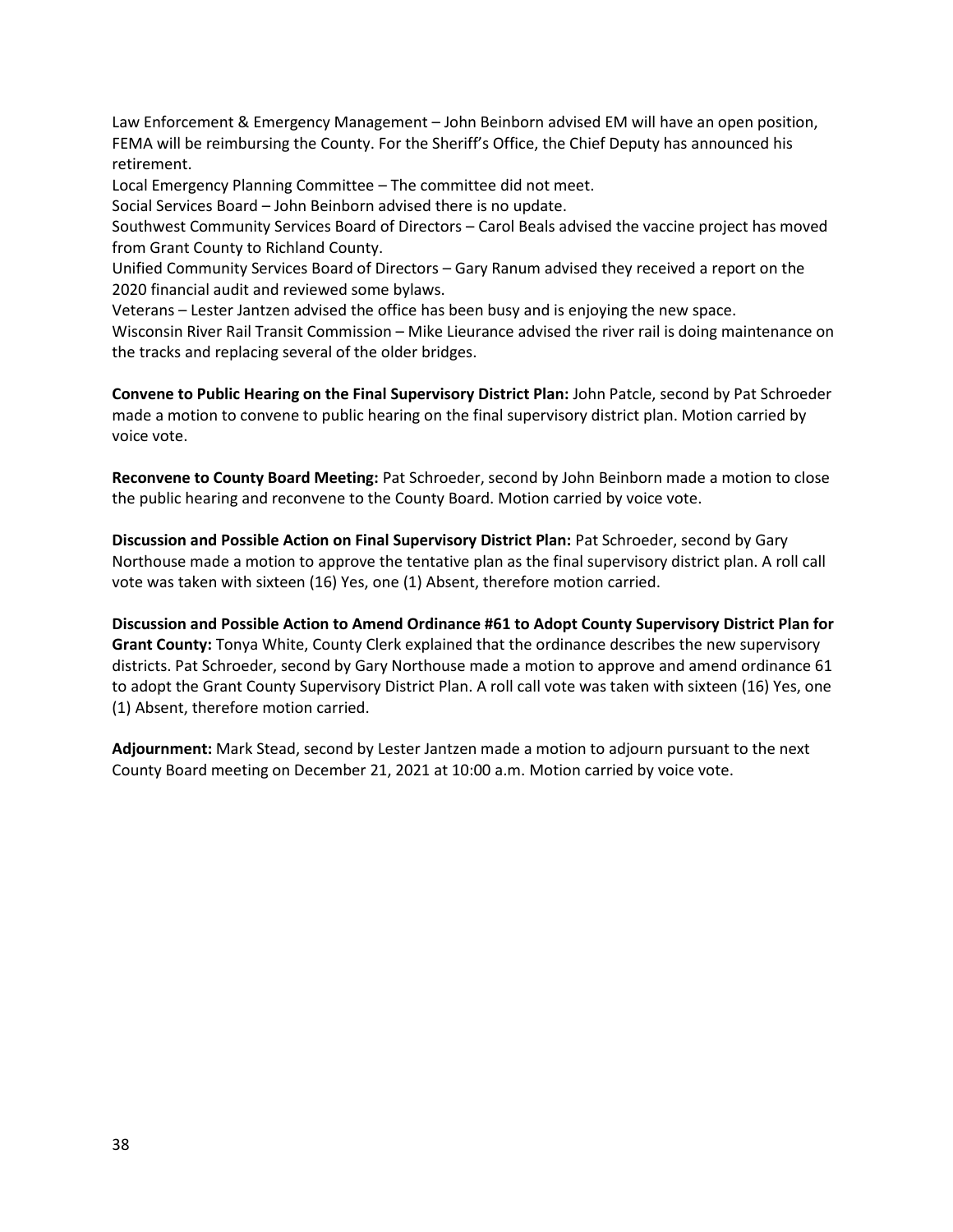Law Enforcement & Emergency Management – John Beinborn advised EM will have an open position, FEMA will be reimbursing the County. For the Sheriff's Office, the Chief Deputy has announced his retirement.
Local Emergency Planning Committee – The committee did not meet.
Social Services Board – John Beinborn advised there is no update.
Southwest Community Services Board of Directors – Carol Beals advised the vaccine project has moved from Grant County to Richland County.
Unified Community Services Board of Directors – Gary Ranum advised they received a report on the 2020 financial audit and reviewed some bylaws.
Veterans – Lester Jantzen advised the office has been busy and is enjoying the new space.
Wisconsin River Rail Transit Commission – Mike Lieurance advised the river rail is doing maintenance on the tracks and replacing several of the older bridges.

**Convene to Public Hearing on the Final Supervisory District Plan:** John Patcle, second by Pat Schroeder made a motion to convene to public hearing on the final supervisory district plan. Motion carried by voice vote.

**Reconvene to County Board Meeting:** Pat Schroeder, second by John Beinborn made a motion to close the public hearing and reconvene to the County Board. Motion carried by voice vote.

**Discussion and Possible Action on Final Supervisory District Plan:** Pat Schroeder, second by Gary Northouse made a motion to approve the tentative plan as the final supervisory district plan. A roll call vote was taken with sixteen (16) Yes, one (1) Absent, therefore motion carried.

**Discussion and Possible Action to Amend Ordinance #61 to Adopt County Supervisory District Plan for Grant County:** Tonya White, County Clerk explained that the ordinance describes the new supervisory districts. Pat Schroeder, second by Gary Northouse made a motion to approve and amend ordinance 61 to adopt the Grant County Supervisory District Plan. A roll call vote was taken with sixteen (16) Yes, one (1) Absent, therefore motion carried.

**Adjournment:** Mark Stead, second by Lester Jantzen made a motion to adjourn pursuant to the next County Board meeting on December 21, 2021 at 10:00 a.m. Motion carried by voice vote.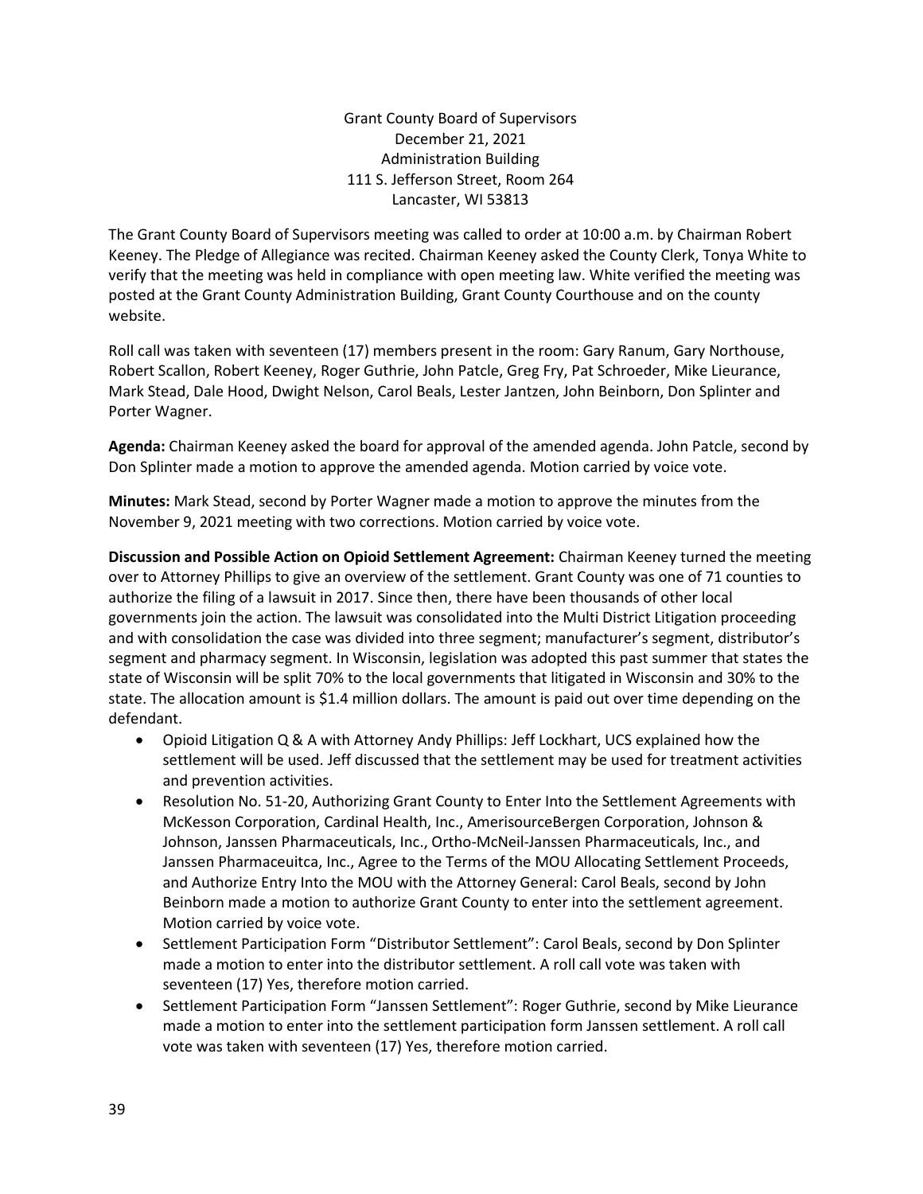Grant County Board of Supervisors
December 21, 2021
Administration Building
111 S. Jefferson Street, Room 264
Lancaster, WI 53813

The Grant County Board of Supervisors meeting was called to order at 10:00 a.m. by Chairman Robert Keeney. The Pledge of Allegiance was recited. Chairman Keeney asked the County Clerk, Tonya White to verify that the meeting was held in compliance with open meeting law. White verified the meeting was posted at the Grant County Administration Building, Grant County Courthouse and on the county website.

Roll call was taken with seventeen (17) members present in the room: Gary Ranum, Gary Northouse, Robert Scallon, Robert Keeney, Roger Guthrie, John Patcle, Greg Fry, Pat Schroeder, Mike Lieurance, Mark Stead, Dale Hood, Dwight Nelson, Carol Beals, Lester Jantzen, John Beinborn, Don Splinter and Porter Wagner.

**Agenda:** Chairman Keeney asked the board for approval of the amended agenda. John Patcle, second by Don Splinter made a motion to approve the amended agenda. Motion carried by voice vote.

**Minutes:** Mark Stead, second by Porter Wagner made a motion to approve the minutes from the November 9, 2021 meeting with two corrections. Motion carried by voice vote.

**Discussion and Possible Action on Opioid Settlement Agreement:** Chairman Keeney turned the meeting over to Attorney Phillips to give an overview of the settlement. Grant County was one of 71 counties to authorize the filing of a lawsuit in 2017. Since then, there have been thousands of other local governments join the action. The lawsuit was consolidated into the Multi District Litigation proceeding and with consolidation the case was divided into three segment; manufacturer's segment, distributor's segment and pharmacy segment. In Wisconsin, legislation was adopted this past summer that states the state of Wisconsin will be split 70% to the local governments that litigated in Wisconsin and 30% to the state. The allocation amount is $1.4 million dollars. The amount is paid out over time depending on the defendant.

- Opioid Litigation Q & A with Attorney Andy Phillips: Jeff Lockhart, UCS explained how the settlement will be used. Jeff discussed that the settlement may be used for treatment activities and prevention activities.
- Resolution No. 51-20, Authorizing Grant County to Enter Into the Settlement Agreements with McKesson Corporation, Cardinal Health, Inc., AmerisourceBergen Corporation, Johnson & Johnson, Janssen Pharmaceuticals, Inc., Ortho-McNeil-Janssen Pharmaceuticals, Inc., and Janssen Pharmaceuitca, Inc., Agree to the Terms of the MOU Allocating Settlement Proceeds, and Authorize Entry Into the MOU with the Attorney General: Carol Beals, second by John Beinborn made a motion to authorize Grant County to enter into the settlement agreement. Motion carried by voice vote.
- Settlement Participation Form "Distributor Settlement": Carol Beals, second by Don Splinter made a motion to enter into the distributor settlement. A roll call vote was taken with seventeen (17) Yes, therefore motion carried.
- Settlement Participation Form "Janssen Settlement": Roger Guthrie, second by Mike Lieurance made a motion to enter into the settlement participation form Janssen settlement. A roll call vote was taken with seventeen (17) Yes, therefore motion carried.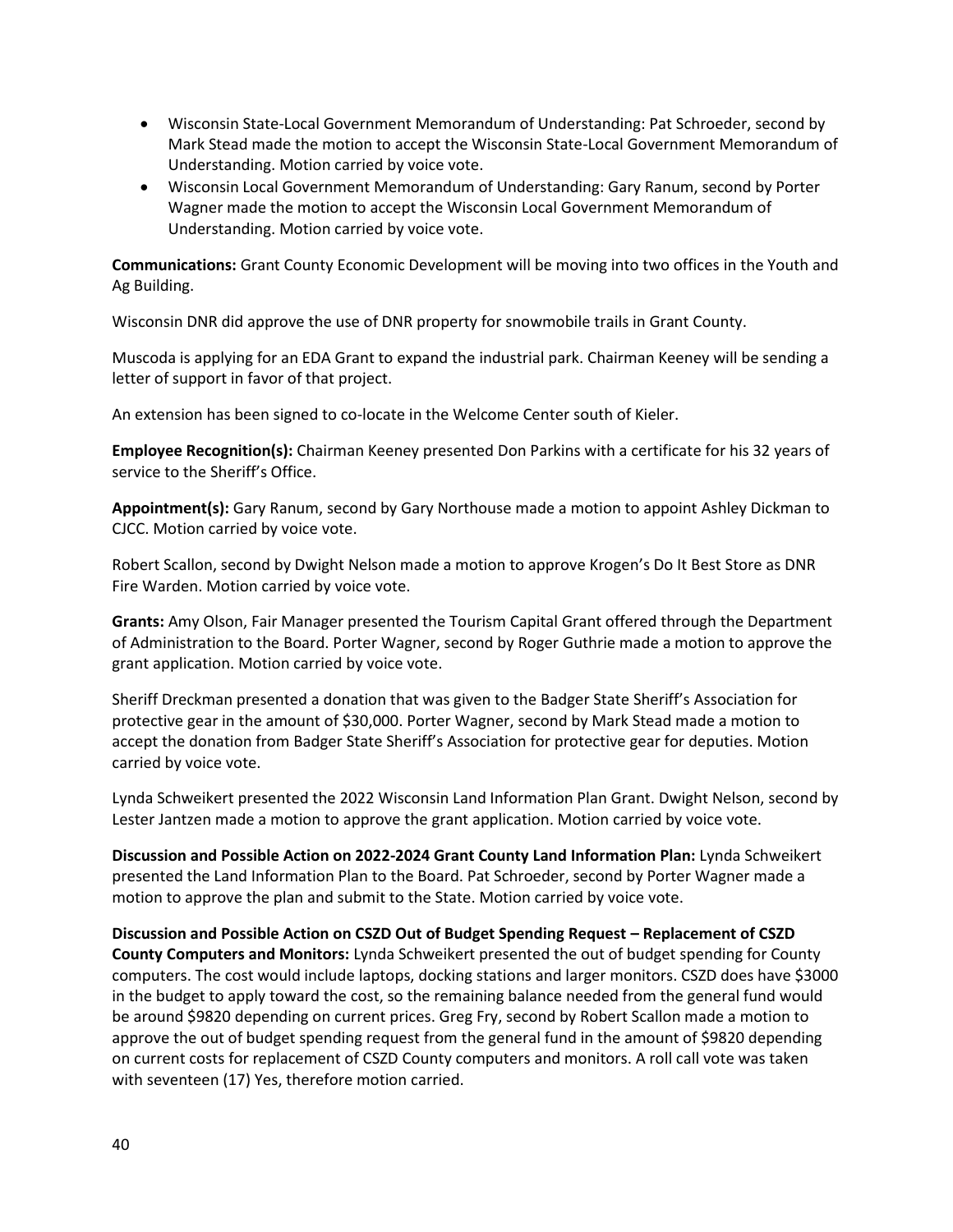- Wisconsin State-Local Government Memorandum of Understanding: Pat Schroeder, second by Mark Stead made the motion to accept the Wisconsin State-Local Government Memorandum of Understanding. Motion carried by voice vote.
- Wisconsin Local Government Memorandum of Understanding: Gary Ranum, second by Porter Wagner made the motion to accept the Wisconsin Local Government Memorandum of Understanding. Motion carried by voice vote.

**Communications:** Grant County Economic Development will be moving into two offices in the Youth and Ag Building.

Wisconsin DNR did approve the use of DNR property for snowmobile trails in Grant County.

Muscoda is applying for an EDA Grant to expand the industrial park. Chairman Keeney will be sending a letter of support in favor of that project.

An extension has been signed to co-locate in the Welcome Center south of Kieler.

**Employee Recognition(s):** Chairman Keeney presented Don Parkins with a certificate for his 32 years of service to the Sheriff's Office.

**Appointment(s):** Gary Ranum, second by Gary Northouse made a motion to appoint Ashley Dickman to CJCC. Motion carried by voice vote.

Robert Scallon, second by Dwight Nelson made a motion to approve Krogen's Do It Best Store as DNR Fire Warden. Motion carried by voice vote.

**Grants:** Amy Olson, Fair Manager presented the Tourism Capital Grant offered through the Department of Administration to the Board. Porter Wagner, second by Roger Guthrie made a motion to approve the grant application. Motion carried by voice vote.

Sheriff Dreckman presented a donation that was given to the Badger State Sheriff's Association for protective gear in the amount of $30,000. Porter Wagner, second by Mark Stead made a motion to accept the donation from Badger State Sheriff's Association for protective gear for deputies. Motion carried by voice vote.

Lynda Schweikert presented the 2022 Wisconsin Land Information Plan Grant. Dwight Nelson, second by Lester Jantzen made a motion to approve the grant application. Motion carried by voice vote.

**Discussion and Possible Action on 2022-2024 Grant County Land Information Plan:** Lynda Schweikert presented the Land Information Plan to the Board. Pat Schroeder, second by Porter Wagner made a motion to approve the plan and submit to the State. Motion carried by voice vote.

**Discussion and Possible Action on CSZD Out of Budget Spending Request – Replacement of CSZD County Computers and Monitors:** Lynda Schweikert presented the out of budget spending for County computers. The cost would include laptops, docking stations and larger monitors. CSZD does have $3000 in the budget to apply toward the cost, so the remaining balance needed from the general fund would be around $9820 depending on current prices. Greg Fry, second by Robert Scallon made a motion to approve the out of budget spending request from the general fund in the amount of $9820 depending on current costs for replacement of CSZD County computers and monitors. A roll call vote was taken with seventeen (17) Yes, therefore motion carried.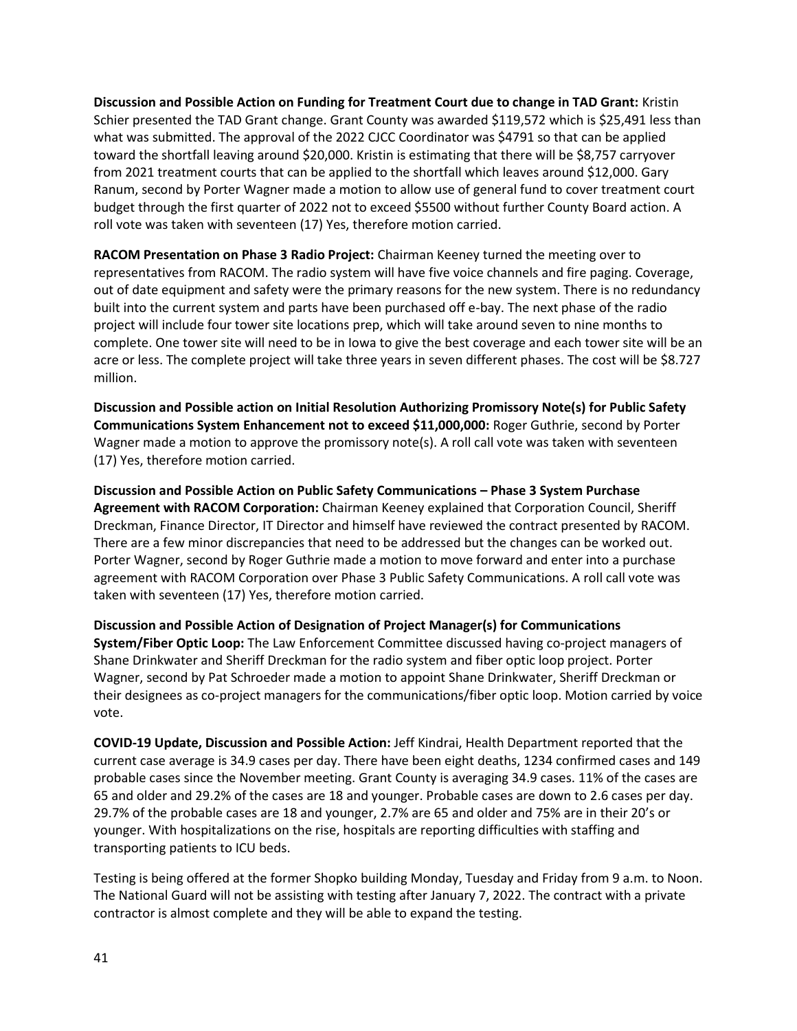**Discussion and Possible Action on Funding for Treatment Court due to change in TAD Grant:** Kristin Schier presented the TAD Grant change. Grant County was awarded $119,572 which is $25,491 less than what was submitted. The approval of the 2022 CJCC Coordinator was $4791 so that can be applied toward the shortfall leaving around $20,000. Kristin is estimating that there will be $8,757 carryover from 2021 treatment courts that can be applied to the shortfall which leaves around $12,000. Gary Ranum, second by Porter Wagner made a motion to allow use of general fund to cover treatment court budget through the first quarter of 2022 not to exceed $5500 without further County Board action. A roll vote was taken with seventeen (17) Yes, therefore motion carried.

**RACOM Presentation on Phase 3 Radio Project:** Chairman Keeney turned the meeting over to representatives from RACOM. The radio system will have five voice channels and fire paging. Coverage, out of date equipment and safety were the primary reasons for the new system. There is no redundancy built into the current system and parts have been purchased off e-bay. The next phase of the radio project will include four tower site locations prep, which will take around seven to nine months to complete. One tower site will need to be in Iowa to give the best coverage and each tower site will be an acre or less. The complete project will take three years in seven different phases. The cost will be $8.727 million.

**Discussion and Possible action on Initial Resolution Authorizing Promissory Note(s) for Public Safety Communications System Enhancement not to exceed $11,000,000:** Roger Guthrie, second by Porter Wagner made a motion to approve the promissory note(s). A roll call vote was taken with seventeen (17) Yes, therefore motion carried.

**Discussion and Possible Action on Public Safety Communications – Phase 3 System Purchase Agreement with RACOM Corporation:** Chairman Keeney explained that Corporation Council, Sheriff Dreckman, Finance Director, IT Director and himself have reviewed the contract presented by RACOM. There are a few minor discrepancies that need to be addressed but the changes can be worked out. Porter Wagner, second by Roger Guthrie made a motion to move forward and enter into a purchase agreement with RACOM Corporation over Phase 3 Public Safety Communications. A roll call vote was taken with seventeen (17) Yes, therefore motion carried.

**Discussion and Possible Action of Designation of Project Manager(s) for Communications System/Fiber Optic Loop:** The Law Enforcement Committee discussed having co-project managers of Shane Drinkwater and Sheriff Dreckman for the radio system and fiber optic loop project. Porter Wagner, second by Pat Schroeder made a motion to appoint Shane Drinkwater, Sheriff Dreckman or their designees as co-project managers for the communications/fiber optic loop. Motion carried by voice vote.

**COVID-19 Update, Discussion and Possible Action:** Jeff Kindrai, Health Department reported that the current case average is 34.9 cases per day. There have been eight deaths, 1234 confirmed cases and 149 probable cases since the November meeting. Grant County is averaging 34.9 cases. 11% of the cases are 65 and older and 29.2% of the cases are 18 and younger. Probable cases are down to 2.6 cases per day. 29.7% of the probable cases are 18 and younger, 2.7% are 65 and older and 75% are in their 20's or younger. With hospitalizations on the rise, hospitals are reporting difficulties with staffing and transporting patients to ICU beds.

Testing is being offered at the former Shopko building Monday, Tuesday and Friday from 9 a.m. to Noon. The National Guard will not be assisting with testing after January 7, 2022. The contract with a private contractor is almost complete and they will be able to expand the testing.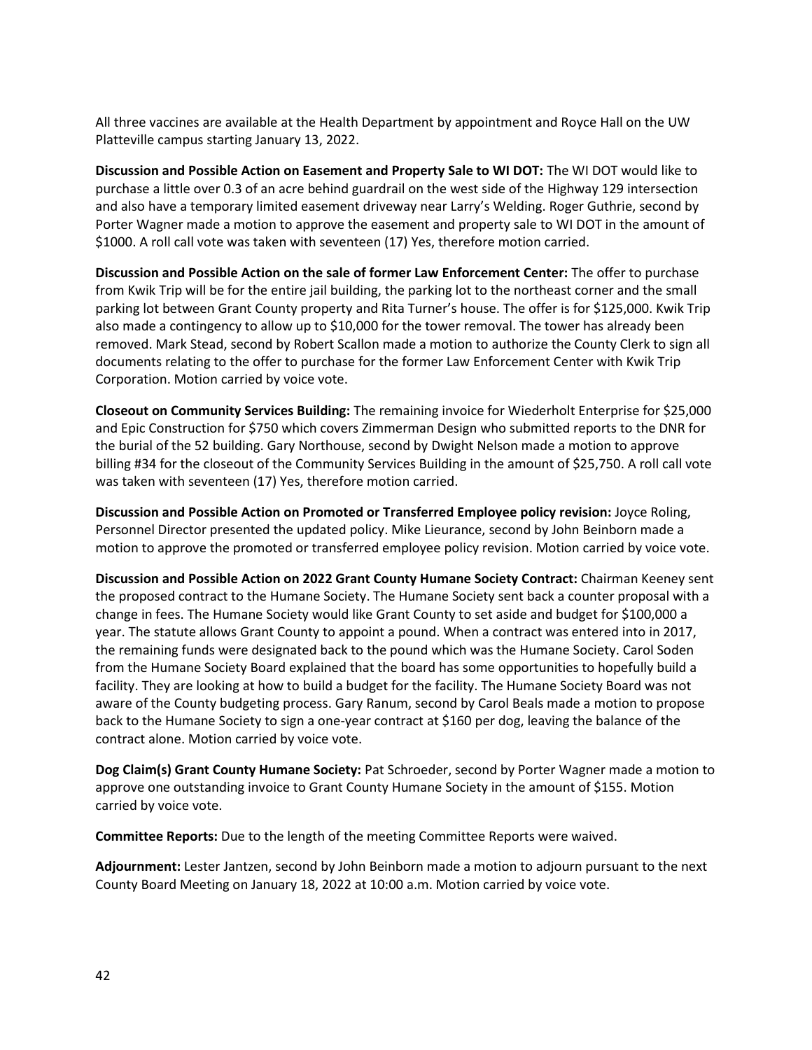All three vaccines are available at the Health Department by appointment and Royce Hall on the UW Platteville campus starting January 13, 2022.

**Discussion and Possible Action on Easement and Property Sale to WI DOT:** The WI DOT would like to purchase a little over 0.3 of an acre behind guardrail on the west side of the Highway 129 intersection and also have a temporary limited easement driveway near Larry's Welding. Roger Guthrie, second by Porter Wagner made a motion to approve the easement and property sale to WI DOT in the amount of $1000. A roll call vote was taken with seventeen (17) Yes, therefore motion carried.

**Discussion and Possible Action on the sale of former Law Enforcement Center:** The offer to purchase from Kwik Trip will be for the entire jail building, the parking lot to the northeast corner and the small parking lot between Grant County property and Rita Turner's house. The offer is for $125,000. Kwik Trip also made a contingency to allow up to $10,000 for the tower removal. The tower has already been removed. Mark Stead, second by Robert Scallon made a motion to authorize the County Clerk to sign all documents relating to the offer to purchase for the former Law Enforcement Center with Kwik Trip Corporation. Motion carried by voice vote.

**Closeout on Community Services Building:** The remaining invoice for Wiederholt Enterprise for $25,000 and Epic Construction for $750 which covers Zimmerman Design who submitted reports to the DNR for the burial of the 52 building. Gary Northouse, second by Dwight Nelson made a motion to approve billing #34 for the closeout of the Community Services Building in the amount of $25,750. A roll call vote was taken with seventeen (17) Yes, therefore motion carried.

**Discussion and Possible Action on Promoted or Transferred Employee policy revision:** Joyce Roling, Personnel Director presented the updated policy. Mike Lieurance, second by John Beinborn made a motion to approve the promoted or transferred employee policy revision. Motion carried by voice vote.

**Discussion and Possible Action on 2022 Grant County Humane Society Contract:** Chairman Keeney sent the proposed contract to the Humane Society. The Humane Society sent back a counter proposal with a change in fees. The Humane Society would like Grant County to set aside and budget for $100,000 a year. The statute allows Grant County to appoint a pound. When a contract was entered into in 2017, the remaining funds were designated back to the pound which was the Humane Society. Carol Soden from the Humane Society Board explained that the board has some opportunities to hopefully build a facility. They are looking at how to build a budget for the facility. The Humane Society Board was not aware of the County budgeting process. Gary Ranum, second by Carol Beals made a motion to propose back to the Humane Society to sign a one-year contract at $160 per dog, leaving the balance of the contract alone. Motion carried by voice vote.

**Dog Claim(s) Grant County Humane Society:** Pat Schroeder, second by Porter Wagner made a motion to approve one outstanding invoice to Grant County Humane Society in the amount of $155. Motion carried by voice vote.

**Committee Reports:** Due to the length of the meeting Committee Reports were waived.

**Adjournment:** Lester Jantzen, second by John Beinborn made a motion to adjourn pursuant to the next County Board Meeting on January 18, 2022 at 10:00 a.m. Motion carried by voice vote.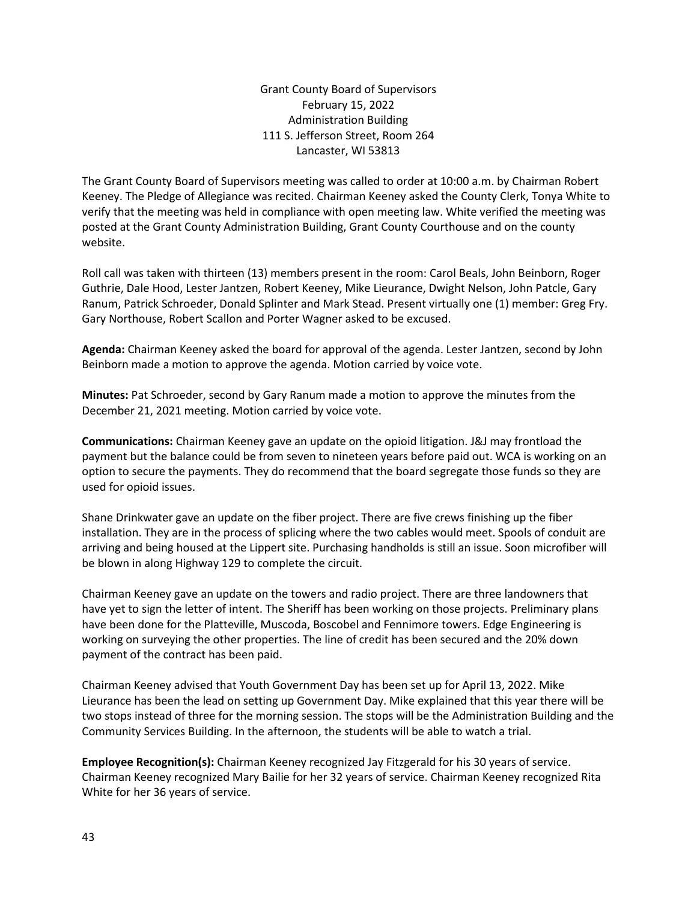Grant County Board of Supervisors
February 15, 2022
Administration Building
111 S. Jefferson Street, Room 264
Lancaster, WI 53813

The Grant County Board of Supervisors meeting was called to order at 10:00 a.m. by Chairman Robert Keeney. The Pledge of Allegiance was recited. Chairman Keeney asked the County Clerk, Tonya White to verify that the meeting was held in compliance with open meeting law. White verified the meeting was posted at the Grant County Administration Building, Grant County Courthouse and on the county website.

Roll call was taken with thirteen (13) members present in the room: Carol Beals, John Beinborn, Roger Guthrie, Dale Hood, Lester Jantzen, Robert Keeney, Mike Lieurance, Dwight Nelson, John Patcle, Gary Ranum, Patrick Schroeder, Donald Splinter and Mark Stead. Present virtually one (1) member: Greg Fry. Gary Northouse, Robert Scallon and Porter Wagner asked to be excused.

**Agenda:** Chairman Keeney asked the board for approval of the agenda. Lester Jantzen, second by John Beinborn made a motion to approve the agenda. Motion carried by voice vote.

**Minutes:** Pat Schroeder, second by Gary Ranum made a motion to approve the minutes from the December 21, 2021 meeting. Motion carried by voice vote.

**Communications:** Chairman Keeney gave an update on the opioid litigation. J&J may frontload the payment but the balance could be from seven to nineteen years before paid out. WCA is working on an option to secure the payments. They do recommend that the board segregate those funds so they are used for opioid issues.

Shane Drinkwater gave an update on the fiber project. There are five crews finishing up the fiber installation. They are in the process of splicing where the two cables would meet. Spools of conduit are arriving and being housed at the Lippert site. Purchasing handholds is still an issue. Soon microfiber will be blown in along Highway 129 to complete the circuit.

Chairman Keeney gave an update on the towers and radio project. There are three landowners that have yet to sign the letter of intent. The Sheriff has been working on those projects. Preliminary plans have been done for the Platteville, Muscoda, Boscobel and Fennimore towers. Edge Engineering is working on surveying the other properties. The line of credit has been secured and the 20% down payment of the contract has been paid.

Chairman Keeney advised that Youth Government Day has been set up for April 13, 2022. Mike Lieurance has been the lead on setting up Government Day. Mike explained that this year there will be two stops instead of three for the morning session. The stops will be the Administration Building and the Community Services Building. In the afternoon, the students will be able to watch a trial.

**Employee Recognition(s):** Chairman Keeney recognized Jay Fitzgerald for his 30 years of service. Chairman Keeney recognized Mary Bailie for her 32 years of service. Chairman Keeney recognized Rita White for her 36 years of service.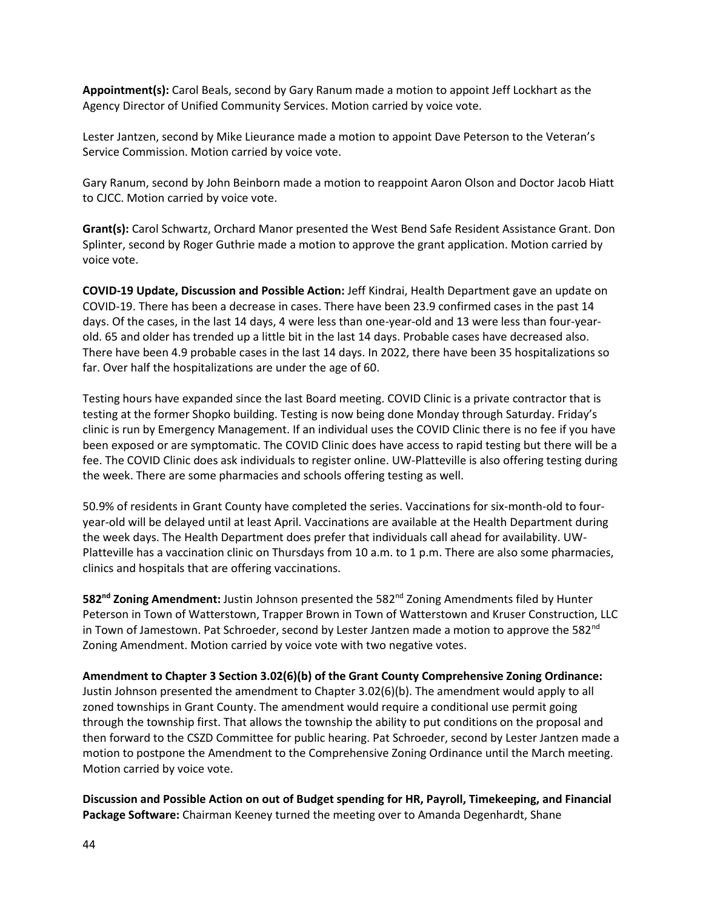**Appointment(s):** Carol Beals, second by Gary Ranum made a motion to appoint Jeff Lockhart as the Agency Director of Unified Community Services. Motion carried by voice vote.

Lester Jantzen, second by Mike Lieurance made a motion to appoint Dave Peterson to the Veteran's Service Commission. Motion carried by voice vote.

Gary Ranum, second by John Beinborn made a motion to reappoint Aaron Olson and Doctor Jacob Hiatt to CJCC. Motion carried by voice vote.

**Grant(s):** Carol Schwartz, Orchard Manor presented the West Bend Safe Resident Assistance Grant. Don Splinter, second by Roger Guthrie made a motion to approve the grant application. Motion carried by voice vote.

**COVID-19 Update, Discussion and Possible Action:** Jeff Kindrai, Health Department gave an update on COVID-19. There has been a decrease in cases. There have been 23.9 confirmed cases in the past 14 days. Of the cases, in the last 14 days, 4 were less than one-year-old and 13 were less than four-year-old. 65 and older has trended up a little bit in the last 14 days. Probable cases have decreased also. There have been 4.9 probable cases in the last 14 days. In 2022, there have been 35 hospitalizations so far. Over half the hospitalizations are under the age of 60.

Testing hours have expanded since the last Board meeting. COVID Clinic is a private contractor that is testing at the former Shopko building. Testing is now being done Monday through Saturday. Friday's clinic is run by Emergency Management. If an individual uses the COVID Clinic there is no fee if you have been exposed or are symptomatic. The COVID Clinic does have access to rapid testing but there will be a fee. The COVID Clinic does ask individuals to register online. UW-Platteville is also offering testing during the week. There are some pharmacies and schools offering testing as well.

50.9% of residents in Grant County have completed the series. Vaccinations for six-month-old to four-year-old will be delayed until at least April. Vaccinations are available at the Health Department during the week days. The Health Department does prefer that individuals call ahead for availability. UW-Platteville has a vaccination clinic on Thursdays from 10 a.m. to 1 p.m. There are also some pharmacies, clinics and hospitals that are offering vaccinations.

**582nd Zoning Amendment:** Justin Johnson presented the 582nd Zoning Amendments filed by Hunter Peterson in Town of Watterstown, Trapper Brown in Town of Watterstown and Kruser Construction, LLC in Town of Jamestown. Pat Schroeder, second by Lester Jantzen made a motion to approve the 582nd Zoning Amendment. Motion carried by voice vote with two negative votes.

**Amendment to Chapter 3 Section 3.02(6)(b) of the Grant County Comprehensive Zoning Ordinance:** Justin Johnson presented the amendment to Chapter 3.02(6)(b). The amendment would apply to all zoned townships in Grant County. The amendment would require a conditional use permit going through the township first. That allows the township the ability to put conditions on the proposal and then forward to the CSZD Committee for public hearing. Pat Schroeder, second by Lester Jantzen made a motion to postpone the Amendment to the Comprehensive Zoning Ordinance until the March meeting. Motion carried by voice vote.

**Discussion and Possible Action on out of Budget spending for HR, Payroll, Timekeeping, and Financial Package Software:** Chairman Keeney turned the meeting over to Amanda Degenhardt, Shane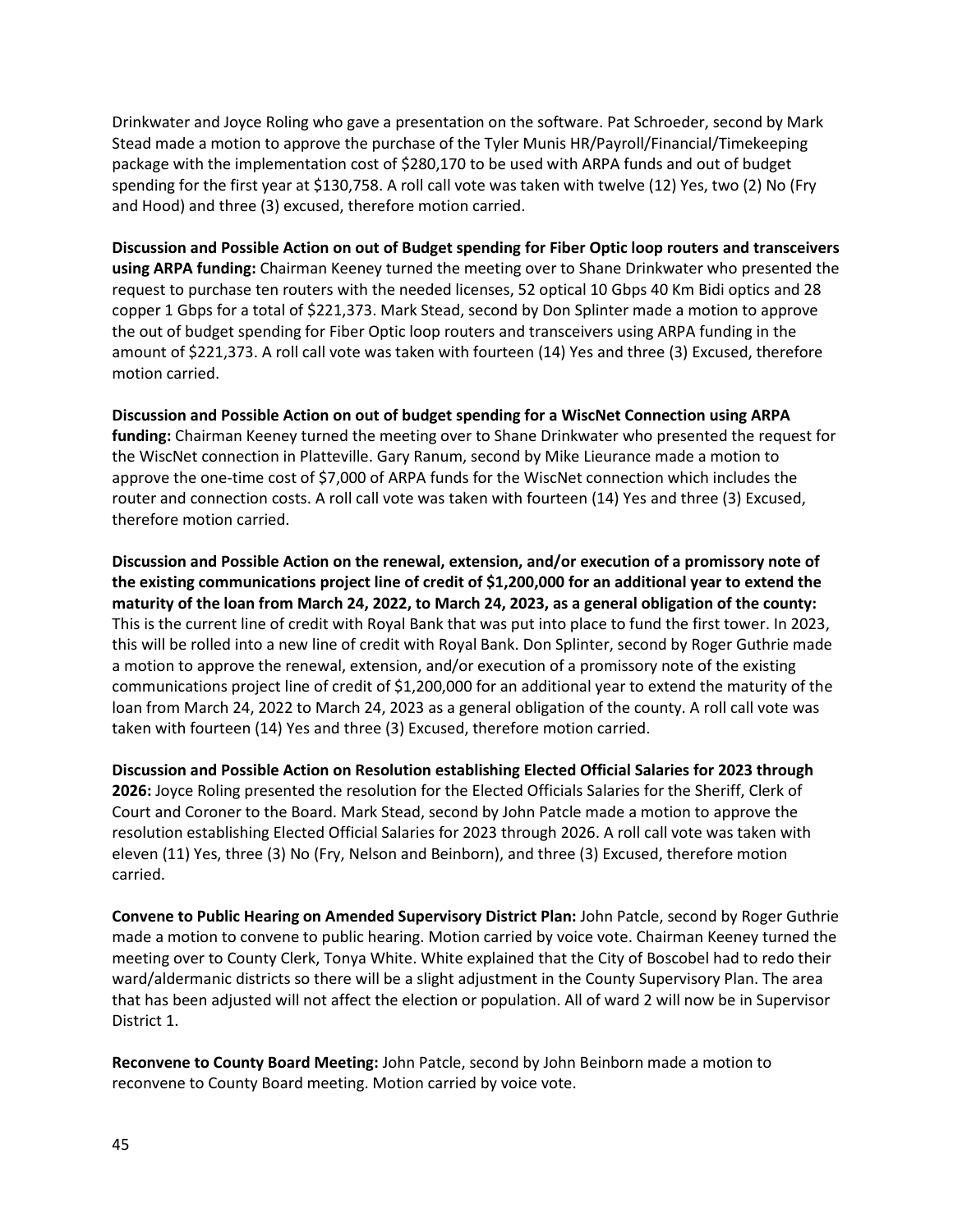Drinkwater and Joyce Roling who gave a presentation on the software. Pat Schroeder, second by Mark Stead made a motion to approve the purchase of the Tyler Munis HR/Payroll/Financial/Timekeeping package with the implementation cost of $280,170 to be used with ARPA funds and out of budget spending for the first year at $130,758. A roll call vote was taken with twelve (12) Yes, two (2) No (Fry and Hood) and three (3) excused, therefore motion carried.

**Discussion and Possible Action on out of Budget spending for Fiber Optic loop routers and transceivers using ARPA funding:** Chairman Keeney turned the meeting over to Shane Drinkwater who presented the request to purchase ten routers with the needed licenses, 52 optical 10 Gbps 40 Km Bidi optics and 28 copper 1 Gbps for a total of $221,373. Mark Stead, second by Don Splinter made a motion to approve the out of budget spending for Fiber Optic loop routers and transceivers using ARPA funding in the amount of $221,373. A roll call vote was taken with fourteen (14) Yes and three (3) Excused, therefore motion carried.

**Discussion and Possible Action on out of budget spending for a WiscNet Connection using ARPA funding:** Chairman Keeney turned the meeting over to Shane Drinkwater who presented the request for the WiscNet connection in Platteville. Gary Ranum, second by Mike Lieurance made a motion to approve the one-time cost of $7,000 of ARPA funds for the WiscNet connection which includes the router and connection costs. A roll call vote was taken with fourteen (14) Yes and three (3) Excused, therefore motion carried.

**Discussion and Possible Action on the renewal, extension, and/or execution of a promissory note of the existing communications project line of credit of $1,200,000 for an additional year to extend the maturity of the loan from March 24, 2022, to March 24, 2023, as a general obligation of the county:** This is the current line of credit with Royal Bank that was put into place to fund the first tower. In 2023, this will be rolled into a new line of credit with Royal Bank. Don Splinter, second by Roger Guthrie made a motion to approve the renewal, extension, and/or execution of a promissory note of the existing communications project line of credit of $1,200,000 for an additional year to extend the maturity of the loan from March 24, 2022 to March 24, 2023 as a general obligation of the county. A roll call vote was taken with fourteen (14) Yes and three (3) Excused, therefore motion carried.

**Discussion and Possible Action on Resolution establishing Elected Official Salaries for 2023 through 2026:** Joyce Roling presented the resolution for the Elected Officials Salaries for the Sheriff, Clerk of Court and Coroner to the Board. Mark Stead, second by John Patcle made a motion to approve the resolution establishing Elected Official Salaries for 2023 through 2026. A roll call vote was taken with eleven (11) Yes, three (3) No (Fry, Nelson and Beinborn), and three (3) Excused, therefore motion carried.

**Convene to Public Hearing on Amended Supervisory District Plan:** John Patcle, second by Roger Guthrie made a motion to convene to public hearing. Motion carried by voice vote. Chairman Keeney turned the meeting over to County Clerk, Tonya White. White explained that the City of Boscobel had to redo their ward/aldermanic districts so there will be a slight adjustment in the County Supervisory Plan. The area that has been adjusted will not affect the election or population. All of ward 2 will now be in Supervisor District 1.

**Reconvene to County Board Meeting:** John Patcle, second by John Beinborn made a motion to reconvene to County Board meeting. Motion carried by voice vote.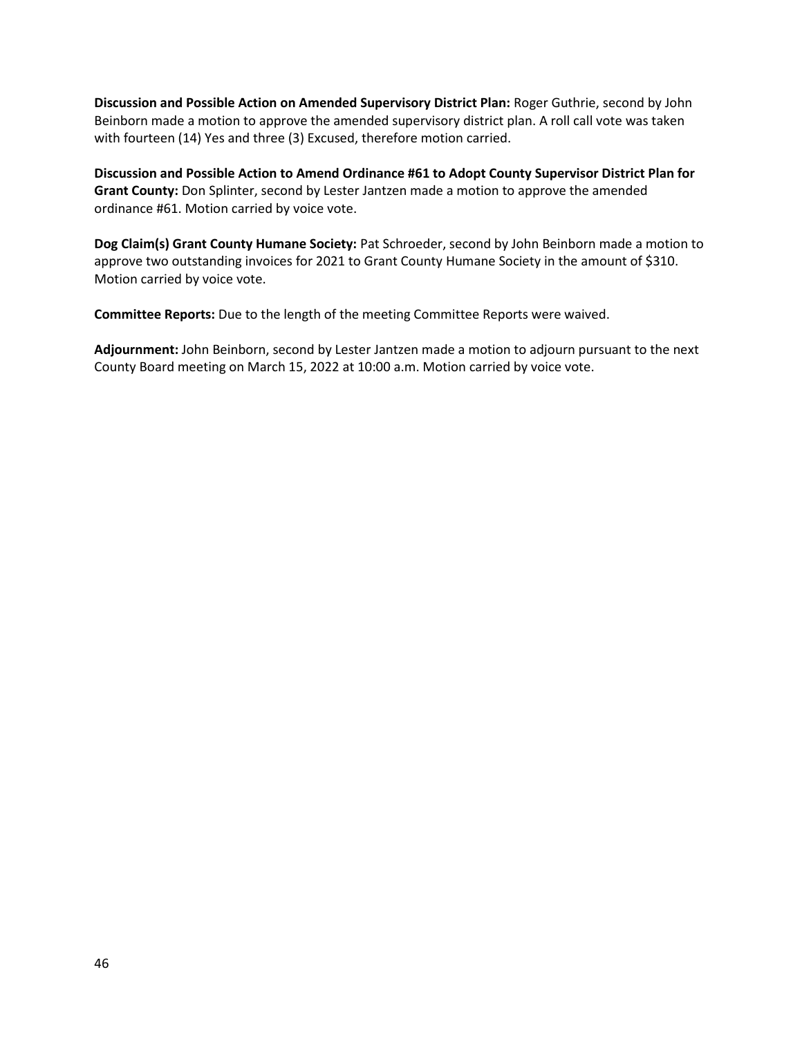**Discussion and Possible Action on Amended Supervisory District Plan:** Roger Guthrie, second by John Beinborn made a motion to approve the amended supervisory district plan. A roll call vote was taken with fourteen (14) Yes and three (3) Excused, therefore motion carried.

**Discussion and Possible Action to Amend Ordinance #61 to Adopt County Supervisor District Plan for Grant County:** Don Splinter, second by Lester Jantzen made a motion to approve the amended ordinance #61. Motion carried by voice vote.

**Dog Claim(s) Grant County Humane Society:** Pat Schroeder, second by John Beinborn made a motion to approve two outstanding invoices for 2021 to Grant County Humane Society in the amount of $310. Motion carried by voice vote.

**Committee Reports:** Due to the length of the meeting Committee Reports were waived.

**Adjournment:** John Beinborn, second by Lester Jantzen made a motion to adjourn pursuant to the next County Board meeting on March 15, 2022 at 10:00 a.m. Motion carried by voice vote.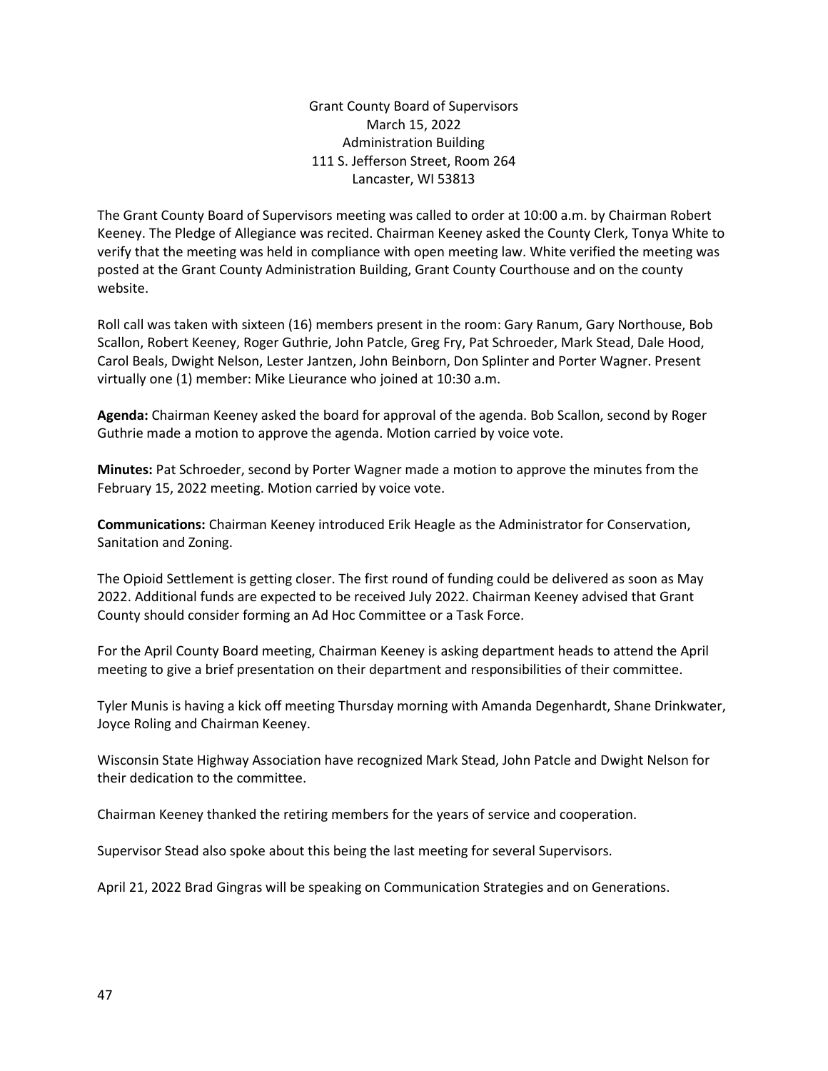Grant County Board of Supervisors
March 15, 2022
Administration Building
111 S. Jefferson Street, Room 264
Lancaster, WI 53813

The Grant County Board of Supervisors meeting was called to order at 10:00 a.m. by Chairman Robert Keeney. The Pledge of Allegiance was recited. Chairman Keeney asked the County Clerk, Tonya White to verify that the meeting was held in compliance with open meeting law. White verified the meeting was posted at the Grant County Administration Building, Grant County Courthouse and on the county website.

Roll call was taken with sixteen (16) members present in the room: Gary Ranum, Gary Northouse, Bob Scallon, Robert Keeney, Roger Guthrie, John Patcle, Greg Fry, Pat Schroeder, Mark Stead, Dale Hood, Carol Beals, Dwight Nelson, Lester Jantzen, John Beinborn, Don Splinter and Porter Wagner. Present virtually one (1) member: Mike Lieurance who joined at 10:30 a.m.

**Agenda:** Chairman Keeney asked the board for approval of the agenda. Bob Scallon, second by Roger Guthrie made a motion to approve the agenda. Motion carried by voice vote.

**Minutes:** Pat Schroeder, second by Porter Wagner made a motion to approve the minutes from the February 15, 2022 meeting. Motion carried by voice vote.

**Communications:** Chairman Keeney introduced Erik Heagle as the Administrator for Conservation, Sanitation and Zoning.

The Opioid Settlement is getting closer. The first round of funding could be delivered as soon as May 2022. Additional funds are expected to be received July 2022. Chairman Keeney advised that Grant County should consider forming an Ad Hoc Committee or a Task Force.

For the April County Board meeting, Chairman Keeney is asking department heads to attend the April meeting to give a brief presentation on their department and responsibilities of their committee.

Tyler Munis is having a kick off meeting Thursday morning with Amanda Degenhardt, Shane Drinkwater, Joyce Roling and Chairman Keeney.

Wisconsin State Highway Association have recognized Mark Stead, John Patcle and Dwight Nelson for their dedication to the committee.

Chairman Keeney thanked the retiring members for the years of service and cooperation.

Supervisor Stead also spoke about this being the last meeting for several Supervisors.

April 21, 2022 Brad Gingras will be speaking on Communication Strategies and on Generations.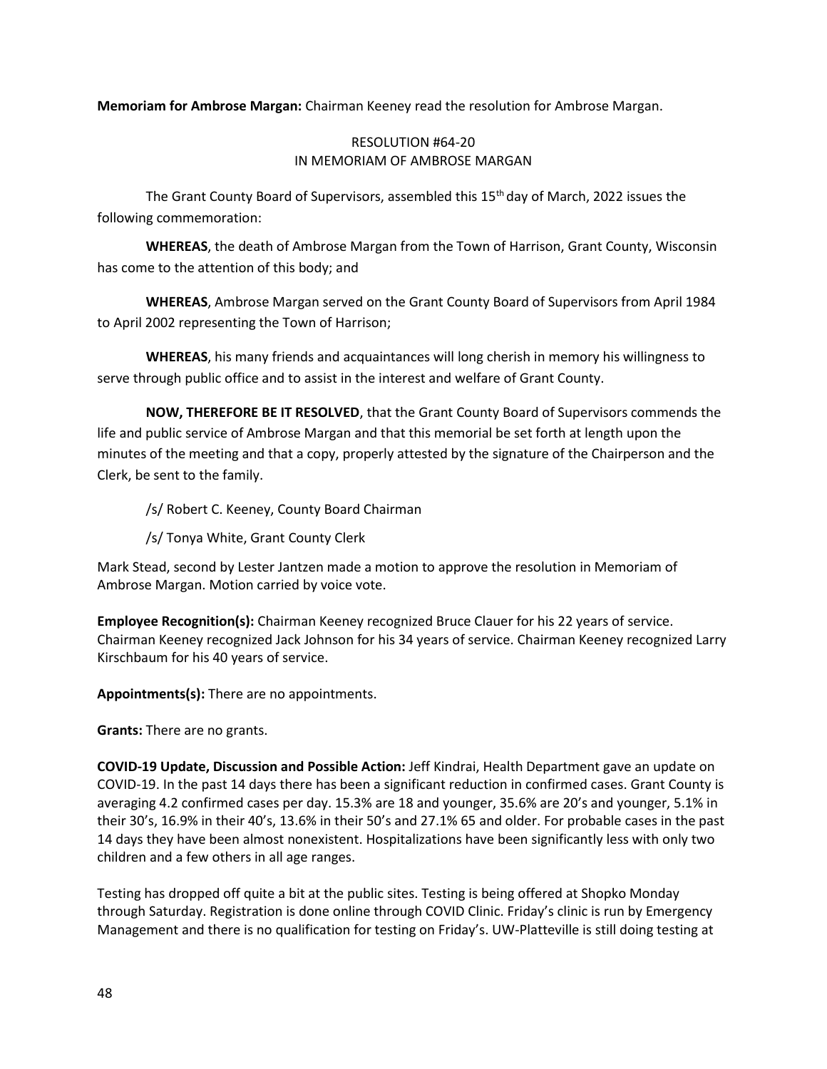**Memoriam for Ambrose Margan:** Chairman Keeney read the resolution for Ambrose Margan.

RESOLUTION #64-20
IN MEMORIAM OF AMBROSE MARGAN

The Grant County Board of Supervisors, assembled this 15th day of March, 2022 issues the following commemoration:

**WHEREAS**, the death of Ambrose Margan from the Town of Harrison, Grant County, Wisconsin has come to the attention of this body; and

**WHEREAS**, Ambrose Margan served on the Grant County Board of Supervisors from April 1984 to April 2002 representing the Town of Harrison;

**WHEREAS**, his many friends and acquaintances will long cherish in memory his willingness to serve through public office and to assist in the interest and welfare of Grant County.

**NOW, THEREFORE BE IT RESOLVED**, that the Grant County Board of Supervisors commends the life and public service of Ambrose Margan and that this memorial be set forth at length upon the minutes of the meeting and that a copy, properly attested by the signature of the Chairperson and the Clerk, be sent to the family.

/s/ Robert C. Keeney, County Board Chairman

/s/ Tonya White, Grant County Clerk

Mark Stead, second by Lester Jantzen made a motion to approve the resolution in Memoriam of Ambrose Margan. Motion carried by voice vote.

**Employee Recognition(s):** Chairman Keeney recognized Bruce Clauer for his 22 years of service. Chairman Keeney recognized Jack Johnson for his 34 years of service. Chairman Keeney recognized Larry Kirschbaum for his 40 years of service.

**Appointments(s):** There are no appointments.

**Grants:** There are no grants.

**COVID-19 Update, Discussion and Possible Action:** Jeff Kindrai, Health Department gave an update on COVID-19. In the past 14 days there has been a significant reduction in confirmed cases. Grant County is averaging 4.2 confirmed cases per day. 15.3% are 18 and younger, 35.6% are 20's and younger, 5.1% in their 30's, 16.9% in their 40's, 13.6% in their 50's and 27.1% 65 and older. For probable cases in the past 14 days they have been almost nonexistent. Hospitalizations have been significantly less with only two children and a few others in all age ranges.

Testing has dropped off quite a bit at the public sites. Testing is being offered at Shopko Monday through Saturday. Registration is done online through COVID Clinic. Friday's clinic is run by Emergency Management and there is no qualification for testing on Friday's. UW-Platteville is still doing testing at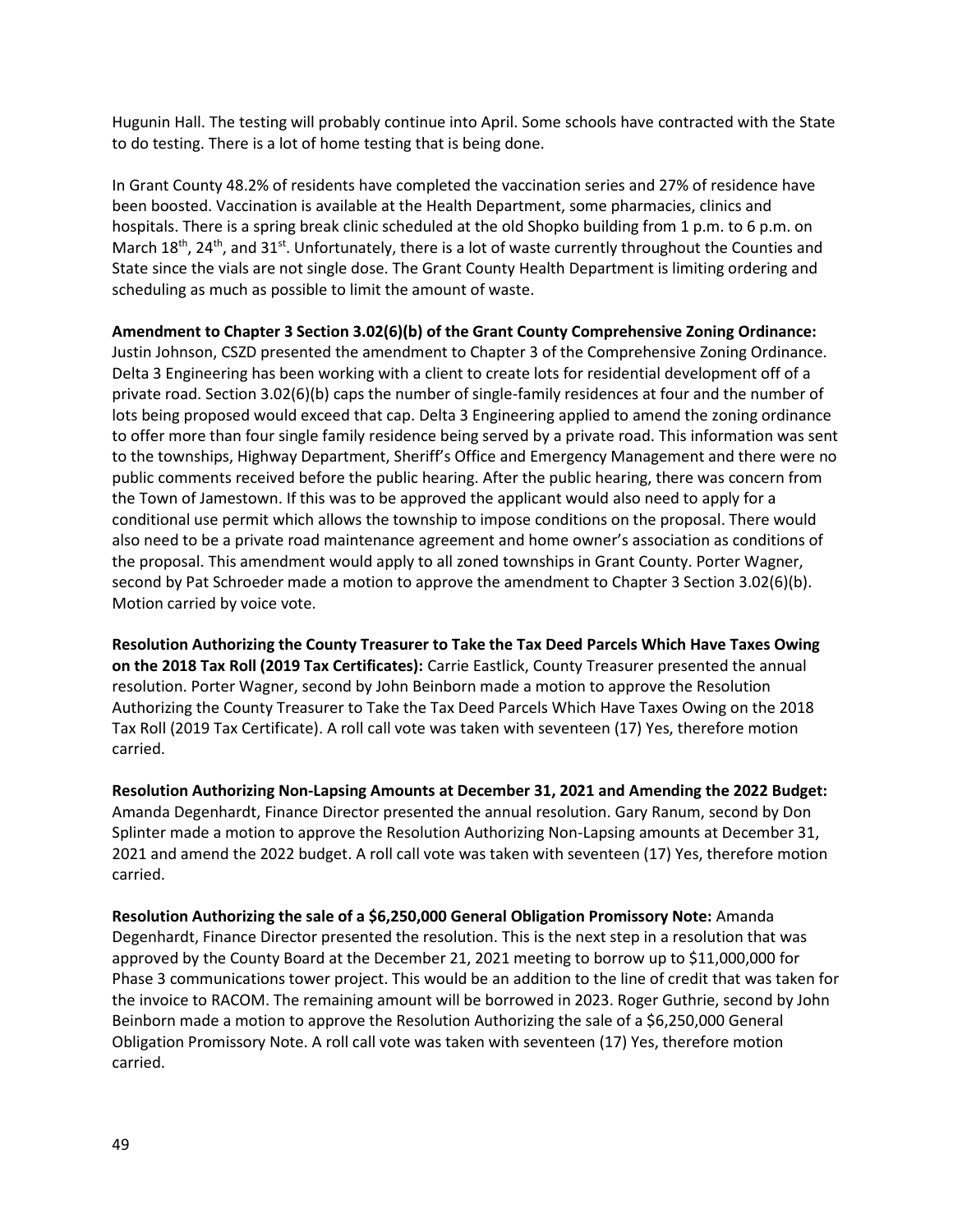Hugunin Hall. The testing will probably continue into April. Some schools have contracted with the State to do testing. There is a lot of home testing that is being done.

In Grant County 48.2% of residents have completed the vaccination series and 27% of residence have been boosted. Vaccination is available at the Health Department, some pharmacies, clinics and hospitals. There is a spring break clinic scheduled at the old Shopko building from 1 p.m. to 6 p.m. on March 18th, 24th, and 31st. Unfortunately, there is a lot of waste currently throughout the Counties and State since the vials are not single dose. The Grant County Health Department is limiting ordering and scheduling as much as possible to limit the amount of waste.

**Amendment to Chapter 3 Section 3.02(6)(b) of the Grant County Comprehensive Zoning Ordinance:** Justin Johnson, CSZD presented the amendment to Chapter 3 of the Comprehensive Zoning Ordinance. Delta 3 Engineering has been working with a client to create lots for residential development off of a private road. Section 3.02(6)(b) caps the number of single-family residences at four and the number of lots being proposed would exceed that cap. Delta 3 Engineering applied to amend the zoning ordinance to offer more than four single family residence being served by a private road. This information was sent to the townships, Highway Department, Sheriff's Office and Emergency Management and there were no public comments received before the public hearing. After the public hearing, there was concern from the Town of Jamestown. If this was to be approved the applicant would also need to apply for a conditional use permit which allows the township to impose conditions on the proposal. There would also need to be a private road maintenance agreement and home owner's association as conditions of the proposal. This amendment would apply to all zoned townships in Grant County. Porter Wagner, second by Pat Schroeder made a motion to approve the amendment to Chapter 3 Section 3.02(6)(b). Motion carried by voice vote.

**Resolution Authorizing the County Treasurer to Take the Tax Deed Parcels Which Have Taxes Owing on the 2018 Tax Roll (2019 Tax Certificates):** Carrie Eastlick, County Treasurer presented the annual resolution. Porter Wagner, second by John Beinborn made a motion to approve the Resolution Authorizing the County Treasurer to Take the Tax Deed Parcels Which Have Taxes Owing on the 2018 Tax Roll (2019 Tax Certificate). A roll call vote was taken with seventeen (17) Yes, therefore motion carried.

**Resolution Authorizing Non-Lapsing Amounts at December 31, 2021 and Amending the 2022 Budget:** Amanda Degenhardt, Finance Director presented the annual resolution. Gary Ranum, second by Don Splinter made a motion to approve the Resolution Authorizing Non-Lapsing amounts at December 31, 2021 and amend the 2022 budget. A roll call vote was taken with seventeen (17) Yes, therefore motion carried.

**Resolution Authorizing the sale of a $6,250,000 General Obligation Promissory Note:** Amanda Degenhardt, Finance Director presented the resolution. This is the next step in a resolution that was approved by the County Board at the December 21, 2021 meeting to borrow up to $11,000,000 for Phase 3 communications tower project. This would be an addition to the line of credit that was taken for the invoice to RACOM. The remaining amount will be borrowed in 2023. Roger Guthrie, second by John Beinborn made a motion to approve the Resolution Authorizing the sale of a $6,250,000 General Obligation Promissory Note. A roll call vote was taken with seventeen (17) Yes, therefore motion carried.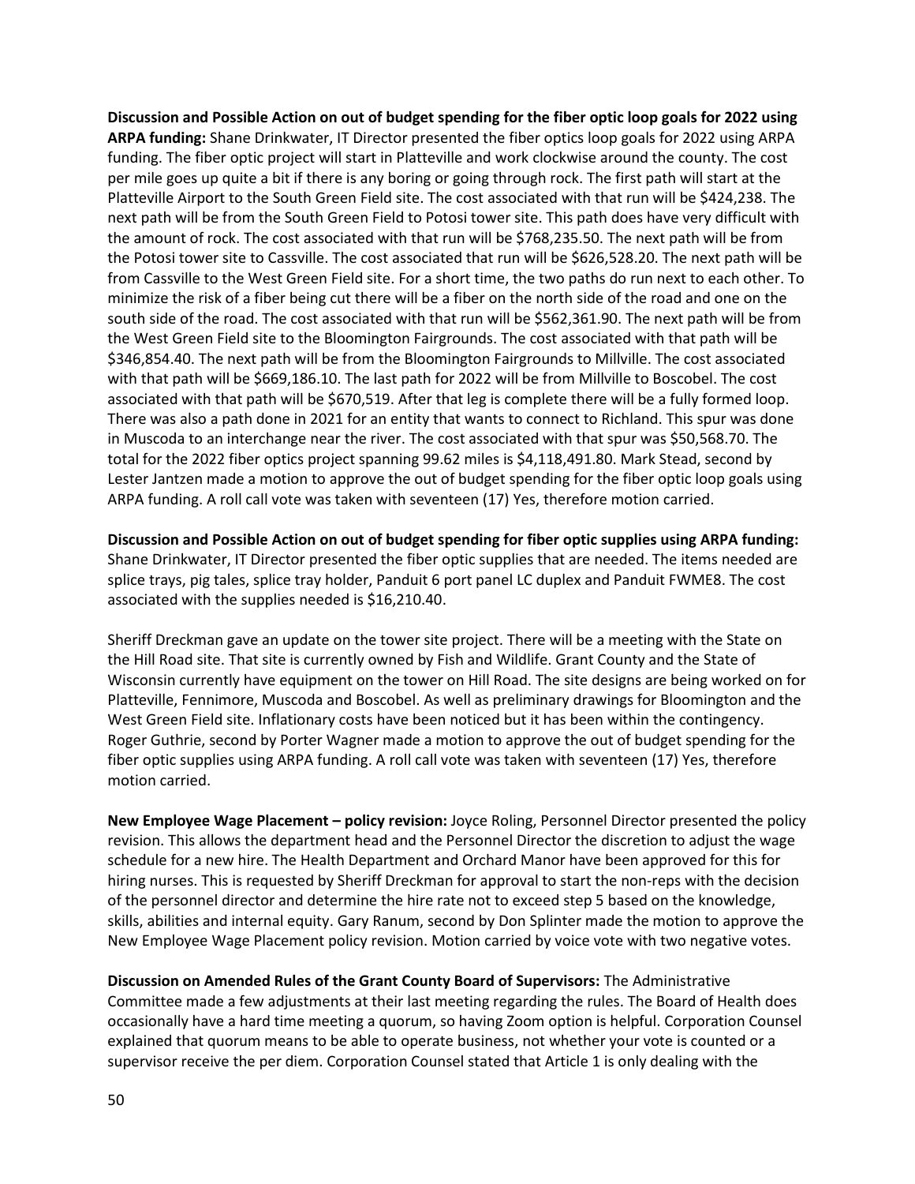**Discussion and Possible Action on out of budget spending for the fiber optic loop goals for 2022 using ARPA funding:** Shane Drinkwater, IT Director presented the fiber optics loop goals for 2022 using ARPA funding. The fiber optic project will start in Platteville and work clockwise around the county. The cost per mile goes up quite a bit if there is any boring or going through rock. The first path will start at the Platteville Airport to the South Green Field site. The cost associated with that run will be $424,238. The next path will be from the South Green Field to Potosi tower site. This path does have very difficult with the amount of rock. The cost associated with that run will be $768,235.50. The next path will be from the Potosi tower site to Cassville. The cost associated that run will be $626,528.20. The next path will be from Cassville to the West Green Field site. For a short time, the two paths do run next to each other. To minimize the risk of a fiber being cut there will be a fiber on the north side of the road and one on the south side of the road. The cost associated with that run will be $562,361.90. The next path will be from the West Green Field site to the Bloomington Fairgrounds. The cost associated with that path will be $346,854.40. The next path will be from the Bloomington Fairgrounds to Millville. The cost associated with that path will be $669,186.10. The last path for 2022 will be from Millville to Boscobel. The cost associated with that path will be $670,519. After that leg is complete there will be a fully formed loop. There was also a path done in 2021 for an entity that wants to connect to Richland. This spur was done in Muscoda to an interchange near the river. The cost associated with that spur was $50,568.70. The total for the 2022 fiber optics project spanning 99.62 miles is $4,118,491.80. Mark Stead, second by Lester Jantzen made a motion to approve the out of budget spending for the fiber optic loop goals using ARPA funding. A roll call vote was taken with seventeen (17) Yes, therefore motion carried.

**Discussion and Possible Action on out of budget spending for fiber optic supplies using ARPA funding:** Shane Drinkwater, IT Director presented the fiber optic supplies that are needed. The items needed are splice trays, pig tales, splice tray holder, Panduit 6 port panel LC duplex and Panduit FWME8. The cost associated with the supplies needed is $16,210.40.

Sheriff Dreckman gave an update on the tower site project. There will be a meeting with the State on the Hill Road site. That site is currently owned by Fish and Wildlife. Grant County and the State of Wisconsin currently have equipment on the tower on Hill Road. The site designs are being worked on for Platteville, Fennimore, Muscoda and Boscobel. As well as preliminary drawings for Bloomington and the West Green Field site. Inflationary costs have been noticed but it has been within the contingency. Roger Guthrie, second by Porter Wagner made a motion to approve the out of budget spending for the fiber optic supplies using ARPA funding. A roll call vote was taken with seventeen (17) Yes, therefore motion carried.

**New Employee Wage Placement – policy revision:** Joyce Roling, Personnel Director presented the policy revision. This allows the department head and the Personnel Director the discretion to adjust the wage schedule for a new hire. The Health Department and Orchard Manor have been approved for this for hiring nurses. This is requested by Sheriff Dreckman for approval to start the non-reps with the decision of the personnel director and determine the hire rate not to exceed step 5 based on the knowledge, skills, abilities and internal equity. Gary Ranum, second by Don Splinter made the motion to approve the New Employee Wage Placement policy revision. Motion carried by voice vote with two negative votes.

**Discussion on Amended Rules of the Grant County Board of Supervisors:** The Administrative Committee made a few adjustments at their last meeting regarding the rules. The Board of Health does occasionally have a hard time meeting a quorum, so having Zoom option is helpful. Corporation Counsel explained that quorum means to be able to operate business, not whether your vote is counted or a supervisor receive the per diem. Corporation Counsel stated that Article 1 is only dealing with the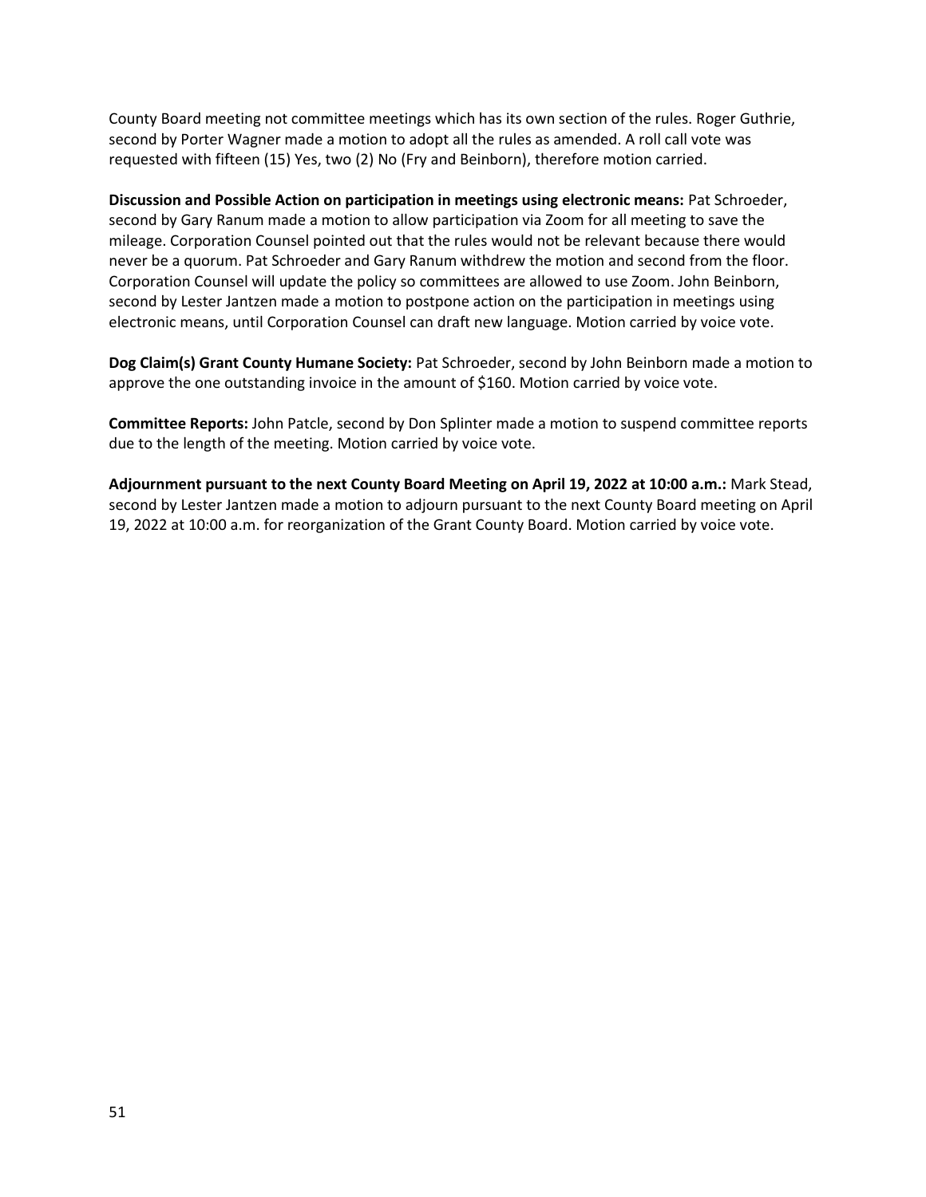County Board meeting not committee meetings which has its own section of the rules. Roger Guthrie, second by Porter Wagner made a motion to adopt all the rules as amended. A roll call vote was requested with fifteen (15) Yes, two (2) No (Fry and Beinborn), therefore motion carried.

**Discussion and Possible Action on participation in meetings using electronic means:** Pat Schroeder, second by Gary Ranum made a motion to allow participation via Zoom for all meeting to save the mileage. Corporation Counsel pointed out that the rules would not be relevant because there would never be a quorum. Pat Schroeder and Gary Ranum withdrew the motion and second from the floor. Corporation Counsel will update the policy so committees are allowed to use Zoom. John Beinborn, second by Lester Jantzen made a motion to postpone action on the participation in meetings using electronic means, until Corporation Counsel can draft new language. Motion carried by voice vote.

**Dog Claim(s) Grant County Humane Society:** Pat Schroeder, second by John Beinborn made a motion to approve the one outstanding invoice in the amount of $160. Motion carried by voice vote.

**Committee Reports:** John Patcle, second by Don Splinter made a motion to suspend committee reports due to the length of the meeting. Motion carried by voice vote.

**Adjournment pursuant to the next County Board Meeting on April 19, 2022 at 10:00 a.m.:** Mark Stead, second by Lester Jantzen made a motion to adjourn pursuant to the next County Board meeting on April 19, 2022 at 10:00 a.m. for reorganization of the Grant County Board. Motion carried by voice vote.